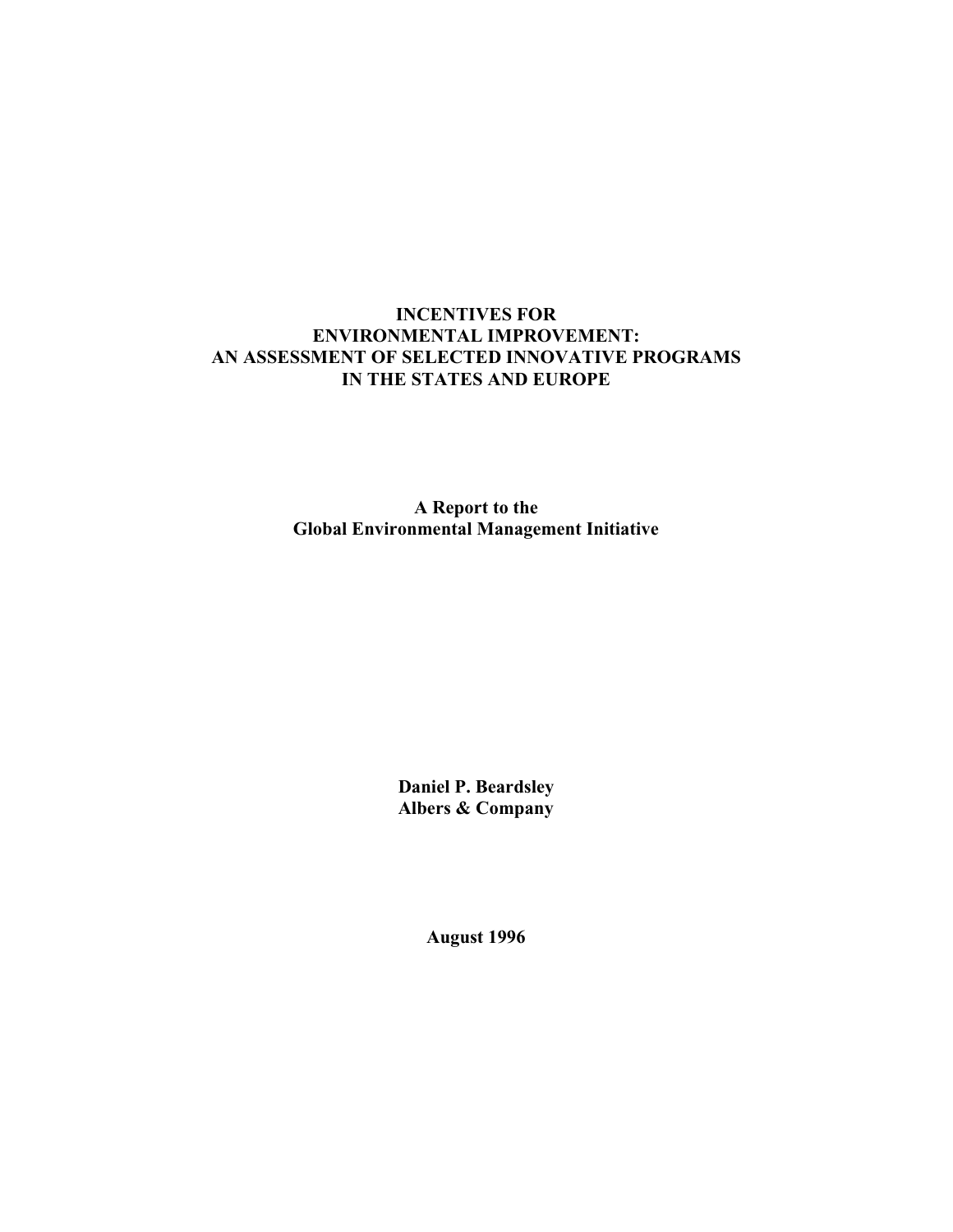# INCENTIVES FOR ENVIRONMENTAL IMPROVEMENT: AN ASSESSMENT OF SELECTED INNOVATIVE PROGRAMS IN THE STATES AND EUROPE

**A Report to the**
**Global Environmental Management Initiative**

**Daniel P. Beardsley**
**Albers & Company**

**August 1996**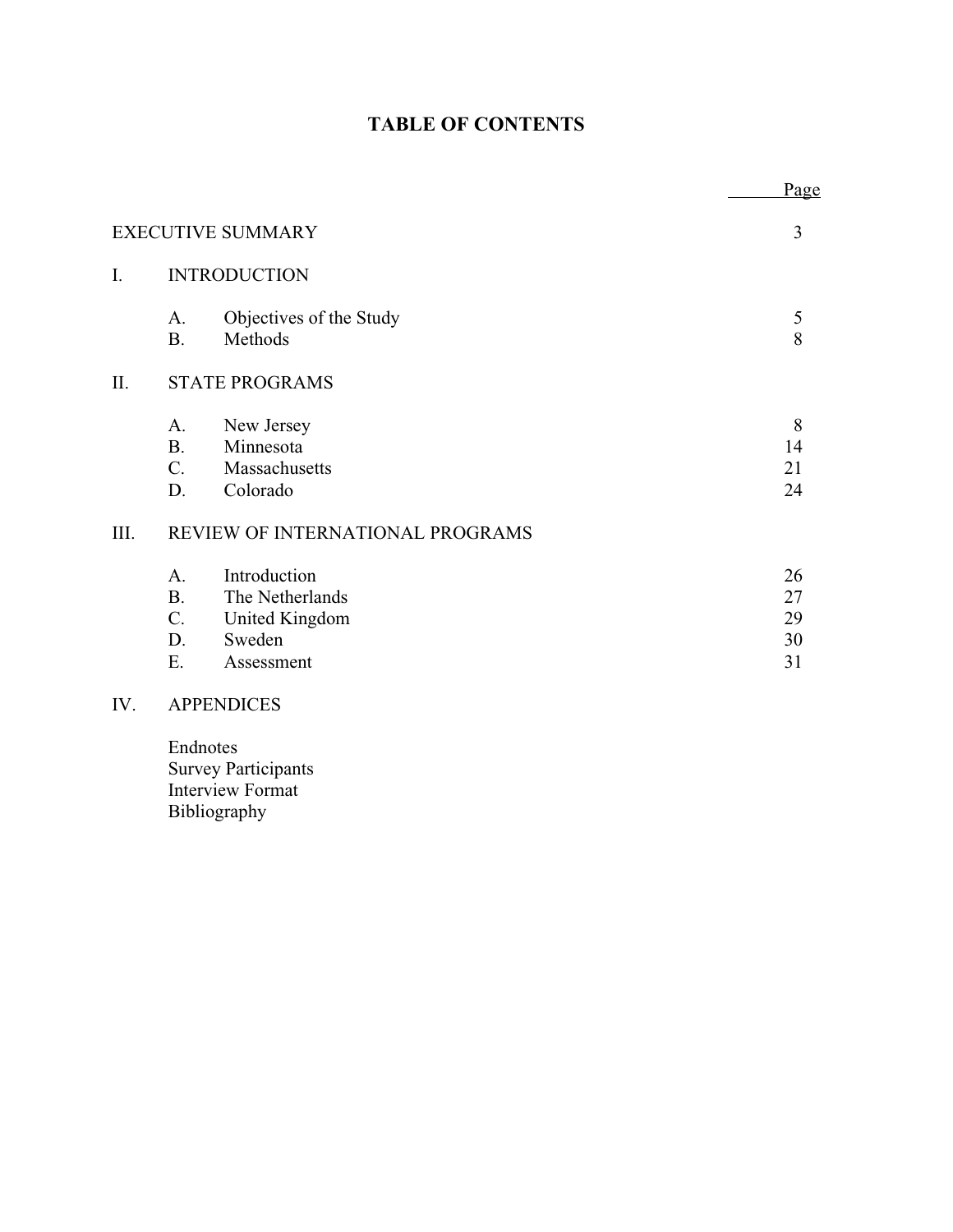# TABLE OF CONTENTS

| | | | Page |
|---|---|---|---|
| EXECUTIVE SUMMARY | | | 3 |
| I. | INTRODUCTION | | |
| | A. | Objectives of the Study | 5 |
| | B. | Methods | 8 |
| II. | STATE PROGRAMS | | |
| | A. | New Jersey | 8 |
| | B. | Minnesota | 14 |
| | C. | Massachusetts | 21 |
| | D. | Colorado | 24 |
| III. | REVIEW OF INTERNATIONAL PROGRAMS | | |
| | A. | Introduction | 26 |
| | B. | The Netherlands | 27 |
| | C. | United Kingdom | 29 |
| | D. | Sweden | 30 |
| | E. | Assessment | 31 |
| IV. | APPENDICES | | |
| | Endnotes | | |
| | Survey Participants | | |
| | Interview Format | | |
| | Bibliography | | |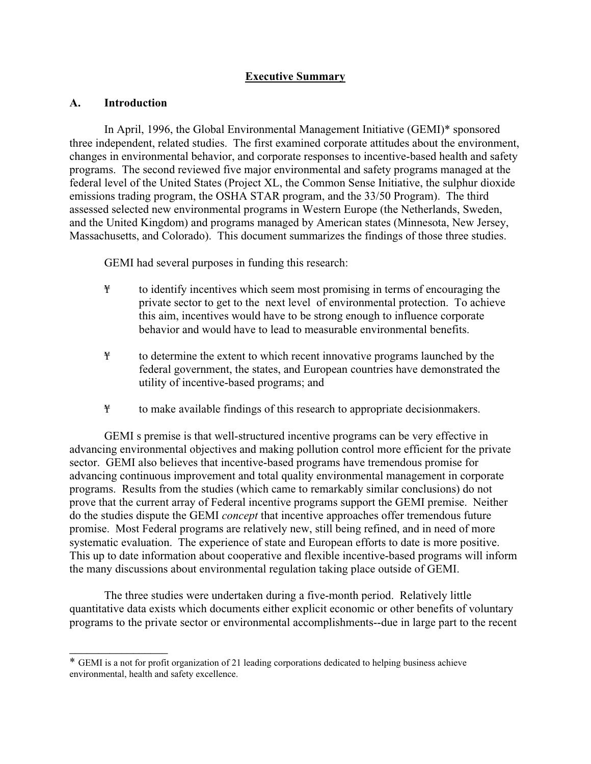## Executive Summary

### A. Introduction

In April, 1996, the Global Environmental Management Initiative (GEMI)* sponsored three independent, related studies. The first examined corporate attitudes about the environment, changes in environmental behavior, and corporate responses to incentive-based health and safety programs. The second reviewed five major environmental and safety programs managed at the federal level of the United States (Project XL, the Common Sense Initiative, the sulphur dioxide emissions trading program, the OSHA STAR program, and the 33/50 Program). The third assessed selected new environmental programs in Western Europe (the Netherlands, Sweden, and the United Kingdom) and programs managed by American states (Minnesota, New Jersey, Massachusetts, and Colorado). This document summarizes the findings of those three studies.

GEMI had several purposes in funding this research:

- to identify incentives which seem most promising in terms of encouraging the private sector to get to the next level of environmental protection. To achieve this aim, incentives would have to be strong enough to influence corporate behavior and would have to lead to measurable environmental benefits.
- to determine the extent to which recent innovative programs launched by the federal government, the states, and European countries have demonstrated the utility of incentive-based programs; and
- to make available findings of this research to appropriate decisionmakers.

GEMI s premise is that well-structured incentive programs can be very effective in advancing environmental objectives and making pollution control more efficient for the private sector. GEMI also believes that incentive-based programs have tremendous promise for advancing continuous improvement and total quality environmental management in corporate programs. Results from the studies (which came to remarkably similar conclusions) do not prove that the current array of Federal incentive programs support the GEMI premise. Neither do the studies dispute the GEMI *concept* that incentive approaches offer tremendous future promise. Most Federal programs are relatively new, still being refined, and in need of more systematic evaluation. The experience of state and European efforts to date is more positive. This up to date information about cooperative and flexible incentive-based programs will inform the many discussions about environmental regulation taking place outside of GEMI.

The three studies were undertaken during a five-month period. Relatively little quantitative data exists which documents either explicit economic or other benefits of voluntary programs to the private sector or environmental accomplishments--due in large part to the recent

---

* GEMI is a not for profit organization of 21 leading corporations dedicated to helping business achieve environmental, health and safety excellence.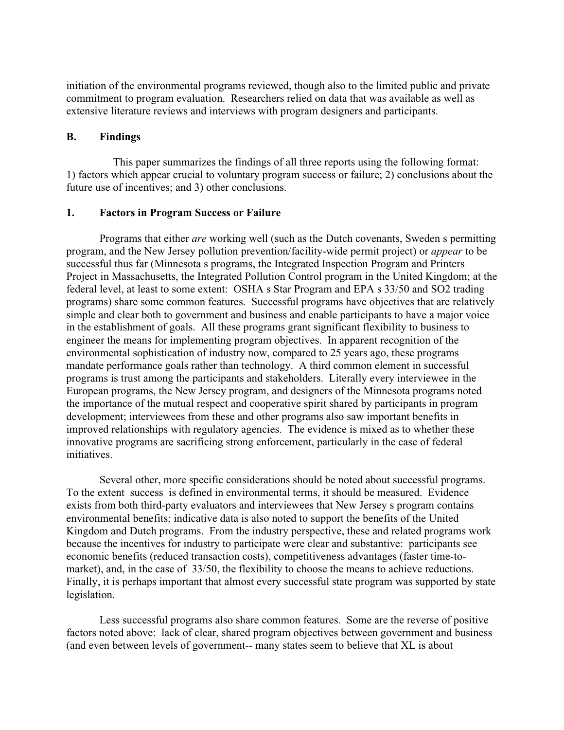initiation of the environmental programs reviewed, though also to the limited public and private commitment to program evaluation. Researchers relied on data that was available as well as extensive literature reviews and interviews with program designers and participants.

### B. Findings

This paper summarizes the findings of all three reports using the following format: 1) factors which appear crucial to voluntary program success or failure; 2) conclusions about the future use of incentives; and 3) other conclusions.

### 1. Factors in Program Success or Failure

Programs that either *are* working well (such as the Dutch covenants, Sweden s permitting program, and the New Jersey pollution prevention/facility-wide permit project) or *appear* to be successful thus far (Minnesota s programs, the Integrated Inspection Program and Printers Project in Massachusetts, the Integrated Pollution Control program in the United Kingdom; at the federal level, at least to some extent: OSHA s Star Program and EPA s 33/50 and $SO_2$ trading programs) share some common features. Successful programs have objectives that are relatively simple and clear both to government and business and enable participants to have a major voice in the establishment of goals. All these programs grant significant flexibility to business to engineer the means for implementing program objectives. In apparent recognition of the environmental sophistication of industry now, compared to 25 years ago, these programs mandate performance goals rather than technology. A third common element in successful programs is trust among the participants and stakeholders. Literally every interviewee in the European programs, the New Jersey program, and designers of the Minnesota programs noted the importance of the mutual respect and cooperative spirit shared by participants in program development; interviewees from these and other programs also saw important benefits in improved relationships with regulatory agencies. The evidence is mixed as to whether these innovative programs are sacrificing strong enforcement, particularly in the case of federal initiatives.

Several other, more specific considerations should be noted about successful programs. To the extent success is defined in environmental terms, it should be measured. Evidence exists from both third-party evaluators and interviewees that New Jersey s program contains environmental benefits; indicative data is also noted to support the benefits of the United Kingdom and Dutch programs. From the industry perspective, these and related programs work because the incentives for industry to participate were clear and substantive: participants see economic benefits (reduced transaction costs), competitiveness advantages (faster time-to-market), and, in the case of 33/50, the flexibility to choose the means to achieve reductions. Finally, it is perhaps important that almost every successful state program was supported by state legislation.

Less successful programs also share common features. Some are the reverse of positive factors noted above: lack of clear, shared program objectives between government and business (and even between levels of government-- many states seem to believe that XL is about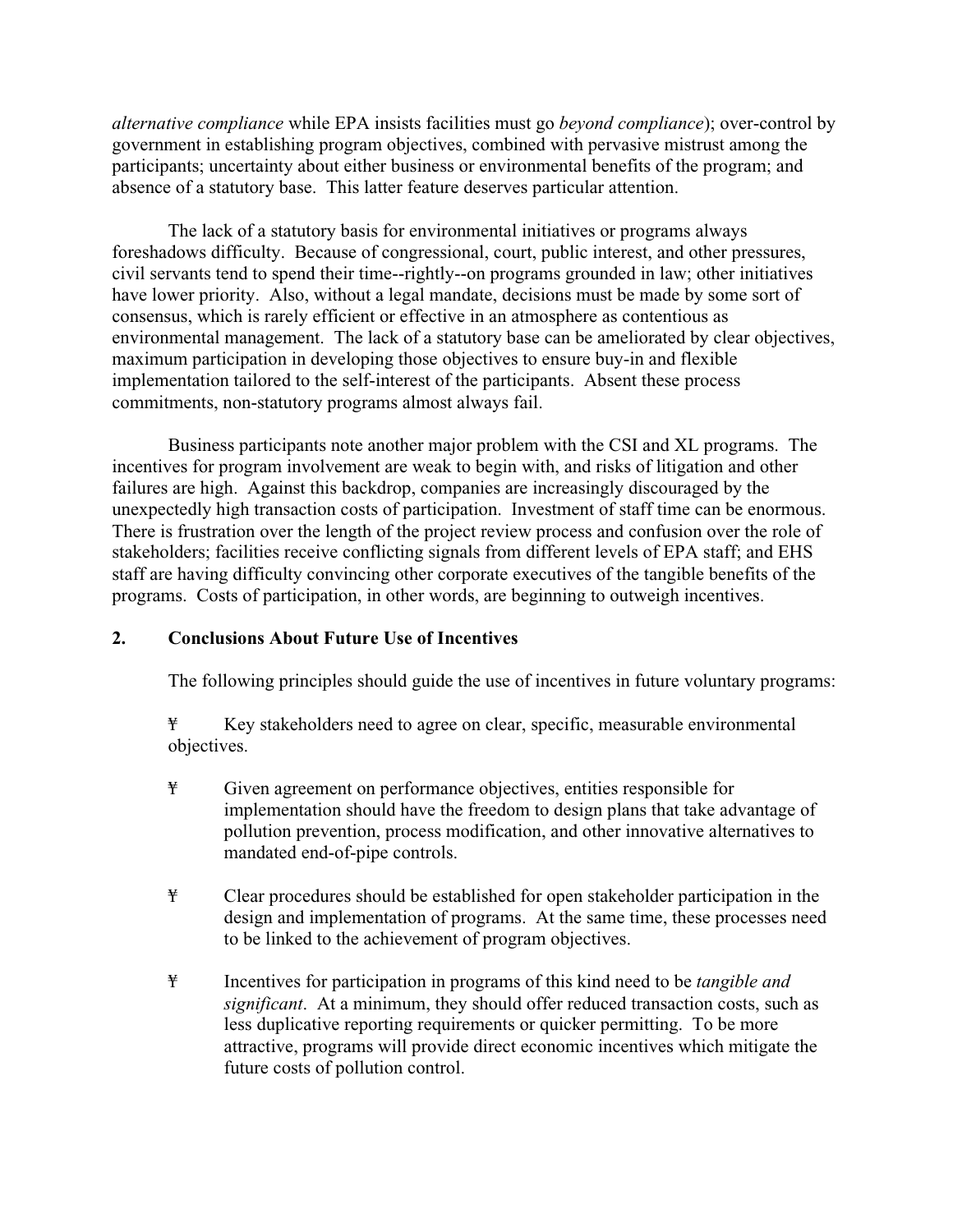*alternative compliance* while EPA insists facilities must go *beyond compliance*); over-control by government in establishing program objectives, combined with pervasive mistrust among the participants; uncertainty about either business or environmental benefits of the program; and absence of a statutory base. This latter feature deserves particular attention.

The lack of a statutory basis for environmental initiatives or programs always foreshadows difficulty. Because of congressional, court, public interest, and other pressures, civil servants tend to spend their time--rightly--on programs grounded in law; other initiatives have lower priority. Also, without a legal mandate, decisions must be made by some sort of consensus, which is rarely efficient or effective in an atmosphere as contentious as environmental management. The lack of a statutory base can be ameliorated by clear objectives, maximum participation in developing those objectives to ensure buy-in and flexible implementation tailored to the self-interest of the participants. Absent these process commitments, non-statutory programs almost always fail.

Business participants note another major problem with the CSI and XL programs. The incentives for program involvement are weak to begin with, and risks of litigation and other failures are high. Against this backdrop, companies are increasingly discouraged by the unexpectedly high transaction costs of participation. Investment of staff time can be enormous. There is frustration over the length of the project review process and confusion over the role of stakeholders; facilities receive conflicting signals from different levels of EPA staff; and EHS staff are having difficulty convincing other corporate executives of the tangible benefits of the programs. Costs of participation, in other words, are beginning to outweigh incentives.

## 2. Conclusions About Future Use of Incentives

The following principles should guide the use of incentives in future voluntary programs:

- Key stakeholders need to agree on clear, specific, measurable environmental objectives.
- Given agreement on performance objectives, entities responsible for implementation should have the freedom to design plans that take advantage of pollution prevention, process modification, and other innovative alternatives to mandated end-of-pipe controls.
- Clear procedures should be established for open stakeholder participation in the design and implementation of programs. At the same time, these processes need to be linked to the achievement of program objectives.
- Incentives for participation in programs of this kind need to be *tangible and significant*. At a minimum, they should offer reduced transaction costs, such as less duplicative reporting requirements or quicker permitting. To be more attractive, programs will provide direct economic incentives which mitigate the future costs of pollution control.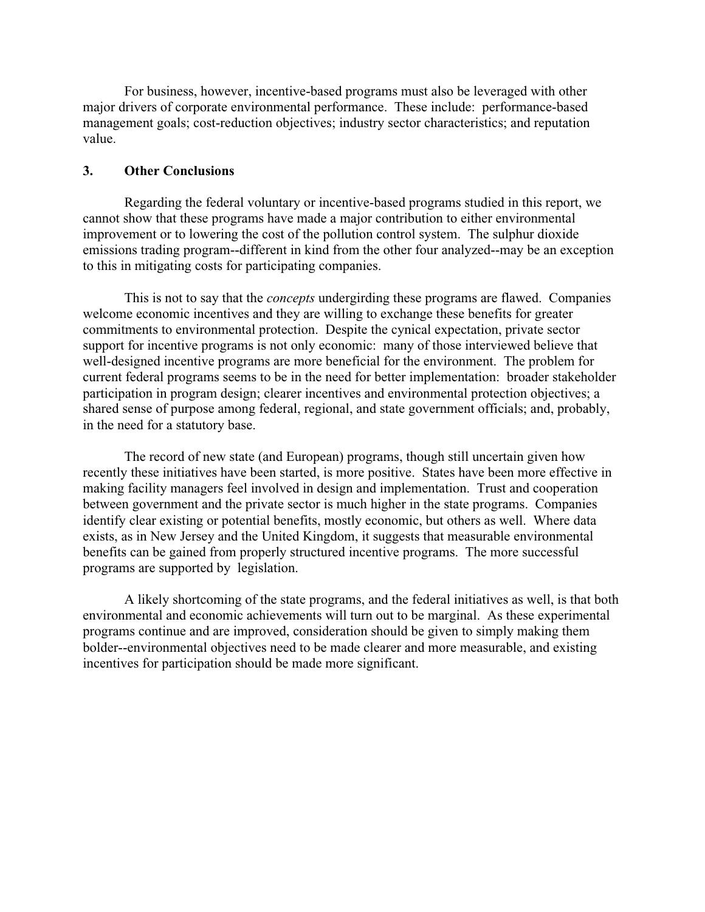For business, however, incentive-based programs must also be leveraged with other major drivers of corporate environmental performance. These include: performance-based management goals; cost-reduction objectives; industry sector characteristics; and reputation value.

### 3. Other Conclusions

Regarding the federal voluntary or incentive-based programs studied in this report, we cannot show that these programs have made a major contribution to either environmental improvement or to lowering the cost of the pollution control system. The sulphur dioxide emissions trading program--different in kind from the other four analyzed--may be an exception to this in mitigating costs for participating companies.

This is not to say that the *concepts* undergirding these programs are flawed. Companies welcome economic incentives and they are willing to exchange these benefits for greater commitments to environmental protection. Despite the cynical expectation, private sector support for incentive programs is not only economic: many of those interviewed believe that well-designed incentive programs are more beneficial for the environment. The problem for current federal programs seems to be in the need for better implementation: broader stakeholder participation in program design; clearer incentives and environmental protection objectives; a shared sense of purpose among federal, regional, and state government officials; and, probably, in the need for a statutory base.

The record of new state (and European) programs, though still uncertain given how recently these initiatives have been started, is more positive. States have been more effective in making facility managers feel involved in design and implementation. Trust and cooperation between government and the private sector is much higher in the state programs. Companies identify clear existing or potential benefits, mostly economic, but others as well. Where data exists, as in New Jersey and the United Kingdom, it suggests that measurable environmental benefits can be gained from properly structured incentive programs. The more successful programs are supported by legislation.

A likely shortcoming of the state programs, and the federal initiatives as well, is that both environmental and economic achievements will turn out to be marginal. As these experimental programs continue and are improved, consideration should be given to simply making them bolder--environmental objectives need to be made clearer and more measurable, and existing incentives for participation should be made more significant.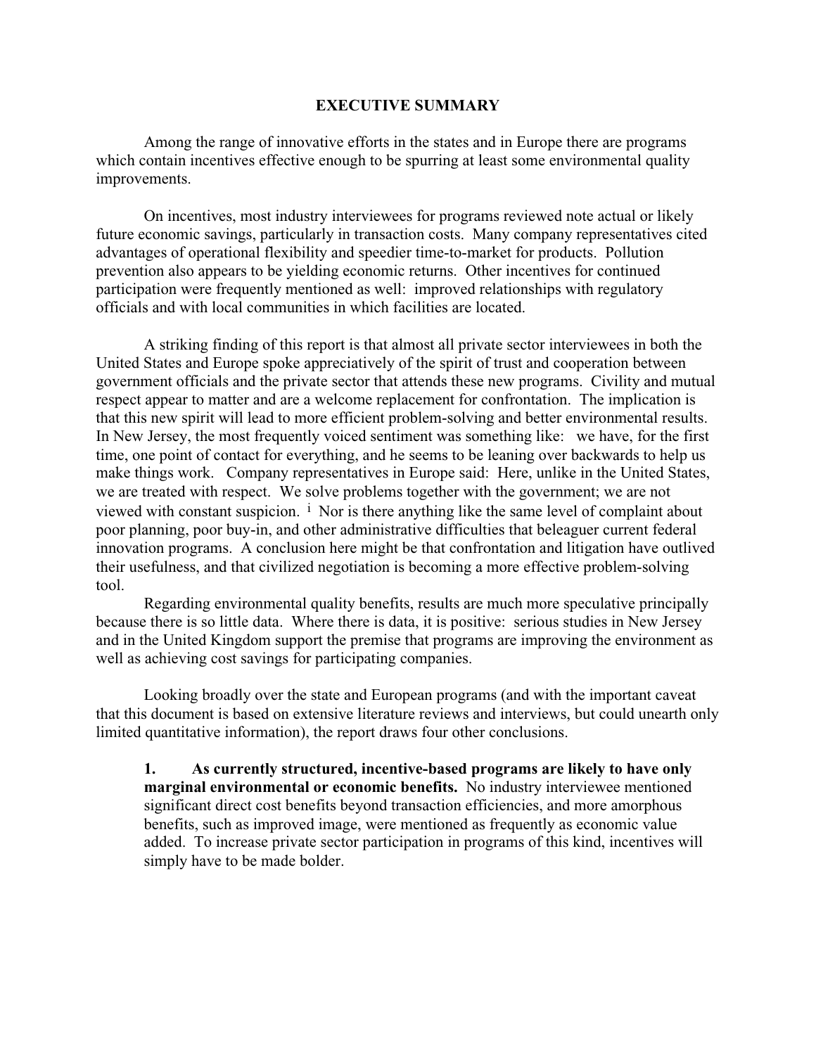## EXECUTIVE SUMMARY

Among the range of innovative efforts in the states and in Europe there are programs which contain incentives effective enough to be spurring at least some environmental quality improvements.

On incentives, most industry interviewees for programs reviewed note actual or likely future economic savings, particularly in transaction costs. Many company representatives cited advantages of operational flexibility and speedier time-to-market for products. Pollution prevention also appears to be yielding economic returns. Other incentives for continued participation were frequently mentioned as well: improved relationships with regulatory officials and with local communities in which facilities are located.

A striking finding of this report is that almost all private sector interviewees in both the United States and Europe spoke appreciatively of the spirit of trust and cooperation between government officials and the private sector that attends these new programs. Civility and mutual respect appear to matter and are a welcome replacement for confrontation. The implication is that this new spirit will lead to more efficient problem-solving and better environmental results. In New Jersey, the most frequently voiced sentiment was something like: we have, for the first time, one point of contact for everything, and he seems to be leaning over backwards to help us make things work. Company representatives in Europe said: Here, unlike in the United States, we are treated with respect. We solve problems together with the government; we are not viewed with constant suspicion. [i] Nor is there anything like the same level of complaint about poor planning, poor buy-in, and other administrative difficulties that beleaguer current federal innovation programs. A conclusion here might be that confrontation and litigation have outlived their usefulness, and that civilized negotiation is becoming a more effective problem-solving tool.

Regarding environmental quality benefits, results are much more speculative principally because there is so little data. Where there is data, it is positive: serious studies in New Jersey and in the United Kingdom support the premise that programs are improving the environment as well as achieving cost savings for participating companies.

Looking broadly over the state and European programs (and with the important caveat that this document is based on extensive literature reviews and interviews, but could unearth only limited quantitative information), the report draws four other conclusions.

1. **As currently structured, incentive-based programs are likely to have only marginal environmental or economic benefits.** No industry interviewee mentioned significant direct cost benefits beyond transaction efficiencies, and more amorphous benefits, such as improved image, were mentioned as frequently as economic value added. To increase private sector participation in programs of this kind, incentives will simply have to be made bolder.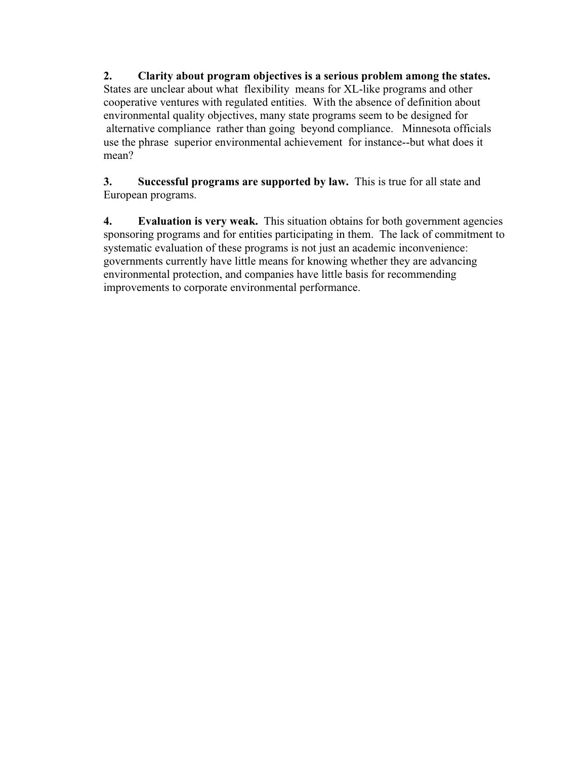**2. Clarity about program objectives is a serious problem among the states.** States are unclear about what flexibility means for XL-like programs and other cooperative ventures with regulated entities. With the absence of definition about environmental quality objectives, many state programs seem to be designed for alternative compliance rather than going beyond compliance. Minnesota officials use the phrase superior environmental achievement for instance--but what does it mean?

**3. Successful programs are supported by law.** This is true for all state and European programs.

**4. Evaluation is very weak.** This situation obtains for both government agencies sponsoring programs and for entities participating in them. The lack of commitment to systematic evaluation of these programs is not just an academic inconvenience: governments currently have little means for knowing whether they are advancing environmental protection, and companies have little basis for recommending improvements to corporate environmental performance.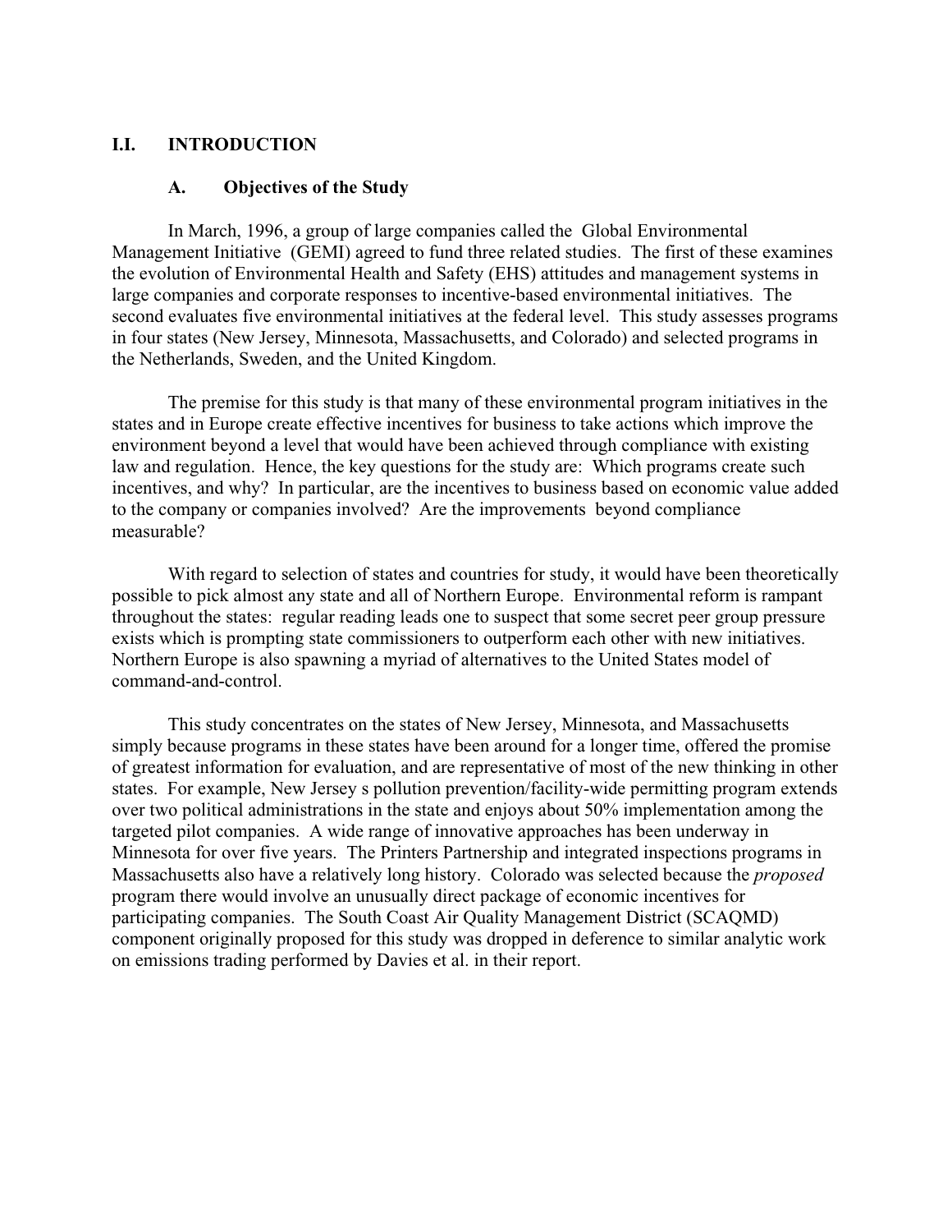## I.I. INTRODUCTION

### A. Objectives of the Study

In March, 1996, a group of large companies called the Global Environmental Management Initiative (GEMI) agreed to fund three related studies. The first of these examines the evolution of Environmental Health and Safety (EHS) attitudes and management systems in large companies and corporate responses to incentive-based environmental initiatives. The second evaluates five environmental initiatives at the federal level. This study assesses programs in four states (New Jersey, Minnesota, Massachusetts, and Colorado) and selected programs in the Netherlands, Sweden, and the United Kingdom.

The premise for this study is that many of these environmental program initiatives in the states and in Europe create effective incentives for business to take actions which improve the environment beyond a level that would have been achieved through compliance with existing law and regulation. Hence, the key questions for the study are: Which programs create such incentives, and why? In particular, are the incentives to business based on economic value added to the company or companies involved? Are the improvements beyond compliance measurable?

With regard to selection of states and countries for study, it would have been theoretically possible to pick almost any state and all of Northern Europe. Environmental reform is rampant throughout the states: regular reading leads one to suspect that some secret peer group pressure exists which is prompting state commissioners to outperform each other with new initiatives. Northern Europe is also spawning a myriad of alternatives to the United States model of command-and-control.

This study concentrates on the states of New Jersey, Minnesota, and Massachusetts simply because programs in these states have been around for a longer time, offered the promise of greatest information for evaluation, and are representative of most of the new thinking in other states. For example, New Jersey s pollution prevention/facility-wide permitting program extends over two political administrations in the state and enjoys about 50% implementation among the targeted pilot companies. A wide range of innovative approaches has been underway in Minnesota for over five years. The Printers Partnership and integrated inspections programs in Massachusetts also have a relatively long history. Colorado was selected because the *proposed* program there would involve an unusually direct package of economic incentives for participating companies. The South Coast Air Quality Management District (SCAQMD) component originally proposed for this study was dropped in deference to similar analytic work on emissions trading performed by Davies et al. in their report.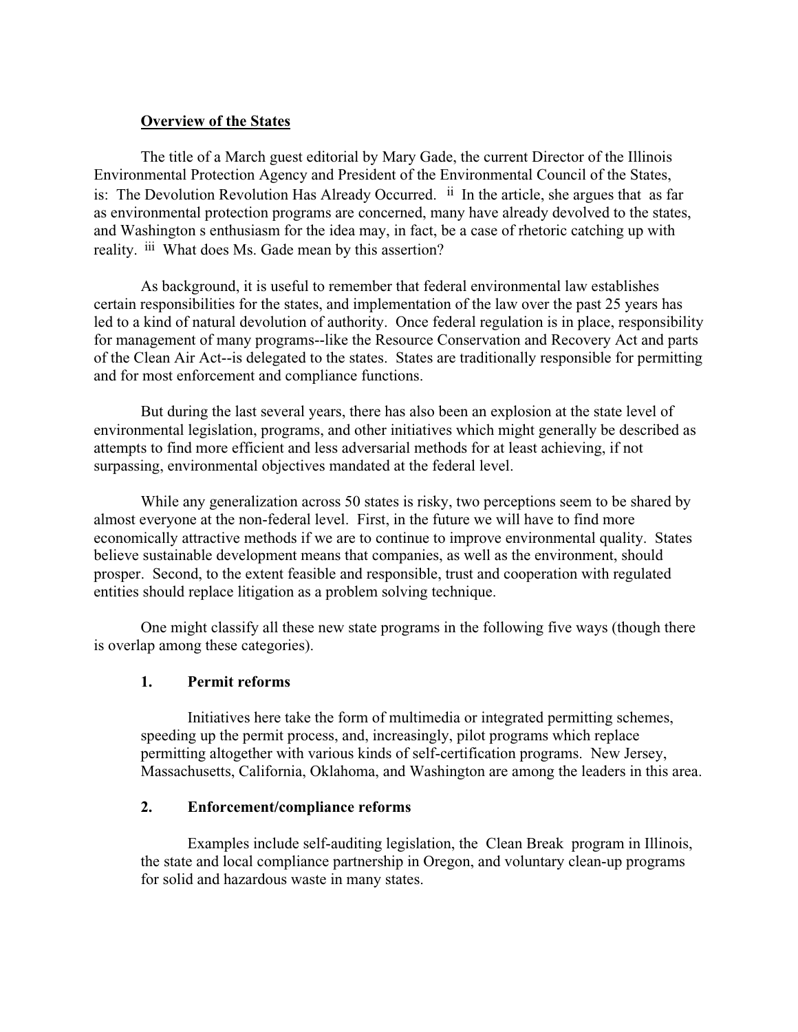## Overview of the States

The title of a March guest editorial by Mary Gade, the current Director of the Illinois Environmental Protection Agency and President of the Environmental Council of the States, is: The Devolution Revolution Has Already Occurred. [ii] In the article, she argues that as far as environmental protection programs are concerned, many have already devolved to the states, and Washington s enthusiasm for the idea may, in fact, be a case of rhetoric catching up with reality. [iii] What does Ms. Gade mean by this assertion?

As background, it is useful to remember that federal environmental law establishes certain responsibilities for the states, and implementation of the law over the past 25 years has led to a kind of natural devolution of authority. Once federal regulation is in place, responsibility for management of many programs--like the Resource Conservation and Recovery Act and parts of the Clean Air Act--is delegated to the states. States are traditionally responsible for permitting and for most enforcement and compliance functions.

But during the last several years, there has also been an explosion at the state level of environmental legislation, programs, and other initiatives which might generally be described as attempts to find more efficient and less adversarial methods for at least achieving, if not surpassing, environmental objectives mandated at the federal level.

While any generalization across 50 states is risky, two perceptions seem to be shared by almost everyone at the non-federal level. First, in the future we will have to find more economically attractive methods if we are to continue to improve environmental quality. States believe sustainable development means that companies, as well as the environment, should prosper. Second, to the extent feasible and responsible, trust and cooperation with regulated entities should replace litigation as a problem solving technique.

One might classify all these new state programs in the following five ways (though there is overlap among these categories).

### 1. Permit reforms

Initiatives here take the form of multimedia or integrated permitting schemes, speeding up the permit process, and, increasingly, pilot programs which replace permitting altogether with various kinds of self-certification programs. New Jersey, Massachusetts, California, Oklahoma, and Washington are among the leaders in this area.

### 2. Enforcement/compliance reforms

Examples include self-auditing legislation, the Clean Break program in Illinois, the state and local compliance partnership in Oregon, and voluntary clean-up programs for solid and hazardous waste in many states.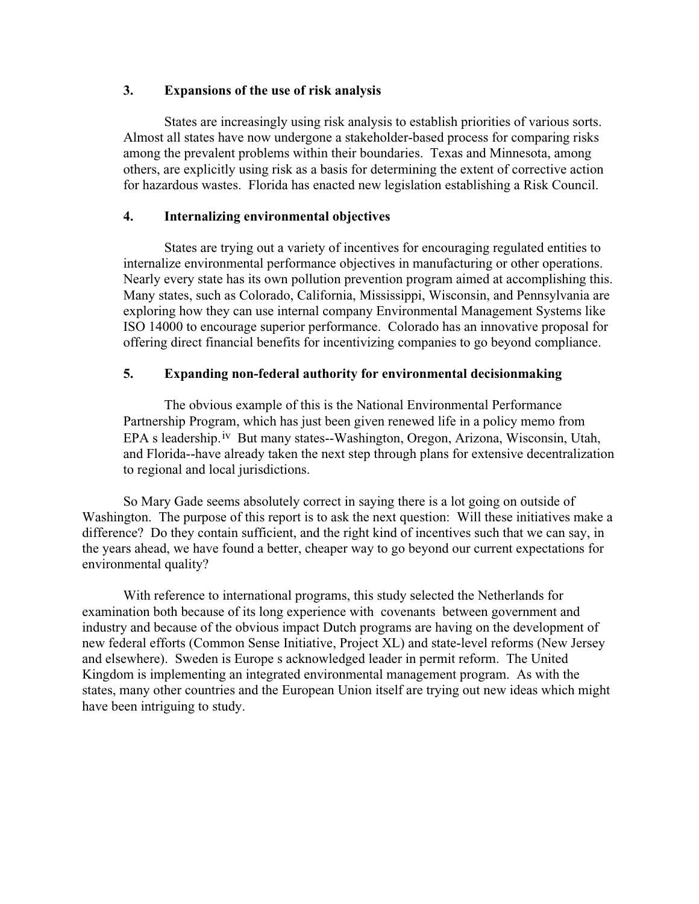### 3. Expansions of the use of risk analysis

States are increasingly using risk analysis to establish priorities of various sorts. Almost all states have now undergone a stakeholder-based process for comparing risks among the prevalent problems within their boundaries. Texas and Minnesota, among others, are explicitly using risk as a basis for determining the extent of corrective action for hazardous wastes. Florida has enacted new legislation establishing a Risk Council.

### 4. Internalizing environmental objectives

States are trying out a variety of incentives for encouraging regulated entities to internalize environmental performance objectives in manufacturing or other operations. Nearly every state has its own pollution prevention program aimed at accomplishing this. Many states, such as Colorado, California, Mississippi, Wisconsin, and Pennsylvania are exploring how they can use internal company Environmental Management Systems like ISO 14000 to encourage superior performance. Colorado has an innovative proposal for offering direct financial benefits for incentivizing companies to go beyond compliance.

### 5. Expanding non-federal authority for environmental decisionmaking

The obvious example of this is the National Environmental Performance Partnership Program, which has just been given renewed life in a policy memo from EPA s leadership.[iv] But many states--Washington, Oregon, Arizona, Wisconsin, Utah, and Florida--have already taken the next step through plans for extensive decentralization to regional and local jurisdictions.

So Mary Gade seems absolutely correct in saying there is a lot going on outside of Washington. The purpose of this report is to ask the next question: Will these initiatives make a difference? Do they contain sufficient, and the right kind of incentives such that we can say, in the years ahead, we have found a better, cheaper way to go beyond our current expectations for environmental quality?

With reference to international programs, this study selected the Netherlands for examination both because of its long experience with covenants between government and industry and because of the obvious impact Dutch programs are having on the development of new federal efforts (Common Sense Initiative, Project XL) and state-level reforms (New Jersey and elsewhere). Sweden is Europe s acknowledged leader in permit reform. The United Kingdom is implementing an integrated environmental management program. As with the states, many other countries and the European Union itself are trying out new ideas which might have been intriguing to study.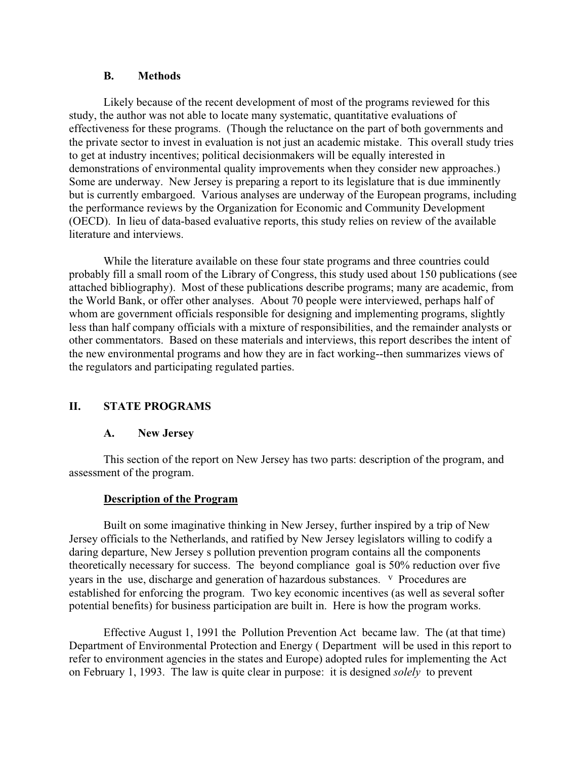### B. Methods

Likely because of the recent development of most of the programs reviewed for this study, the author was not able to locate many systematic, quantitative evaluations of effectiveness for these programs. (Though the reluctance on the part of both governments and the private sector to invest in evaluation is not just an academic mistake. This overall study tries to get at industry incentives; political decisionmakers will be equally interested in demonstrations of environmental quality improvements when they consider new approaches.) Some are underway. New Jersey is preparing a report to its legislature that is due imminently but is currently embargoed. Various analyses are underway of the European programs, including the performance reviews by the Organization for Economic and Community Development (OECD). In lieu of data-based evaluative reports, this study relies on review of the available literature and interviews.

While the literature available on these four state programs and three countries could probably fill a small room of the Library of Congress, this study used about 150 publications (see attached bibliography). Most of these publications describe programs; many are academic, from the World Bank, or offer other analyses. About 70 people were interviewed, perhaps half of whom are government officials responsible for designing and implementing programs, slightly less than half company officials with a mixture of responsibilities, and the remainder analysts or other commentators. Based on these materials and interviews, this report describes the intent of the new environmental programs and how they are in fact working--then summarizes views of the regulators and participating regulated parties.

## II. STATE PROGRAMS

### A. New Jersey

This section of the report on New Jersey has two parts: description of the program, and assessment of the program.

**Description of the Program**

Built on some imaginative thinking in New Jersey, further inspired by a trip of New Jersey officials to the Netherlands, and ratified by New Jersey legislators willing to codify a daring departure, New Jersey s pollution prevention program contains all the components theoretically necessary for success. The beyond compliance goal is 50% reduction over five years in the use, discharge and generation of hazardous substances. [v] Procedures are established for enforcing the program. Two key economic incentives (as well as several softer potential benefits) for business participation are built in. Here is how the program works.

Effective August 1, 1991 the Pollution Prevention Act became law. The (at that time) Department of Environmental Protection and Energy ( Department will be used in this report to refer to environment agencies in the states and Europe) adopted rules for implementing the Act on February 1, 1993. The law is quite clear in purpose: it is designed *solely* to prevent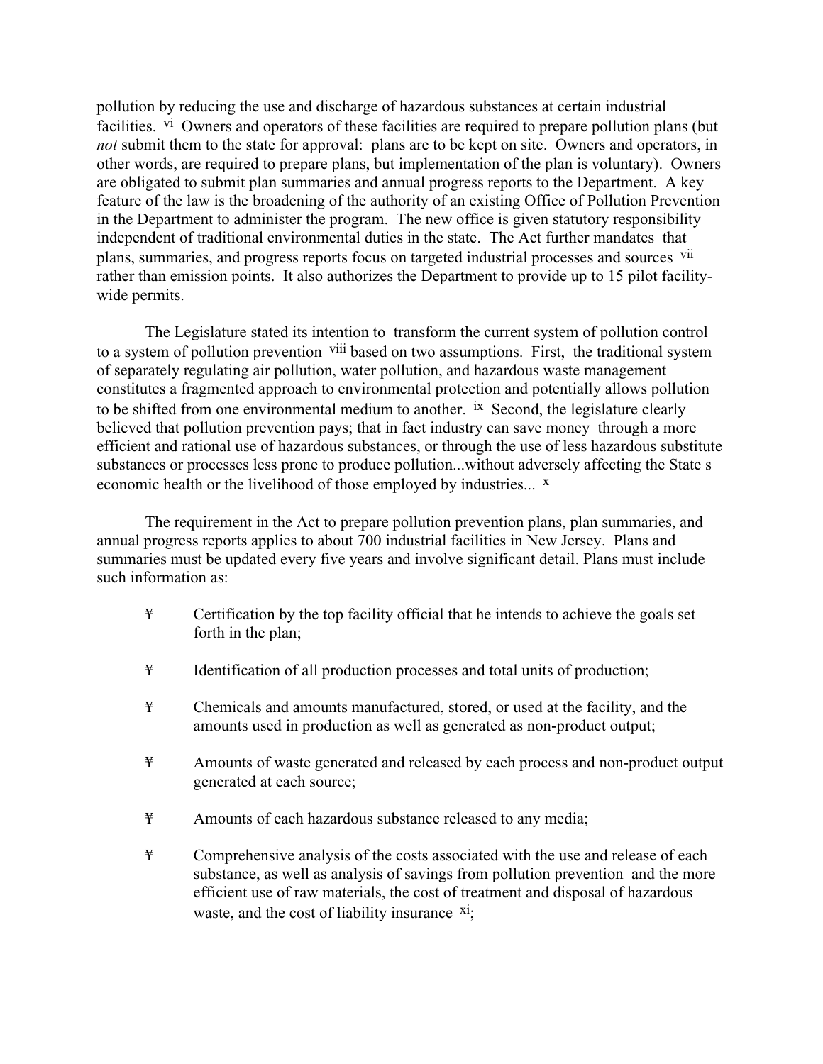pollution by reducing the use and discharge of hazardous substances at certain industrial facilities. [vi] Owners and operators of these facilities are required to prepare pollution plans (but *not* submit them to the state for approval: plans are to be kept on site. Owners and operators, in other words, are required to prepare plans, but implementation of the plan is voluntary). Owners are obligated to submit plan summaries and annual progress reports to the Department. A key feature of the law is the broadening of the authority of an existing Office of Pollution Prevention in the Department to administer the program. The new office is given statutory responsibility independent of traditional environmental duties in the state. The Act further mandates that plans, summaries, and progress reports focus on targeted industrial processes and sources [vii] rather than emission points. It also authorizes the Department to provide up to 15 pilot facility-wide permits.

The Legislature stated its intention to transform the current system of pollution control to a system of pollution prevention [viii] based on two assumptions. First, the traditional system of separately regulating air pollution, water pollution, and hazardous waste management constitutes a fragmented approach to environmental protection and potentially allows pollution to be shifted from one environmental medium to another. [ix] Second, the legislature clearly believed that pollution prevention pays; that in fact industry can save money through a more efficient and rational use of hazardous substances, or through the use of less hazardous substitute substances or processes less prone to produce pollution...without adversely affecting the State s economic health or the livelihood of those employed by industries... [x]

The requirement in the Act to prepare pollution prevention plans, plan summaries, and annual progress reports applies to about 700 industrial facilities in New Jersey. Plans and summaries must be updated every five years and involve significant detail. Plans must include such information as:

- Certification by the top facility official that he intends to achieve the goals set forth in the plan;
- Identification of all production processes and total units of production;
- Chemicals and amounts manufactured, stored, or used at the facility, and the amounts used in production as well as generated as non-product output;
- Amounts of waste generated and released by each process and non-product output generated at each source;
- Amounts of each hazardous substance released to any media;
- Comprehensive analysis of the costs associated with the use and release of each substance, as well as analysis of savings from pollution prevention and the more efficient use of raw materials, the cost of treatment and disposal of hazardous waste, and the cost of liability insurance [xi];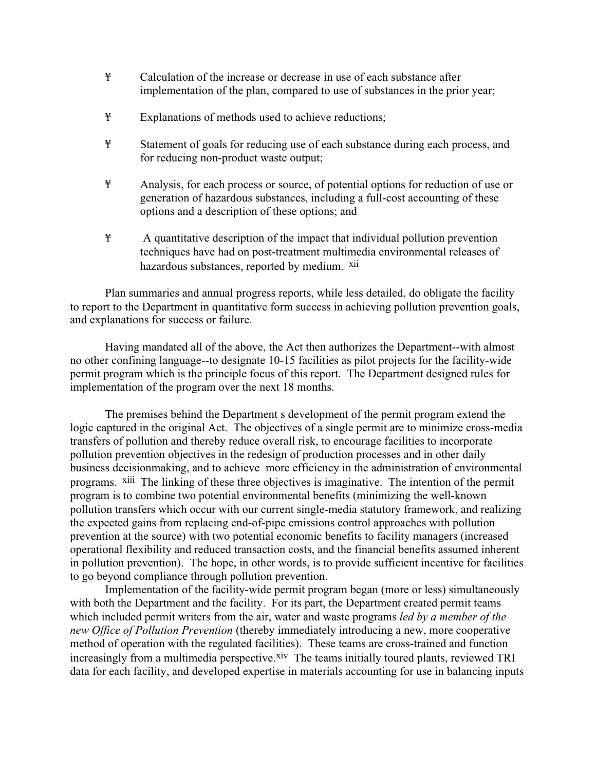- Calculation of the increase or decrease in use of each substance after implementation of the plan, compared to use of substances in the prior year;
- Explanations of methods used to achieve reductions;
- Statement of goals for reducing use of each substance during each process, and for reducing non-product waste output;
- Analysis, for each process or source, of potential options for reduction of use or generation of hazardous substances, including a full-cost accounting of these options and a description of these options; and
- A quantitative description of the impact that individual pollution prevention techniques have had on post-treatment multimedia environmental releases of hazardous substances, reported by medium. [xii]

Plan summaries and annual progress reports, while less detailed, do obligate the facility to report to the Department in quantitative form success in achieving pollution prevention goals, and explanations for success or failure.

Having mandated all of the above, the Act then authorizes the Department--with almost no other confining language--to designate 10-15 facilities as pilot projects for the facility-wide permit program which is the principle focus of this report. The Department designed rules for implementation of the program over the next 18 months.

The premises behind the Department s development of the permit program extend the logic captured in the original Act. The objectives of a single permit are to minimize cross-media transfers of pollution and thereby reduce overall risk, to encourage facilities to incorporate pollution prevention objectives in the redesign of production processes and in other daily business decisionmaking, and to achieve more efficiency in the administration of environmental programs. [xiii] The linking of these three objectives is imaginative. The intention of the permit program is to combine two potential environmental benefits (minimizing the well-known pollution transfers which occur with our current single-media statutory framework, and realizing the expected gains from replacing end-of-pipe emissions control approaches with pollution prevention at the source) with two potential economic benefits to facility managers (increased operational flexibility and reduced transaction costs, and the financial benefits assumed inherent in pollution prevention). The hope, in other words, is to provide sufficient incentive for facilities to go beyond compliance through pollution prevention.

Implementation of the facility-wide permit program began (more or less) simultaneously with both the Department and the facility. For its part, the Department created permit teams which included permit writers from the air, water and waste programs *led by a member of the new Office of Pollution Prevention* (thereby immediately introducing a new, more cooperative method of operation with the regulated facilities). These teams are cross-trained and function increasingly from a multimedia perspective.[xiv] The teams initially toured plants, reviewed TRI data for each facility, and developed expertise in materials accounting for use in balancing inputs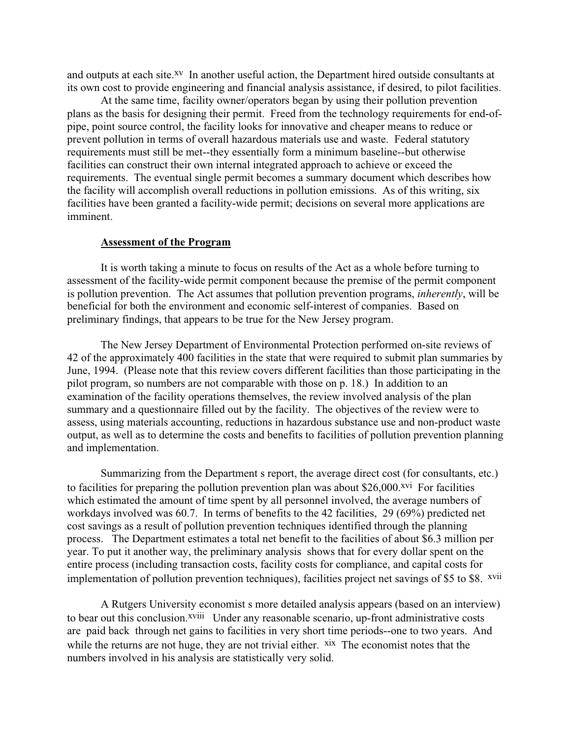and outputs at each site.[xv] In another useful action, the Department hired outside consultants at its own cost to provide engineering and financial analysis assistance, if desired, to pilot facilities.

At the same time, facility owner/operators began by using their pollution prevention plans as the basis for designing their permit. Freed from the technology requirements for end-of-pipe, point source control, the facility looks for innovative and cheaper means to reduce or prevent pollution in terms of overall hazardous materials use and waste. Federal statutory requirements must still be met--they essentially form a minimum baseline--but otherwise facilities can construct their own internal integrated approach to achieve or exceed the requirements. The eventual single permit becomes a summary document which describes how the facility will accomplish overall reductions in pollution emissions. As of this writing, six facilities have been granted a facility-wide permit; decisions on several more applications are imminent.

**Assessment of the Program**

It is worth taking a minute to focus on results of the Act as a whole before turning to assessment of the facility-wide permit component because the premise of the permit component is pollution prevention. The Act assumes that pollution prevention programs, *inherently*, will be beneficial for both the environment and economic self-interest of companies. Based on preliminary findings, that appears to be true for the New Jersey program.

The New Jersey Department of Environmental Protection performed on-site reviews of 42 of the approximately 400 facilities in the state that were required to submit plan summaries by June, 1994. (Please note that this review covers different facilities than those participating in the pilot program, so numbers are not comparable with those on p. 18.) In addition to an examination of the facility operations themselves, the review involved analysis of the plan summary and a questionnaire filled out by the facility. The objectives of the review were to assess, using materials accounting, reductions in hazardous substance use and non-product waste output, as well as to determine the costs and benefits to facilities of pollution prevention planning and implementation.

Summarizing from the Department s report, the average direct cost (for consultants, etc.) to facilities for preparing the pollution prevention plan was about $26,000.[xvi] For facilities which estimated the amount of time spent by all personnel involved, the average numbers of workdays involved was 60.7. In terms of benefits to the 42 facilities, 29 (69%) predicted net cost savings as a result of pollution prevention techniques identified through the planning process. The Department estimates a total net benefit to the facilities of about $6.3 million per year. To put it another way, the preliminary analysis shows that for every dollar spent on the entire process (including transaction costs, facility costs for compliance, and capital costs for implementation of pollution prevention techniques), facilities project net savings of $5 to $8. [xvii]

A Rutgers University economist s more detailed analysis appears (based on an interview) to bear out this conclusion.[xviii] Under any reasonable scenario, up-front administrative costs are paid back through net gains to facilities in very short time periods--one to two years. And while the returns are not huge, they are not trivial either. [xix] The economist notes that the numbers involved in his analysis are statistically very solid.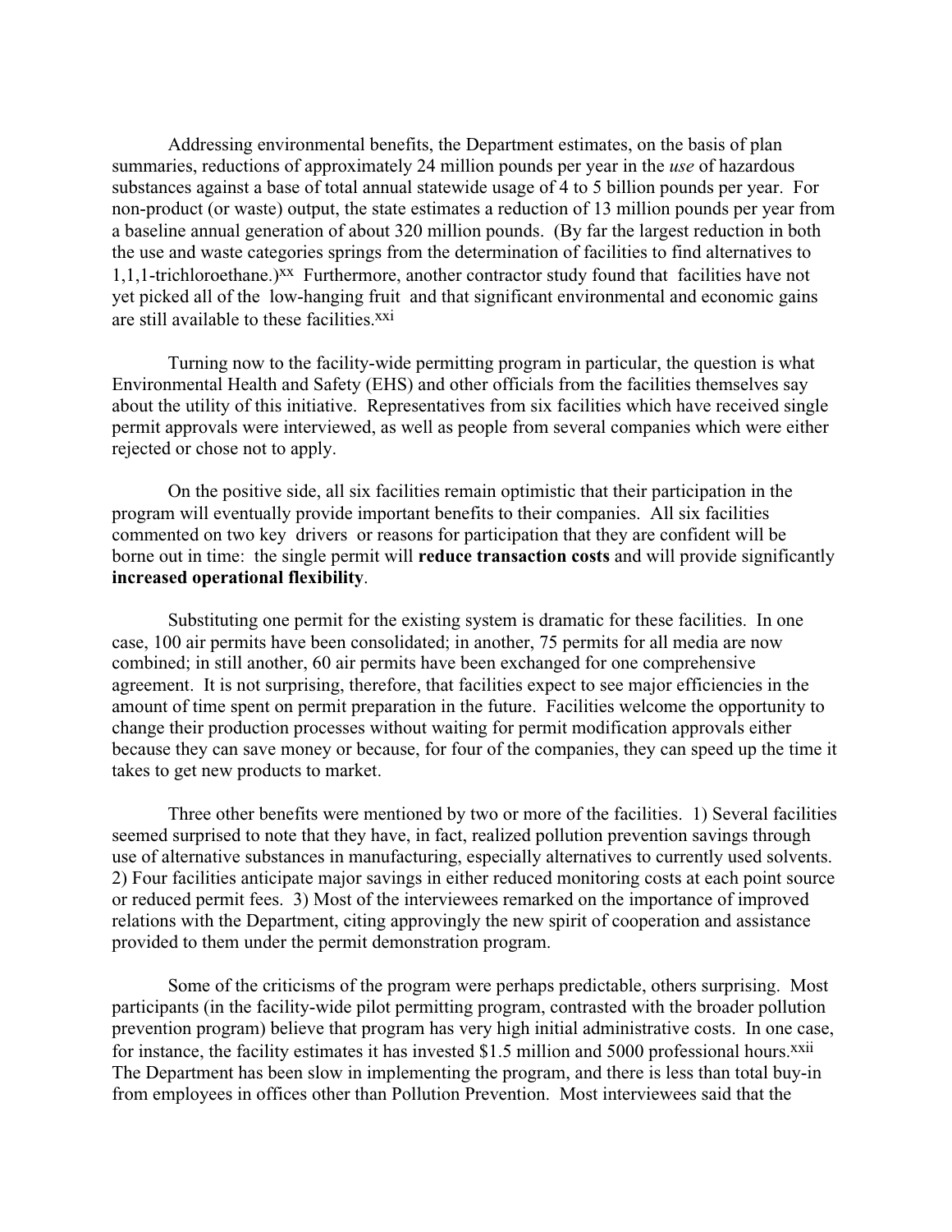Addressing environmental benefits, the Department estimates, on the basis of plan summaries, reductions of approximately 24 million pounds per year in the *use* of hazardous substances against a base of total annual statewide usage of 4 to 5 billion pounds per year. For non-product (or waste) output, the state estimates a reduction of 13 million pounds per year from a baseline annual generation of about 320 million pounds. (By far the largest reduction in both the use and waste categories springs from the determination of facilities to find alternatives to 1,1,1-trichloroethane.)[xx] Furthermore, another contractor study found that facilities have not yet picked all of the low-hanging fruit and that significant environmental and economic gains are still available to these facilities.[xxi]

Turning now to the facility-wide permitting program in particular, the question is what Environmental Health and Safety (EHS) and other officials from the facilities themselves say about the utility of this initiative. Representatives from six facilities which have received single permit approvals were interviewed, as well as people from several companies which were either rejected or chose not to apply.

On the positive side, all six facilities remain optimistic that their participation in the program will eventually provide important benefits to their companies. All six facilities commented on two key drivers or reasons for participation that they are confident will be borne out in time: the single permit will **reduce transaction costs** and will provide significantly **increased operational flexibility**.

Substituting one permit for the existing system is dramatic for these facilities. In one case, 100 air permits have been consolidated; in another, 75 permits for all media are now combined; in still another, 60 air permits have been exchanged for one comprehensive agreement. It is not surprising, therefore, that facilities expect to see major efficiencies in the amount of time spent on permit preparation in the future. Facilities welcome the opportunity to change their production processes without waiting for permit modification approvals either because they can save money or because, for four of the companies, they can speed up the time it takes to get new products to market.

Three other benefits were mentioned by two or more of the facilities. 1) Several facilities seemed surprised to note that they have, in fact, realized pollution prevention savings through use of alternative substances in manufacturing, especially alternatives to currently used solvents. 2) Four facilities anticipate major savings in either reduced monitoring costs at each point source or reduced permit fees. 3) Most of the interviewees remarked on the importance of improved relations with the Department, citing approvingly the new spirit of cooperation and assistance provided to them under the permit demonstration program.

Some of the criticisms of the program were perhaps predictable, others surprising. Most participants (in the facility-wide pilot permitting program, contrasted with the broader pollution prevention program) believe that program has very high initial administrative costs. In one case, for instance, the facility estimates it has invested $1.5 million and 5000 professional hours.[xxii] The Department has been slow in implementing the program, and there is less than total buy-in from employees in offices other than Pollution Prevention. Most interviewees said that the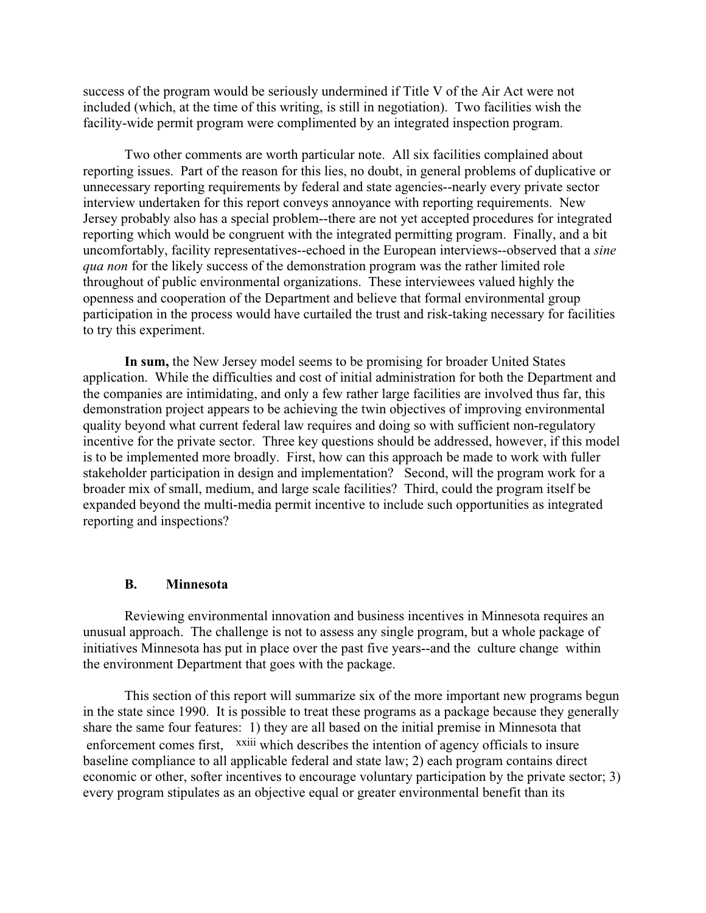success of the program would be seriously undermined if Title V of the Air Act were not included (which, at the time of this writing, is still in negotiation). Two facilities wish the facility-wide permit program were complimented by an integrated inspection program.

Two other comments are worth particular note. All six facilities complained about reporting issues. Part of the reason for this lies, no doubt, in general problems of duplicative or unnecessary reporting requirements by federal and state agencies--nearly every private sector interview undertaken for this report conveys annoyance with reporting requirements. New Jersey probably also has a special problem--there are not yet accepted procedures for integrated reporting which would be congruent with the integrated permitting program. Finally, and a bit uncomfortably, facility representatives--echoed in the European interviews--observed that a *sine qua non* for the likely success of the demonstration program was the rather limited role throughout of public environmental organizations. These interviewees valued highly the openness and cooperation of the Department and believe that formal environmental group participation in the process would have curtailed the trust and risk-taking necessary for facilities to try this experiment.

**In sum,** the New Jersey model seems to be promising for broader United States application. While the difficulties and cost of initial administration for both the Department and the companies are intimidating, and only a few rather large facilities are involved thus far, this demonstration project appears to be achieving the twin objectives of improving environmental quality beyond what current federal law requires and doing so with sufficient non-regulatory incentive for the private sector. Three key questions should be addressed, however, if this model is to be implemented more broadly. First, how can this approach be made to work with fuller stakeholder participation in design and implementation? Second, will the program work for a broader mix of small, medium, and large scale facilities? Third, could the program itself be expanded beyond the multi-media permit incentive to include such opportunities as integrated reporting and inspections?

### B. Minnesota

Reviewing environmental innovation and business incentives in Minnesota requires an unusual approach. The challenge is not to assess any single program, but a whole package of initiatives Minnesota has put in place over the past five years--and the culture change within the environment Department that goes with the package.

This section of this report will summarize six of the more important new programs begun in the state since 1990. It is possible to treat these programs as a package because they generally share the same four features: 1) they are all based on the initial premise in Minnesota that enforcement comes first, [xxiii] which describes the intention of agency officials to insure baseline compliance to all applicable federal and state law; 2) each program contains direct economic or other, softer incentives to encourage voluntary participation by the private sector; 3) every program stipulates as an objective equal or greater environmental benefit than its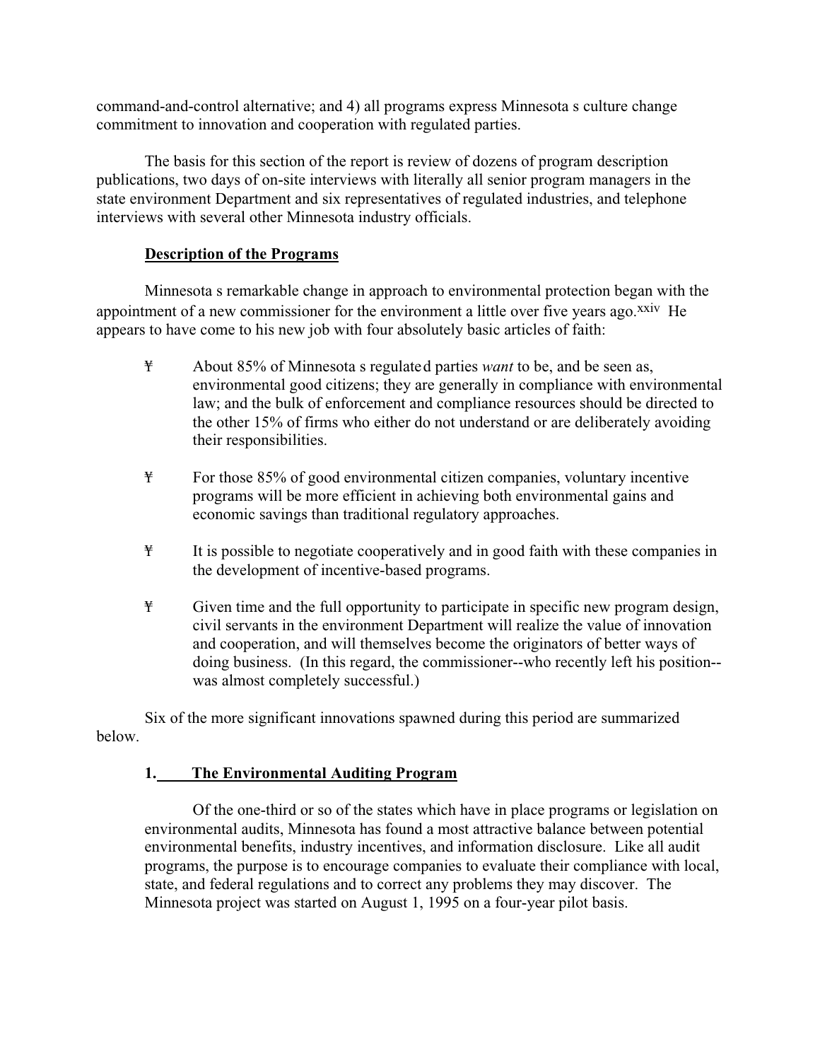command-and-control alternative; and 4) all programs express Minnesota s culture change commitment to innovation and cooperation with regulated parties.

The basis for this section of the report is review of dozens of program description publications, two days of on-site interviews with literally all senior program managers in the state environment Department and six representatives of regulated industries, and telephone interviews with several other Minnesota industry officials.

**Description of the Programs**

Minnesota s remarkable change in approach to environmental protection began with the appointment of a new commissioner for the environment a little over five years ago.[xxiv] He appears to have come to his new job with four absolutely basic articles of faith:

- About 85% of Minnesota s regulated parties *want* to be, and be seen as, environmental good citizens; they are generally in compliance with environmental law; and the bulk of enforcement and compliance resources should be directed to the other 15% of firms who either do not understand or are deliberately avoiding their responsibilities.

- For those 85% of good environmental citizen companies, voluntary incentive programs will be more efficient in achieving both environmental gains and economic savings than traditional regulatory approaches.

- It is possible to negotiate cooperatively and in good faith with these companies in the development of incentive-based programs.

- Given time and the full opportunity to participate in specific new program design, civil servants in the environment Department will realize the value of innovation and cooperation, and will themselves become the originators of better ways of doing business. (In this regard, the commissioner--who recently left his position--was almost completely successful.)

Six of the more significant innovations spawned during this period are summarized below.

**1. The Environmental Auditing Program**

Of the one-third or so of the states which have in place programs or legislation on environmental audits, Minnesota has found a most attractive balance between potential environmental benefits, industry incentives, and information disclosure. Like all audit programs, the purpose is to encourage companies to evaluate their compliance with local, state, and federal regulations and to correct any problems they may discover. The Minnesota project was started on August 1, 1995 on a four-year pilot basis.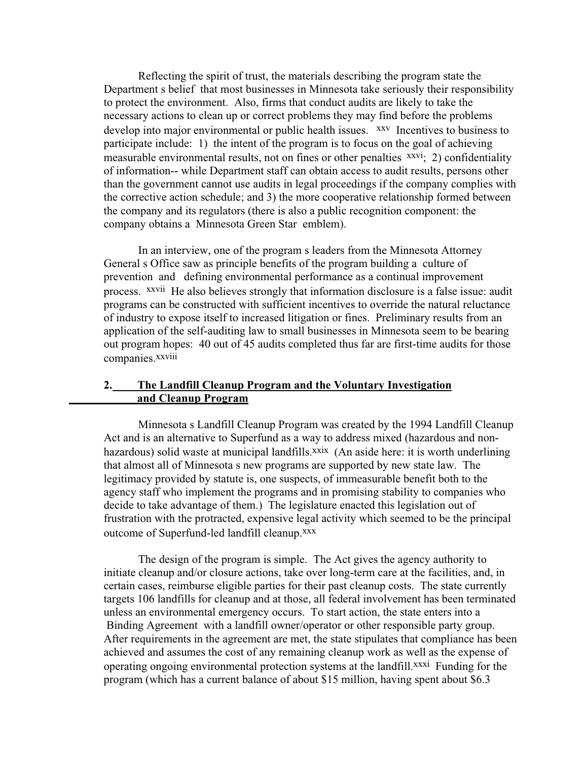Reflecting the spirit of trust, the materials describing the program state the Department s belief that most businesses in Minnesota take seriously their responsibility to protect the environment. Also, firms that conduct audits are likely to take the necessary actions to clean up or correct problems they may find before the problems develop into major environmental or public health issues. [xxv] Incentives to business to participate include: 1) the intent of the program is to focus on the goal of achieving measurable environmental results, not on fines or other penalties [xxvi]; 2) confidentiality of information-- while Department staff can obtain access to audit results, persons other than the government cannot use audits in legal proceedings if the company complies with the corrective action schedule; and 3) the more cooperative relationship formed between the company and its regulators (there is also a public recognition component: the company obtains a Minnesota Green Star emblem).

In an interview, one of the program s leaders from the Minnesota Attorney General s Office saw as principle benefits of the program building a culture of prevention and defining environmental performance as a continual improvement process. [xxvii] He also believes strongly that information disclosure is a false issue: audit programs can be constructed with sufficient incentives to override the natural reluctance of industry to expose itself to increased litigation or fines. Preliminary results from an application of the self-auditing law to small businesses in Minnesota seem to be bearing out program hopes: 40 out of 45 audits completed thus far are first-time audits for those companies.[xxviii]

## 2. The Landfill Cleanup Program and the Voluntary Investigation and Cleanup Program

Minnesota s Landfill Cleanup Program was created by the 1994 Landfill Cleanup Act and is an alternative to Superfund as a way to address mixed (hazardous and non-hazardous) solid waste at municipal landfills.[xxix] (An aside here: it is worth underlining that almost all of Minnesota s new programs are supported by new state law. The legitimacy provided by statute is, one suspects, of immeasurable benefit both to the agency staff who implement the programs and in promising stability to companies who decide to take advantage of them.) The legislature enacted this legislation out of frustration with the protracted, expensive legal activity which seemed to be the principal outcome of Superfund-led landfill cleanup.[xxx]

The design of the program is simple. The Act gives the agency authority to initiate cleanup and/or closure actions, take over long-term care at the facilities, and, in certain cases, reimburse eligible parties for their past cleanup costs. The state currently targets 106 landfills for cleanup and at those, all federal involvement has been terminated unless an environmental emergency occurs. To start action, the state enters into a Binding Agreement with a landfill owner/operator or other responsible party group. After requirements in the agreement are met, the state stipulates that compliance has been achieved and assumes the cost of any remaining cleanup work as well as the expense of operating ongoing environmental protection systems at the landfill.[xxxi] Funding for the program (which has a current balance of about $15 million, having spent about $6.3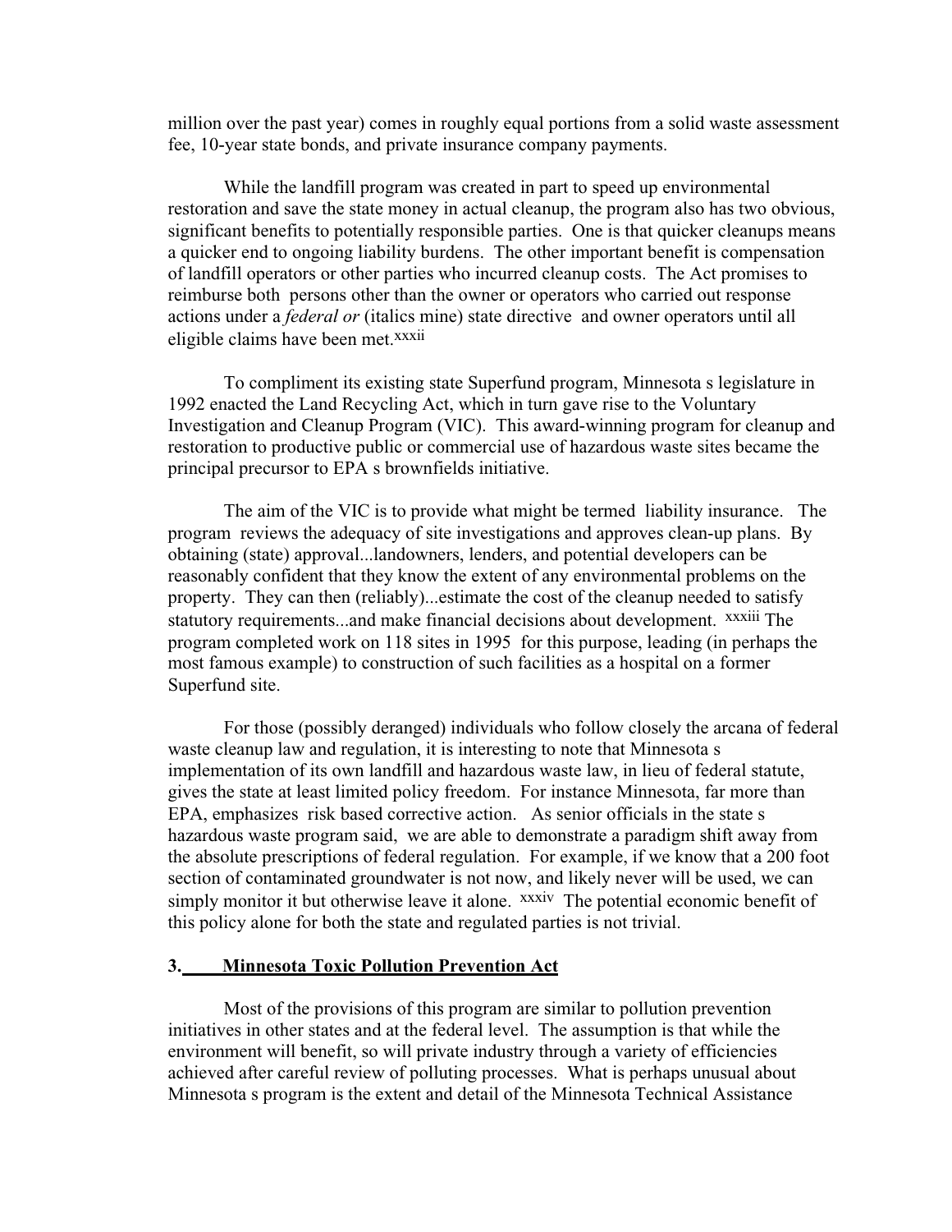million over the past year) comes in roughly equal portions from a solid waste assessment fee, 10-year state bonds, and private insurance company payments.

While the landfill program was created in part to speed up environmental restoration and save the state money in actual cleanup, the program also has two obvious, significant benefits to potentially responsible parties. One is that quicker cleanups means a quicker end to ongoing liability burdens. The other important benefit is compensation of landfill operators or other parties who incurred cleanup costs. The Act promises to reimburse both persons other than the owner or operators who carried out response actions under a *federal or* (italics mine) state directive and owner operators until all eligible claims have been met.[xxxii]

To compliment its existing state Superfund program, Minnesota s legislature in 1992 enacted the Land Recycling Act, which in turn gave rise to the Voluntary Investigation and Cleanup Program (VIC). This award-winning program for cleanup and restoration to productive public or commercial use of hazardous waste sites became the principal precursor to EPA s brownfields initiative.

The aim of the VIC is to provide what might be termed liability insurance. The program reviews the adequacy of site investigations and approves clean-up plans. By obtaining (state) approval...landowners, lenders, and potential developers can be reasonably confident that they know the extent of any environmental problems on the property. They can then (reliably)...estimate the cost of the cleanup needed to satisfy statutory requirements...and make financial decisions about development. [xxxiii] The program completed work on 118 sites in 1995 for this purpose, leading (in perhaps the most famous example) to construction of such facilities as a hospital on a former Superfund site.

For those (possibly deranged) individuals who follow closely the arcana of federal waste cleanup law and regulation, it is interesting to note that Minnesota s implementation of its own landfill and hazardous waste law, in lieu of federal statute, gives the state at least limited policy freedom. For instance Minnesota, far more than EPA, emphasizes risk based corrective action. As senior officials in the state s hazardous waste program said, we are able to demonstrate a paradigm shift away from the absolute prescriptions of federal regulation. For example, if we know that a 200 foot section of contaminated groundwater is not now, and likely never will be used, we can simply monitor it but otherwise leave it alone. [xxxiv] The potential economic benefit of this policy alone for both the state and regulated parties is not trivial.

### 3. Minnesota Toxic Pollution Prevention Act

Most of the provisions of this program are similar to pollution prevention initiatives in other states and at the federal level. The assumption is that while the environment will benefit, so will private industry through a variety of efficiencies achieved after careful review of polluting processes. What is perhaps unusual about Minnesota s program is the extent and detail of the Minnesota Technical Assistance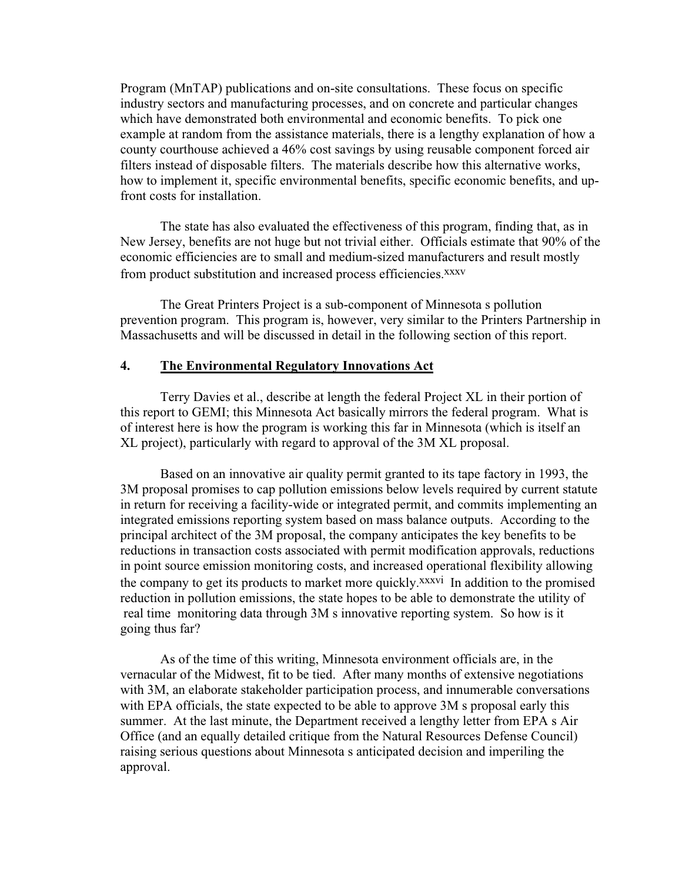Program (MnTAP) publications and on-site consultations. These focus on specific industry sectors and manufacturing processes, and on concrete and particular changes which have demonstrated both environmental and economic benefits. To pick one example at random from the assistance materials, there is a lengthy explanation of how a county courthouse achieved a 46% cost savings by using reusable component forced air filters instead of disposable filters. The materials describe how this alternative works, how to implement it, specific environmental benefits, specific economic benefits, and up-front costs for installation.

The state has also evaluated the effectiveness of this program, finding that, as in New Jersey, benefits are not huge but not trivial either. Officials estimate that 90% of the economic efficiencies are to small and medium-sized manufacturers and result mostly from product substitution and increased process efficiencies.[xxxv]

The Great Printers Project is a sub-component of Minnesota s pollution prevention program. This program is, however, very similar to the Printers Partnership in Massachusetts and will be discussed in detail in the following section of this report.

## 4. <u>The Environmental Regulatory Innovations Act</u>

Terry Davies et al., describe at length the federal Project XL in their portion of this report to GEMI; this Minnesota Act basically mirrors the federal program. What is of interest here is how the program is working this far in Minnesota (which is itself an XL project), particularly with regard to approval of the 3M XL proposal.

Based on an innovative air quality permit granted to its tape factory in 1993, the 3M proposal promises to cap pollution emissions below levels required by current statute in return for receiving a facility-wide or integrated permit, and commits implementing an integrated emissions reporting system based on mass balance outputs. According to the principal architect of the 3M proposal, the company anticipates the key benefits to be reductions in transaction costs associated with permit modification approvals, reductions in point source emission monitoring costs, and increased operational flexibility allowing the company to get its products to market more quickly.[xxxvi] In addition to the promised reduction in pollution emissions, the state hopes to be able to demonstrate the utility of real time monitoring data through 3M s innovative reporting system. So how is it going thus far?

As of the time of this writing, Minnesota environment officials are, in the vernacular of the Midwest, fit to be tied. After many months of extensive negotiations with 3M, an elaborate stakeholder participation process, and innumerable conversations with EPA officials, the state expected to be able to approve 3M s proposal early this summer. At the last minute, the Department received a lengthy letter from EPA s Air Office (and an equally detailed critique from the Natural Resources Defense Council) raising serious questions about Minnesota s anticipated decision and imperiling the approval.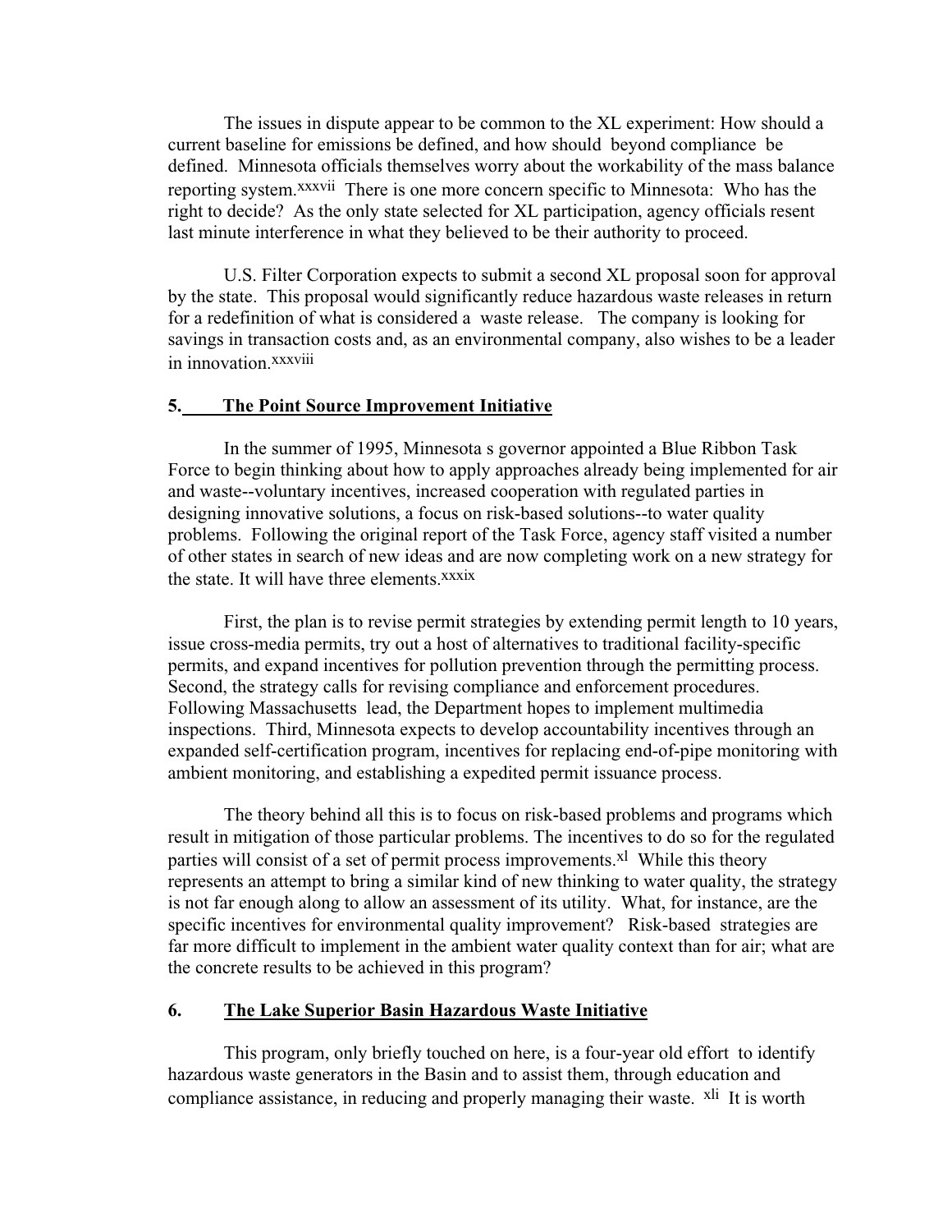The issues in dispute appear to be common to the XL experiment: How should a current baseline for emissions be defined, and how should beyond compliance be defined. Minnesota officials themselves worry about the workability of the mass balance reporting system.[xxxvii] There is one more concern specific to Minnesota: Who has the right to decide? As the only state selected for XL participation, agency officials resent last minute interference in what they believed to be their authority to proceed.

U.S. Filter Corporation expects to submit a second XL proposal soon for approval by the state. This proposal would significantly reduce hazardous waste releases in return for a redefinition of what is considered a waste release. The company is looking for savings in transaction costs and, as an environmental company, also wishes to be a leader in innovation.[xxxviii]

## 5. The Point Source Improvement Initiative

In the summer of 1995, Minnesota s governor appointed a Blue Ribbon Task Force to begin thinking about how to apply approaches already being implemented for air and waste--voluntary incentives, increased cooperation with regulated parties in designing innovative solutions, a focus on risk-based solutions--to water quality problems. Following the original report of the Task Force, agency staff visited a number of other states in search of new ideas and are now completing work on a new strategy for the state. It will have three elements.[xxxix]

First, the plan is to revise permit strategies by extending permit length to 10 years, issue cross-media permits, try out a host of alternatives to traditional facility-specific permits, and expand incentives for pollution prevention through the permitting process. Second, the strategy calls for revising compliance and enforcement procedures. Following Massachusetts lead, the Department hopes to implement multimedia inspections. Third, Minnesota expects to develop accountability incentives through an expanded self-certification program, incentives for replacing end-of-pipe monitoring with ambient monitoring, and establishing a expedited permit issuance process.

The theory behind all this is to focus on risk-based problems and programs which result in mitigation of those particular problems. The incentives to do so for the regulated parties will consist of a set of permit process improvements.[xl] While this theory represents an attempt to bring a similar kind of new thinking to water quality, the strategy is not far enough along to allow an assessment of its utility. What, for instance, are the specific incentives for environmental quality improvement? Risk-based strategies are far more difficult to implement in the ambient water quality context than for air; what are the concrete results to be achieved in this program?

## 6. The Lake Superior Basin Hazardous Waste Initiative

This program, only briefly touched on here, is a four-year old effort to identify hazardous waste generators in the Basin and to assist them, through education and compliance assistance, in reducing and properly managing their waste. [xli] It is worth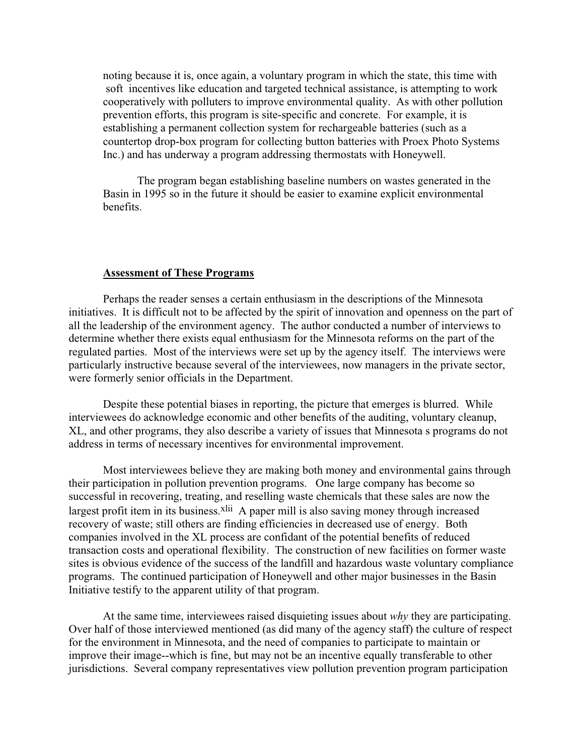noting because it is, once again, a voluntary program in which the state, this time with soft incentives like education and targeted technical assistance, is attempting to work cooperatively with polluters to improve environmental quality. As with other pollution prevention efforts, this program is site-specific and concrete. For example, it is establishing a permanent collection system for rechargeable batteries (such as a countertop drop-box program for collecting button batteries with Proex Photo Systems Inc.) and has underway a program addressing thermostats with Honeywell.

The program began establishing baseline numbers on wastes generated in the Basin in 1995 so in the future it should be easier to examine explicit environmental benefits.

**Assessment of These Programs**

Perhaps the reader senses a certain enthusiasm in the descriptions of the Minnesota initiatives. It is difficult not to be affected by the spirit of innovation and openness on the part of all the leadership of the environment agency. The author conducted a number of interviews to determine whether there exists equal enthusiasm for the Minnesota reforms on the part of the regulated parties. Most of the interviews were set up by the agency itself. The interviews were particularly instructive because several of the interviewees, now managers in the private sector, were formerly senior officials in the Department.

Despite these potential biases in reporting, the picture that emerges is blurred. While interviewees do acknowledge economic and other benefits of the auditing, voluntary cleanup, XL, and other programs, they also describe a variety of issues that Minnesota s programs do not address in terms of necessary incentives for environmental improvement.

Most interviewees believe they are making both money and environmental gains through their participation in pollution prevention programs. One large company has become so successful in recovering, treating, and reselling waste chemicals that these sales are now the largest profit item in its business.[xlii] A paper mill is also saving money through increased recovery of waste; still others are finding efficiencies in decreased use of energy. Both companies involved in the XL process are confidant of the potential benefits of reduced transaction costs and operational flexibility. The construction of new facilities on former waste sites is obvious evidence of the success of the landfill and hazardous waste voluntary compliance programs. The continued participation of Honeywell and other major businesses in the Basin Initiative testify to the apparent utility of that program.

At the same time, interviewees raised disquieting issues about *why* they are participating. Over half of those interviewed mentioned (as did many of the agency staff) the culture of respect for the environment in Minnesota, and the need of companies to participate to maintain or improve their image--which is fine, but may not be an incentive equally transferable to other jurisdictions. Several company representatives view pollution prevention program participation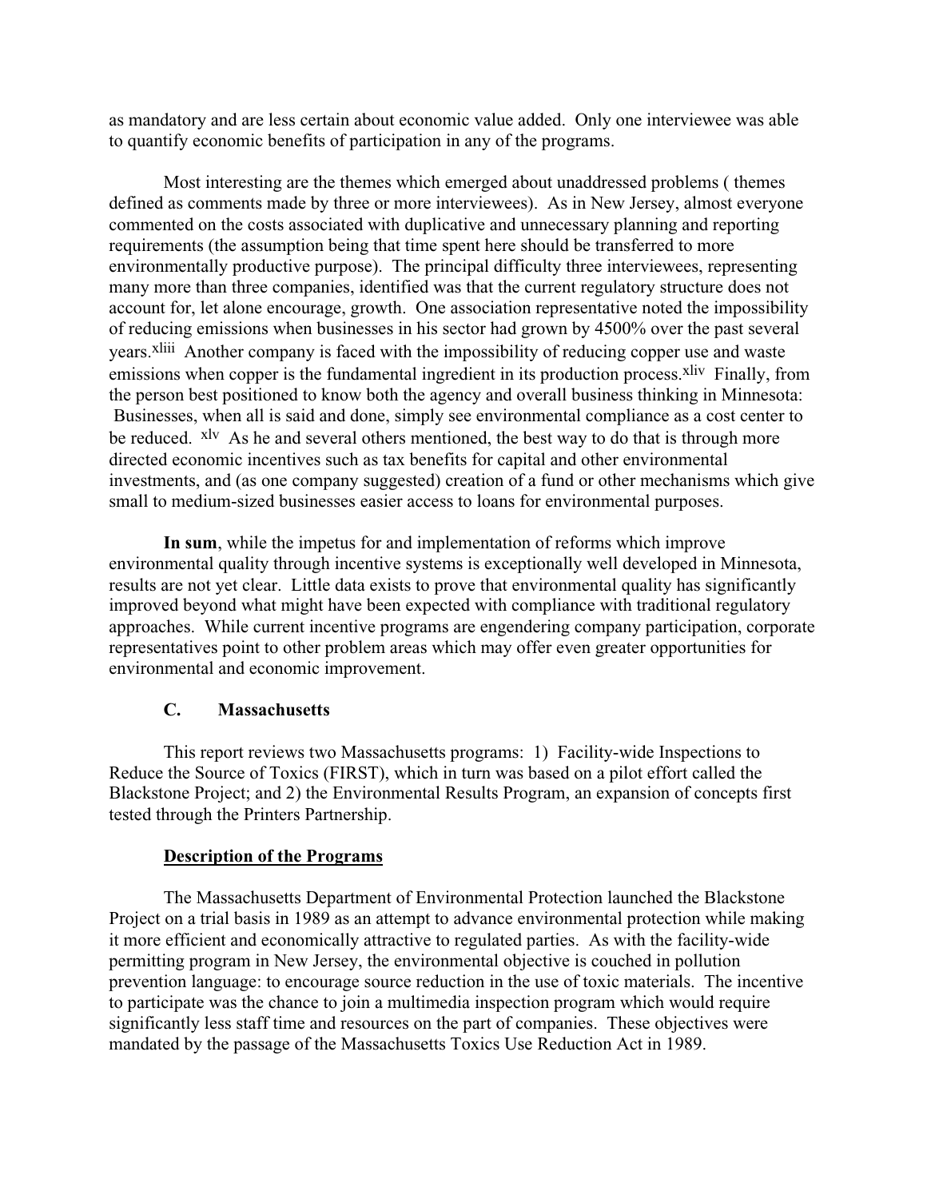as mandatory and are less certain about economic value added. Only one interviewee was able to quantify economic benefits of participation in any of the programs.

Most interesting are the themes which emerged about unaddressed problems ( themes defined as comments made by three or more interviewees). As in New Jersey, almost everyone commented on the costs associated with duplicative and unnecessary planning and reporting requirements (the assumption being that time spent here should be transferred to more environmentally productive purpose). The principal difficulty three interviewees, representing many more than three companies, identified was that the current regulatory structure does not account for, let alone encourage, growth. One association representative noted the impossibility of reducing emissions when businesses in his sector had grown by 4500% over the past several years.[xliii] Another company is faced with the impossibility of reducing copper use and waste emissions when copper is the fundamental ingredient in its production process.[xliv] Finally, from the person best positioned to know both the agency and overall business thinking in Minnesota: Businesses, when all is said and done, simply see environmental compliance as a cost center to be reduced. [xlv] As he and several others mentioned, the best way to do that is through more directed economic incentives such as tax benefits for capital and other environmental investments, and (as one company suggested) creation of a fund or other mechanisms which give small to medium-sized businesses easier access to loans for environmental purposes.

**In sum**, while the impetus for and implementation of reforms which improve environmental quality through incentive systems is exceptionally well developed in Minnesota, results are not yet clear. Little data exists to prove that environmental quality has significantly improved beyond what might have been expected with compliance with traditional regulatory approaches. While current incentive programs are engendering company participation, corporate representatives point to other problem areas which may offer even greater opportunities for environmental and economic improvement.

### C. Massachusetts

This report reviews two Massachusetts programs: 1) Facility-wide Inspections to Reduce the Source of Toxics (FIRST), which in turn was based on a pilot effort called the Blackstone Project; and 2) the Environmental Results Program, an expansion of concepts first tested through the Printers Partnership.

#### Description of the Programs

The Massachusetts Department of Environmental Protection launched the Blackstone Project on a trial basis in 1989 as an attempt to advance environmental protection while making it more efficient and economically attractive to regulated parties. As with the facility-wide permitting program in New Jersey, the environmental objective is couched in pollution prevention language: to encourage source reduction in the use of toxic materials. The incentive to participate was the chance to join a multimedia inspection program which would require significantly less staff time and resources on the part of companies. These objectives were mandated by the passage of the Massachusetts Toxics Use Reduction Act in 1989.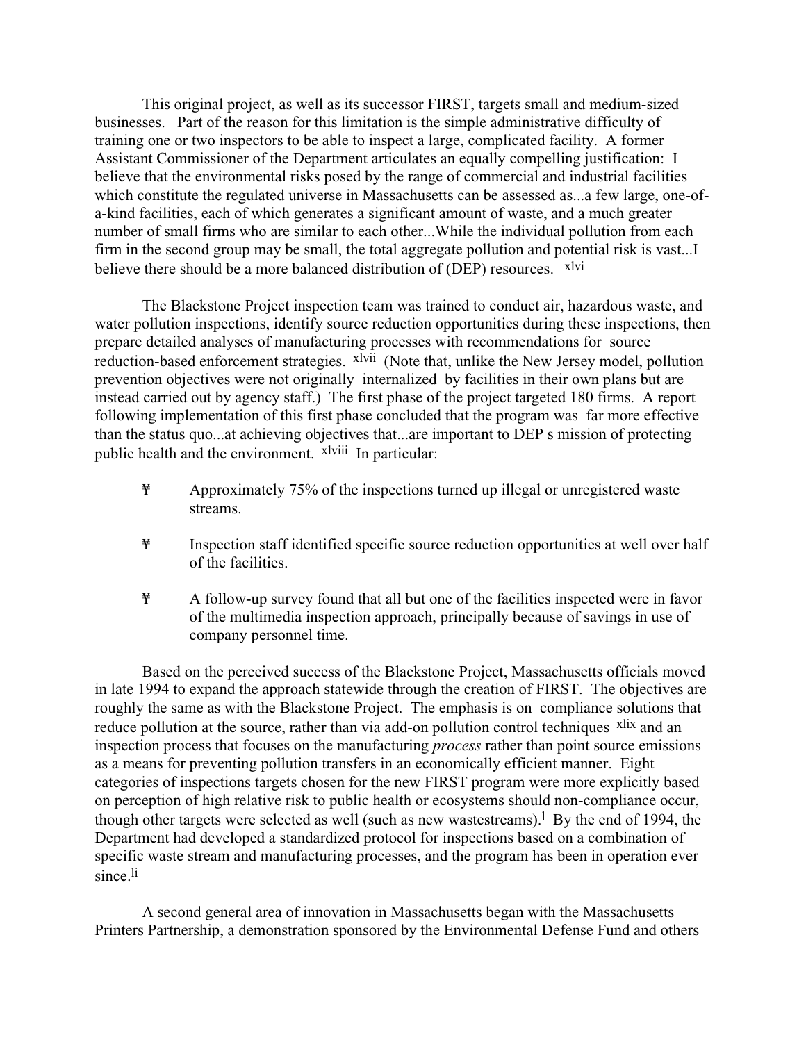This original project, as well as its successor FIRST, targets small and medium-sized businesses. Part of the reason for this limitation is the simple administrative difficulty of training one or two inspectors to be able to inspect a large, complicated facility. A former Assistant Commissioner of the Department articulates an equally compelling justification: I believe that the environmental risks posed by the range of commercial and industrial facilities which constitute the regulated universe in Massachusetts can be assessed as...a few large, one-of-a-kind facilities, each of which generates a significant amount of waste, and a much greater number of small firms who are similar to each other...While the individual pollution from each firm in the second group may be small, the total aggregate pollution and potential risk is vast...I believe there should be a more balanced distribution of (DEP) resources. [xlvi]

The Blackstone Project inspection team was trained to conduct air, hazardous waste, and water pollution inspections, identify source reduction opportunities during these inspections, then prepare detailed analyses of manufacturing processes with recommendations for source reduction-based enforcement strategies. [xlvii] (Note that, unlike the New Jersey model, pollution prevention objectives were not originally internalized by facilities in their own plans but are instead carried out by agency staff.) The first phase of the project targeted 180 firms. A report following implementation of this first phase concluded that the program was far more effective than the status quo...at achieving objectives that...are important to DEP s mission of protecting public health and the environment. [xlviii] In particular:

- Approximately 75% of the inspections turned up illegal or unregistered waste streams.
- Inspection staff identified specific source reduction opportunities at well over half of the facilities.
- A follow-up survey found that all but one of the facilities inspected were in favor of the multimedia inspection approach, principally because of savings in use of company personnel time.

Based on the perceived success of the Blackstone Project, Massachusetts officials moved in late 1994 to expand the approach statewide through the creation of FIRST. The objectives are roughly the same as with the Blackstone Project. The emphasis is on compliance solutions that reduce pollution at the source, rather than via add-on pollution control techniques [xlix] and an inspection process that focuses on the manufacturing *process* rather than point source emissions as a means for preventing pollution transfers in an economically efficient manner. Eight categories of inspections targets chosen for the new FIRST program were more explicitly based on perception of high relative risk to public health or ecosystems should non-compliance occur, though other targets were selected as well (such as new wastestreams).[l] By the end of 1994, the Department had developed a standardized protocol for inspections based on a combination of specific waste stream and manufacturing processes, and the program has been in operation ever since.[li]

A second general area of innovation in Massachusetts began with the Massachusetts Printers Partnership, a demonstration sponsored by the Environmental Defense Fund and others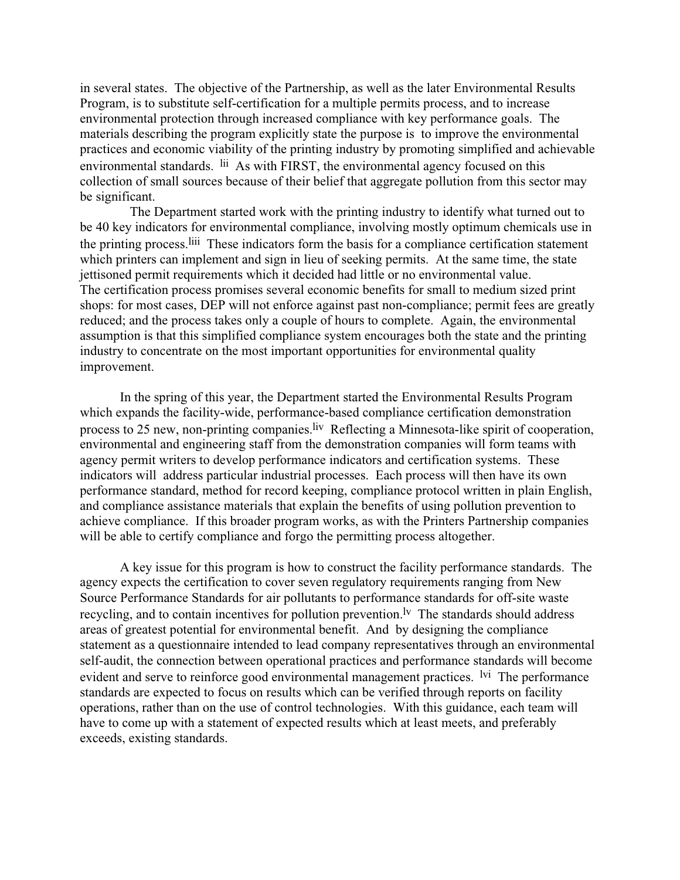in several states. The objective of the Partnership, as well as the later Environmental Results Program, is to substitute self-certification for a multiple permits process, and to increase environmental protection through increased compliance with key performance goals. The materials describing the program explicitly state the purpose is to improve the environmental practices and economic viability of the printing industry by promoting simplified and achievable environmental standards. [lii] As with FIRST, the environmental agency focused on this collection of small sources because of their belief that aggregate pollution from this sector may be significant.

The Department started work with the printing industry to identify what turned out to be 40 key indicators for environmental compliance, involving mostly optimum chemicals use in the printing process.[liii] These indicators form the basis for a compliance certification statement which printers can implement and sign in lieu of seeking permits. At the same time, the state jettisoned permit requirements which it decided had little or no environmental value. The certification process promises several economic benefits for small to medium sized print shops: for most cases, DEP will not enforce against past non-compliance; permit fees are greatly reduced; and the process takes only a couple of hours to complete. Again, the environmental assumption is that this simplified compliance system encourages both the state and the printing industry to concentrate on the most important opportunities for environmental quality improvement.

In the spring of this year, the Department started the Environmental Results Program which expands the facility-wide, performance-based compliance certification demonstration process to 25 new, non-printing companies.[liv] Reflecting a Minnesota-like spirit of cooperation, environmental and engineering staff from the demonstration companies will form teams with agency permit writers to develop performance indicators and certification systems. These indicators will address particular industrial processes. Each process will then have its own performance standard, method for record keeping, compliance protocol written in plain English, and compliance assistance materials that explain the benefits of using pollution prevention to achieve compliance. If this broader program works, as with the Printers Partnership companies will be able to certify compliance and forgo the permitting process altogether.

A key issue for this program is how to construct the facility performance standards. The agency expects the certification to cover seven regulatory requirements ranging from New Source Performance Standards for air pollutants to performance standards for off-site waste recycling, and to contain incentives for pollution prevention.[lv] The standards should address areas of greatest potential for environmental benefit. And by designing the compliance statement as a questionnaire intended to lead company representatives through an environmental self-audit, the connection between operational practices and performance standards will become evident and serve to reinforce good environmental management practices. [lvi] The performance standards are expected to focus on results which can be verified through reports on facility operations, rather than on the use of control technologies. With this guidance, each team will have to come up with a statement of expected results which at least meets, and preferably exceeds, existing standards.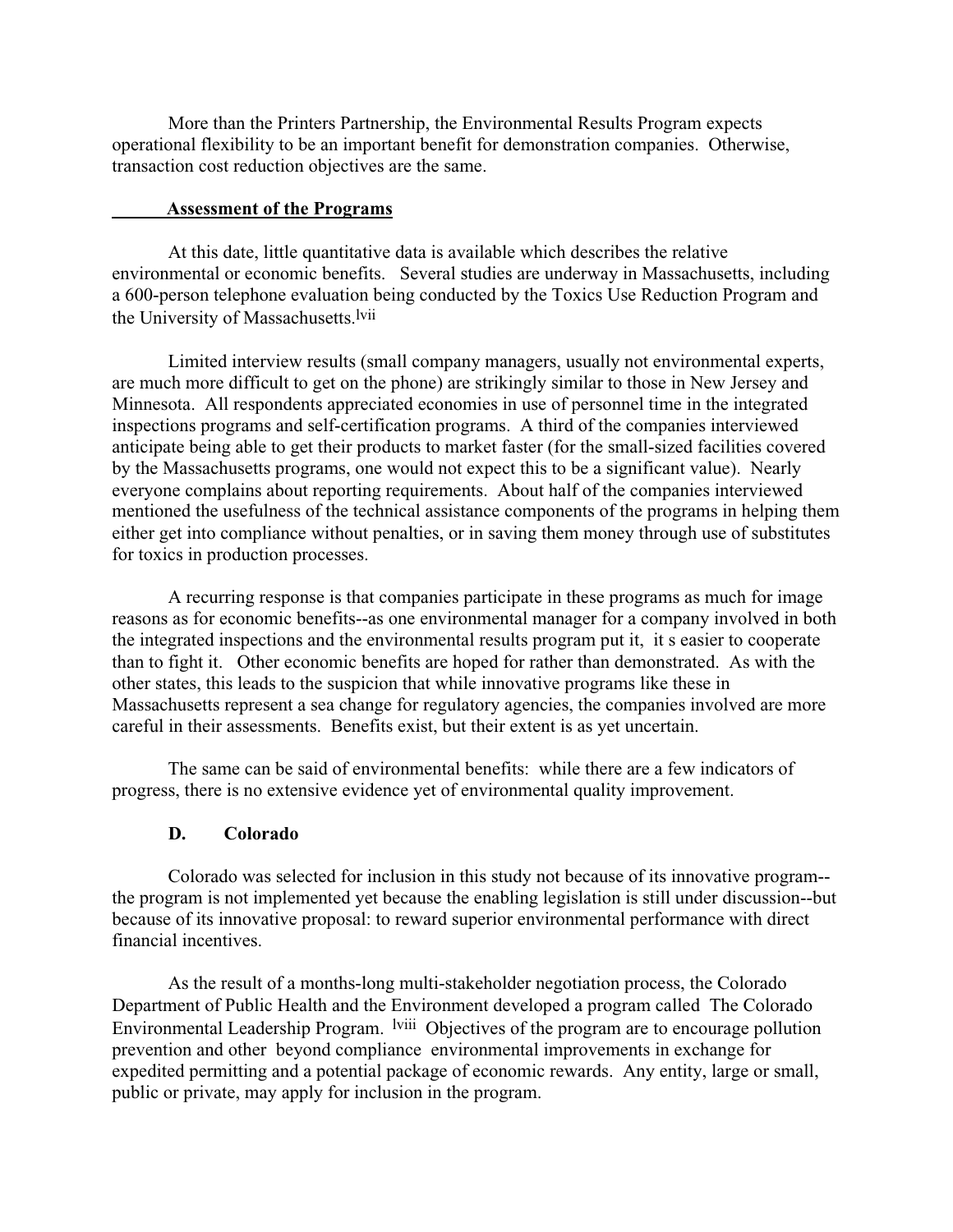More than the Printers Partnership, the Environmental Results Program expects operational flexibility to be an important benefit for demonstration companies. Otherwise, transaction cost reduction objectives are the same.

**Assessment of the Programs**

At this date, little quantitative data is available which describes the relative environmental or economic benefits. Several studies are underway in Massachusetts, including a 600-person telephone evaluation being conducted by the Toxics Use Reduction Program and the University of Massachusetts.[lvii]

Limited interview results (small company managers, usually not environmental experts, are much more difficult to get on the phone) are strikingly similar to those in New Jersey and Minnesota. All respondents appreciated economies in use of personnel time in the integrated inspections programs and self-certification programs. A third of the companies interviewed anticipate being able to get their products to market faster (for the small-sized facilities covered by the Massachusetts programs, one would not expect this to be a significant value). Nearly everyone complains about reporting requirements. About half of the companies interviewed mentioned the usefulness of the technical assistance components of the programs in helping them either get into compliance without penalties, or in saving them money through use of substitutes for toxics in production processes.

A recurring response is that companies participate in these programs as much for image reasons as for economic benefits--as one environmental manager for a company involved in both the integrated inspections and the environmental results program put it, it s easier to cooperate than to fight it. Other economic benefits are hoped for rather than demonstrated. As with the other states, this leads to the suspicion that while innovative programs like these in Massachusetts represent a sea change for regulatory agencies, the companies involved are more careful in their assessments. Benefits exist, but their extent is as yet uncertain.

The same can be said of environmental benefits: while there are a few indicators of progress, there is no extensive evidence yet of environmental quality improvement.

### D. Colorado

Colorado was selected for inclusion in this study not because of its innovative program--the program is not implemented yet because the enabling legislation is still under discussion--but because of its innovative proposal: to reward superior environmental performance with direct financial incentives.

As the result of a months-long multi-stakeholder negotiation process, the Colorado Department of Public Health and the Environment developed a program called The Colorado Environmental Leadership Program. [lviii] Objectives of the program are to encourage pollution prevention and other beyond compliance environmental improvements in exchange for expedited permitting and a potential package of economic rewards. Any entity, large or small, public or private, may apply for inclusion in the program.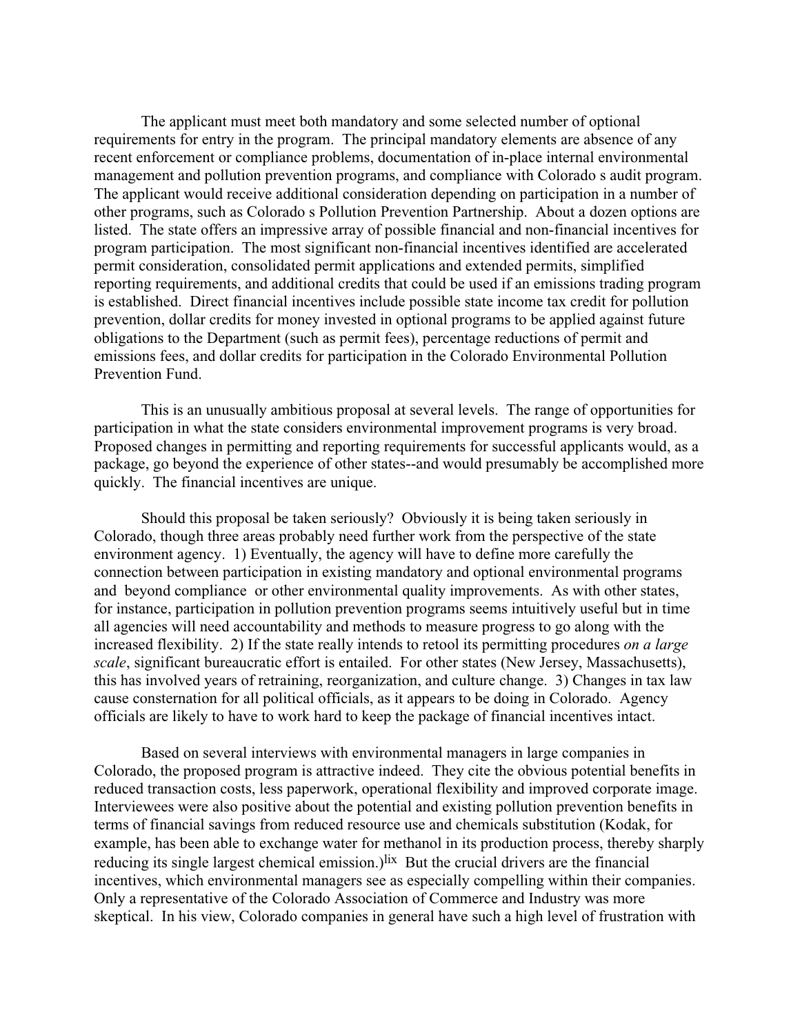The applicant must meet both mandatory and some selected number of optional requirements for entry in the program. The principal mandatory elements are absence of any recent enforcement or compliance problems, documentation of in-place internal environmental management and pollution prevention programs, and compliance with Colorado s audit program. The applicant would receive additional consideration depending on participation in a number of other programs, such as Colorado s Pollution Prevention Partnership. About a dozen options are listed. The state offers an impressive array of possible financial and non-financial incentives for program participation. The most significant non-financial incentives identified are accelerated permit consideration, consolidated permit applications and extended permits, simplified reporting requirements, and additional credits that could be used if an emissions trading program is established. Direct financial incentives include possible state income tax credit for pollution prevention, dollar credits for money invested in optional programs to be applied against future obligations to the Department (such as permit fees), percentage reductions of permit and emissions fees, and dollar credits for participation in the Colorado Environmental Pollution Prevention Fund.

This is an unusually ambitious proposal at several levels. The range of opportunities for participation in what the state considers environmental improvement programs is very broad. Proposed changes in permitting and reporting requirements for successful applicants would, as a package, go beyond the experience of other states--and would presumably be accomplished more quickly. The financial incentives are unique.

Should this proposal be taken seriously? Obviously it is being taken seriously in Colorado, though three areas probably need further work from the perspective of the state environment agency. 1) Eventually, the agency will have to define more carefully the connection between participation in existing mandatory and optional environmental programs and beyond compliance or other environmental quality improvements. As with other states, for instance, participation in pollution prevention programs seems intuitively useful but in time all agencies will need accountability and methods to measure progress to go along with the increased flexibility. 2) If the state really intends to retool its permitting procedures *on a large scale*, significant bureaucratic effort is entailed. For other states (New Jersey, Massachusetts), this has involved years of retraining, reorganization, and culture change. 3) Changes in tax law cause consternation for all political officials, as it appears to be doing in Colorado. Agency officials are likely to have to work hard to keep the package of financial incentives intact.

Based on several interviews with environmental managers in large companies in Colorado, the proposed program is attractive indeed. They cite the obvious potential benefits in reduced transaction costs, less paperwork, operational flexibility and improved corporate image. Interviewees were also positive about the potential and existing pollution prevention benefits in terms of financial savings from reduced resource use and chemicals substitution (Kodak, for example, has been able to exchange water for methanol in its production process, thereby sharply reducing its single largest chemical emission.)[lix] But the crucial drivers are the financial incentives, which environmental managers see as especially compelling within their companies. Only a representative of the Colorado Association of Commerce and Industry was more skeptical. In his view, Colorado companies in general have such a high level of frustration with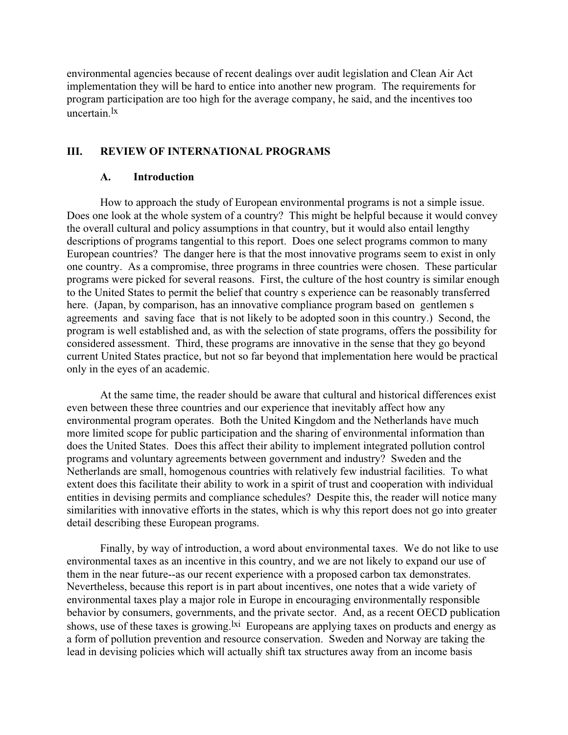environmental agencies because of recent dealings over audit legislation and Clean Air Act implementation they will be hard to entice into another new program. The requirements for program participation are too high for the average company, he said, and the incentives too uncertain.[lx]

## III. REVIEW OF INTERNATIONAL PROGRAMS

### A. Introduction

How to approach the study of European environmental programs is not a simple issue. Does one look at the whole system of a country? This might be helpful because it would convey the overall cultural and policy assumptions in that country, but it would also entail lengthy descriptions of programs tangential to this report. Does one select programs common to many European countries? The danger here is that the most innovative programs seem to exist in only one country. As a compromise, three programs in three countries were chosen. These particular programs were picked for several reasons. First, the culture of the host country is similar enough to the United States to permit the belief that country s experience can be reasonably transferred here. (Japan, by comparison, has an innovative compliance program based on gentlemen s agreements and saving face that is not likely to be adopted soon in this country.) Second, the program is well established and, as with the selection of state programs, offers the possibility for considered assessment. Third, these programs are innovative in the sense that they go beyond current United States practice, but not so far beyond that implementation here would be practical only in the eyes of an academic.

At the same time, the reader should be aware that cultural and historical differences exist even between these three countries and our experience that inevitably affect how any environmental program operates. Both the United Kingdom and the Netherlands have much more limited scope for public participation and the sharing of environmental information than does the United States. Does this affect their ability to implement integrated pollution control programs and voluntary agreements between government and industry? Sweden and the Netherlands are small, homogenous countries with relatively few industrial facilities. To what extent does this facilitate their ability to work in a spirit of trust and cooperation with individual entities in devising permits and compliance schedules? Despite this, the reader will notice many similarities with innovative efforts in the states, which is why this report does not go into greater detail describing these European programs.

Finally, by way of introduction, a word about environmental taxes. We do not like to use environmental taxes as an incentive in this country, and we are not likely to expand our use of them in the near future--as our recent experience with a proposed carbon tax demonstrates. Nevertheless, because this report is in part about incentives, one notes that a wide variety of environmental taxes play a major role in Europe in encouraging environmentally responsible behavior by consumers, governments, and the private sector. And, as a recent OECD publication shows, use of these taxes is growing.[lxi] Europeans are applying taxes on products and energy as a form of pollution prevention and resource conservation. Sweden and Norway are taking the lead in devising policies which will actually shift tax structures away from an income basis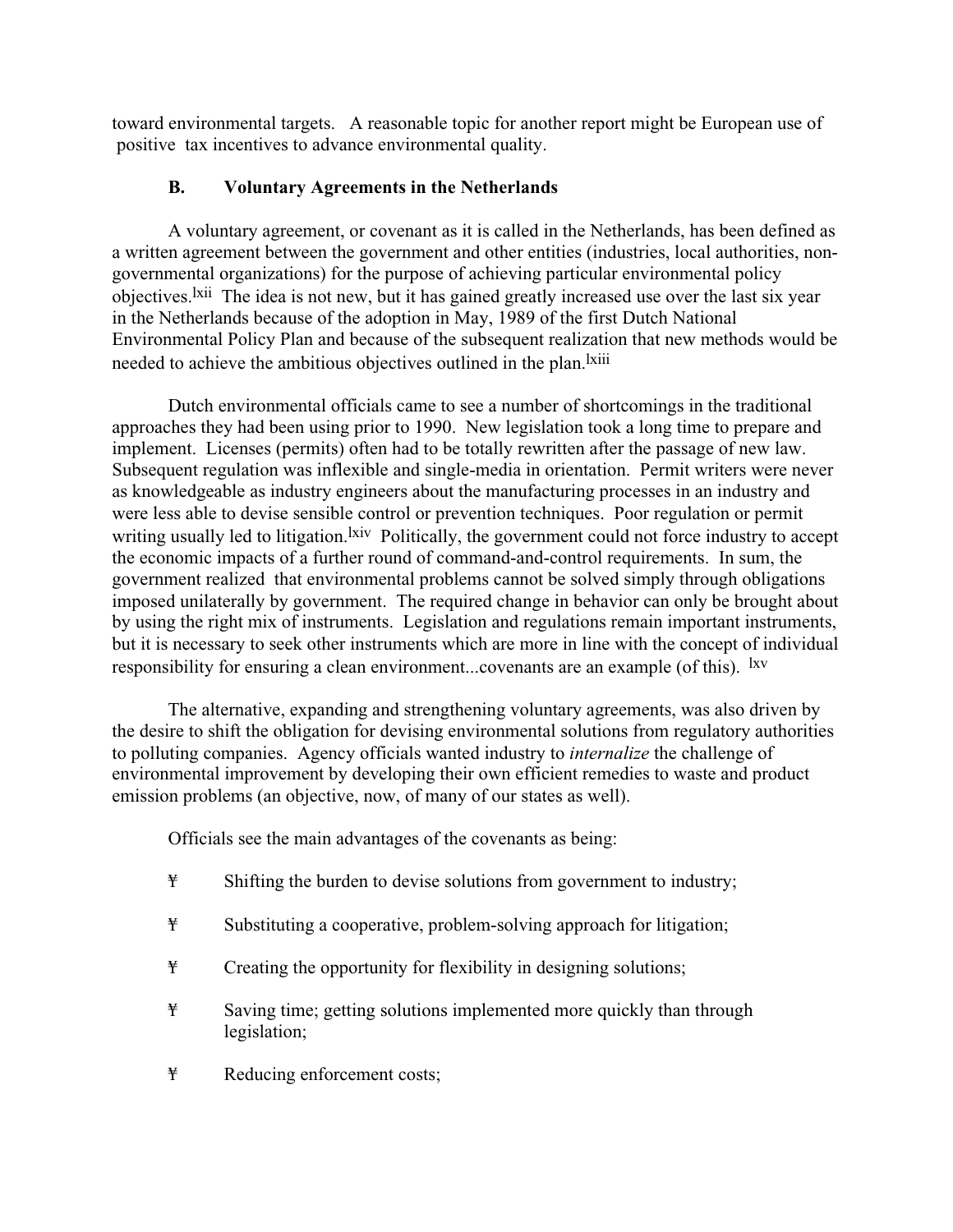toward environmental targets. A reasonable topic for another report might be European use of positive tax incentives to advance environmental quality.

### B. Voluntary Agreements in the Netherlands

A voluntary agreement, or covenant as it is called in the Netherlands, has been defined as a written agreement between the government and other entities (industries, local authorities, non-governmental organizations) for the purpose of achieving particular environmental policy objectives.[lxii] The idea is not new, but it has gained greatly increased use over the last six year in the Netherlands because of the adoption in May, 1989 of the first Dutch National Environmental Policy Plan and because of the subsequent realization that new methods would be needed to achieve the ambitious objectives outlined in the plan.[lxiii]

Dutch environmental officials came to see a number of shortcomings in the traditional approaches they had been using prior to 1990. New legislation took a long time to prepare and implement. Licenses (permits) often had to be totally rewritten after the passage of new law. Subsequent regulation was inflexible and single-media in orientation. Permit writers were never as knowledgeable as industry engineers about the manufacturing processes in an industry and were less able to devise sensible control or prevention techniques. Poor regulation or permit writing usually led to litigation.[lxiv] Politically, the government could not force industry to accept the economic impacts of a further round of command-and-control requirements. In sum, the government realized that environmental problems cannot be solved simply through obligations imposed unilaterally by government. The required change in behavior can only be brought about by using the right mix of instruments. Legislation and regulations remain important instruments, but it is necessary to seek other instruments which are more in line with the concept of individual responsibility for ensuring a clean environment...covenants are an example (of this).[lxv]

The alternative, expanding and strengthening voluntary agreements, was also driven by the desire to shift the obligation for devising environmental solutions from regulatory authorities to polluting companies. Agency officials wanted industry to *internalize* the challenge of environmental improvement by developing their own efficient remedies to waste and product emission problems (an objective, now, of many of our states as well).

Officials see the main advantages of the covenants as being:

- Shifting the burden to devise solutions from government to industry;
- Substituting a cooperative, problem-solving approach for litigation;
- Creating the opportunity for flexibility in designing solutions;
- Saving time; getting solutions implemented more quickly than through legislation;
- Reducing enforcement costs;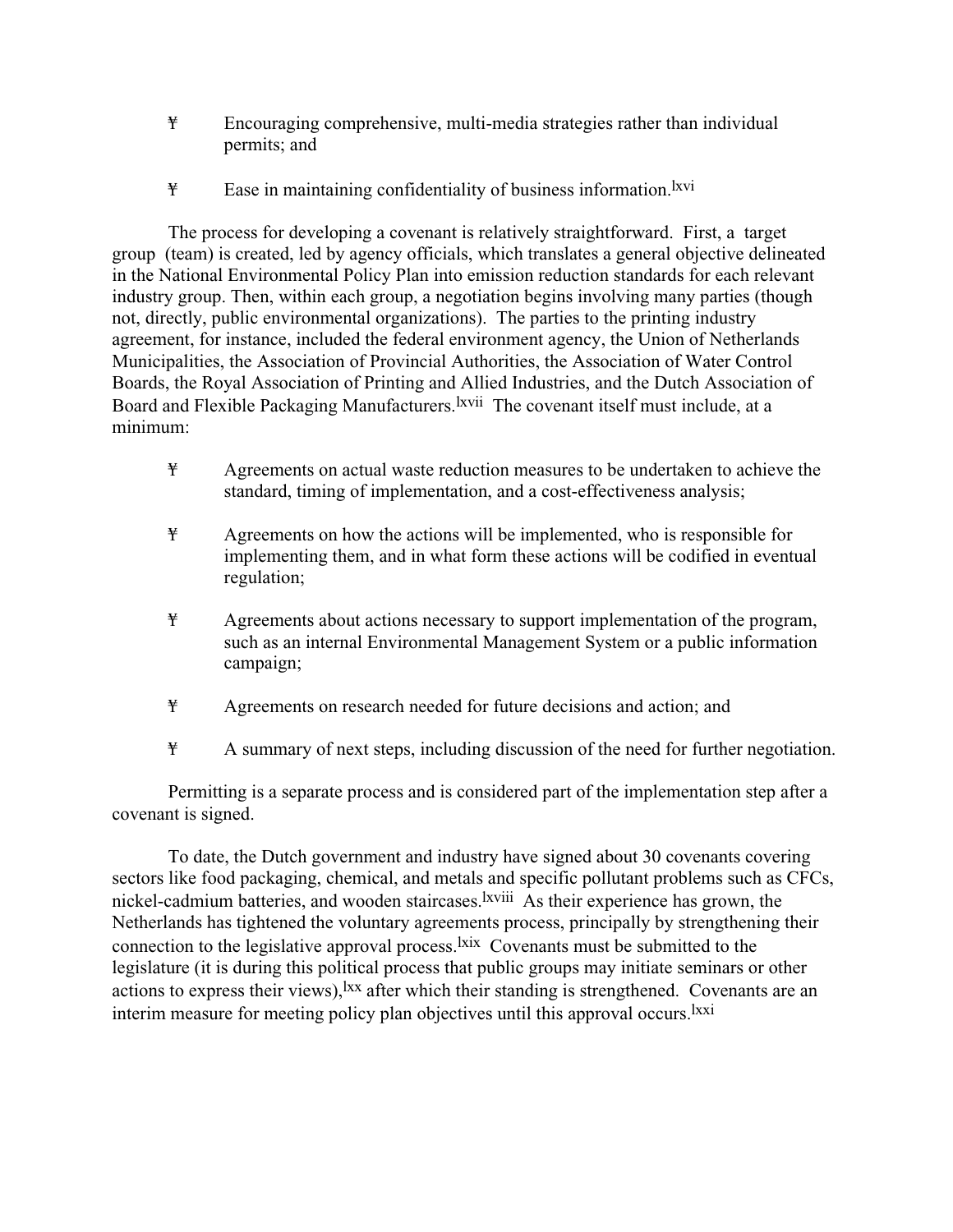- Encouraging comprehensive, multi-media strategies rather than individual permits; and

- Ease in maintaining confidentiality of business information.[lxvi]

The process for developing a covenant is relatively straightforward. First, a target group (team) is created, led by agency officials, which translates a general objective delineated in the National Environmental Policy Plan into emission reduction standards for each relevant industry group. Then, within each group, a negotiation begins involving many parties (though not, directly, public environmental organizations). The parties to the printing industry agreement, for instance, included the federal environment agency, the Union of Netherlands Municipalities, the Association of Provincial Authorities, the Association of Water Control Boards, the Royal Association of Printing and Allied Industries, and the Dutch Association of Board and Flexible Packaging Manufacturers.[lxvii] The covenant itself must include, at a minimum:

- Agreements on actual waste reduction measures to be undertaken to achieve the standard, timing of implementation, and a cost-effectiveness analysis;

- Agreements on how the actions will be implemented, who is responsible for implementing them, and in what form these actions will be codified in eventual regulation;

- Agreements about actions necessary to support implementation of the program, such as an internal Environmental Management System or a public information campaign;

- Agreements on research needed for future decisions and action; and

- A summary of next steps, including discussion of the need for further negotiation.

Permitting is a separate process and is considered part of the implementation step after a covenant is signed.

To date, the Dutch government and industry have signed about 30 covenants covering sectors like food packaging, chemical, and metals and specific pollutant problems such as CFCs, nickel-cadmium batteries, and wooden staircases.[lxviii] As their experience has grown, the Netherlands has tightened the voluntary agreements process, principally by strengthening their connection to the legislative approval process.[lxix] Covenants must be submitted to the legislature (it is during this political process that public groups may initiate seminars or other actions to express their views),[lxx] after which their standing is strengthened. Covenants are an interim measure for meeting policy plan objectives until this approval occurs.[lxxi]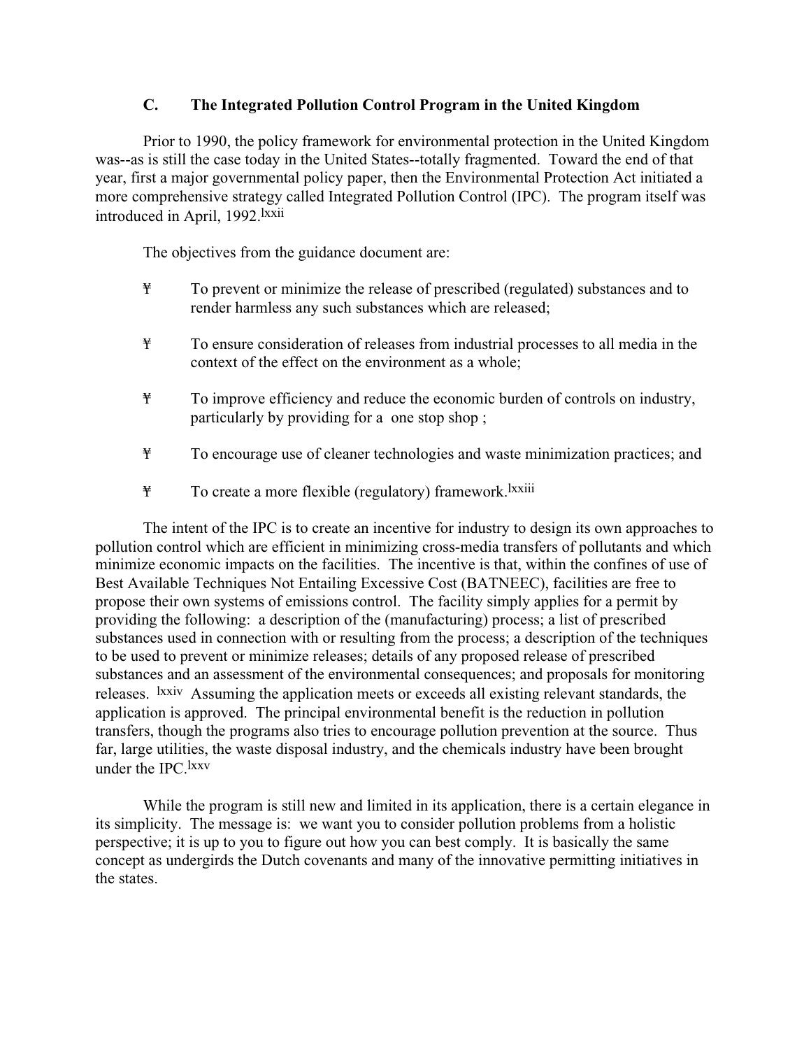### C. The Integrated Pollution Control Program in the United Kingdom

Prior to 1990, the policy framework for environmental protection in the United Kingdom was--as is still the case today in the United States--totally fragmented. Toward the end of that year, first a major governmental policy paper, then the Environmental Protection Act initiated a more comprehensive strategy called Integrated Pollution Control (IPC). The program itself was introduced in April, 1992.[lxxii]

The objectives from the guidance document are:

- To prevent or minimize the release of prescribed (regulated) substances and to render harmless any such substances which are released;
- To ensure consideration of releases from industrial processes to all media in the context of the effect on the environment as a whole;
- To improve efficiency and reduce the economic burden of controls on industry, particularly by providing for a one stop shop ;
- To encourage use of cleaner technologies and waste minimization practices; and
- To create a more flexible (regulatory) framework.[lxxiii]

The intent of the IPC is to create an incentive for industry to design its own approaches to pollution control which are efficient in minimizing cross-media transfers of pollutants and which minimize economic impacts on the facilities. The incentive is that, within the confines of use of Best Available Techniques Not Entailing Excessive Cost (BATNEEC), facilities are free to propose their own systems of emissions control. The facility simply applies for a permit by providing the following: a description of the (manufacturing) process; a list of prescribed substances used in connection with or resulting from the process; a description of the techniques to be used to prevent or minimize releases; details of any proposed release of prescribed substances and an assessment of the environmental consequences; and proposals for monitoring releases. [lxxiv] Assuming the application meets or exceeds all existing relevant standards, the application is approved. The principal environmental benefit is the reduction in pollution transfers, though the programs also tries to encourage pollution prevention at the source. Thus far, large utilities, the waste disposal industry, and the chemicals industry have been brought under the IPC.[lxxv]

While the program is still new and limited in its application, there is a certain elegance in its simplicity. The message is: we want you to consider pollution problems from a holistic perspective; it is up to you to figure out how you can best comply. It is basically the same concept as undergirds the Dutch covenants and many of the innovative permitting initiatives in the states.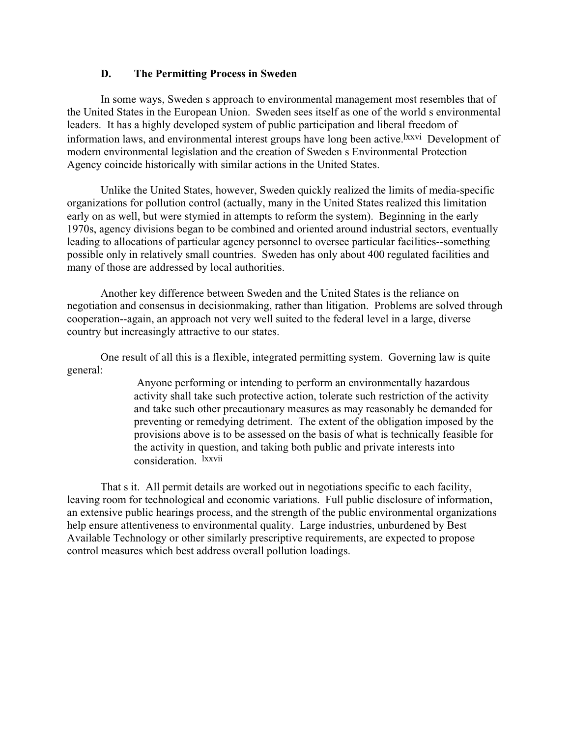### D. The Permitting Process in Sweden

In some ways, Sweden s approach to environmental management most resembles that of the United States in the European Union. Sweden sees itself as one of the world s environmental leaders. It has a highly developed system of public participation and liberal freedom of information laws, and environmental interest groups have long been active.[lxxvi] Development of modern environmental legislation and the creation of Sweden s Environmental Protection Agency coincide historically with similar actions in the United States.

Unlike the United States, however, Sweden quickly realized the limits of media-specific organizations for pollution control (actually, many in the United States realized this limitation early on as well, but were stymied in attempts to reform the system). Beginning in the early 1970s, agency divisions began to be combined and oriented around industrial sectors, eventually leading to allocations of particular agency personnel to oversee particular facilities--something possible only in relatively small countries. Sweden has only about 400 regulated facilities and many of those are addressed by local authorities.

Another key difference between Sweden and the United States is the reliance on negotiation and consensus in decisionmaking, rather than litigation. Problems are solved through cooperation--again, an approach not very well suited to the federal level in a large, diverse country but increasingly attractive to our states.

One result of all this is a flexible, integrated permitting system. Governing law is quite general:

> Anyone performing or intending to perform an environmentally hazardous activity shall take such protective action, tolerate such restriction of the activity and take such other precautionary measures as may reasonably be demanded for preventing or remedying detriment. The extent of the obligation imposed by the provisions above is to be assessed on the basis of what is technically feasible for the activity in question, and taking both public and private interests into consideration. [lxxvii]

That s it. All permit details are worked out in negotiations specific to each facility, leaving room for technological and economic variations. Full public disclosure of information, an extensive public hearings process, and the strength of the public environmental organizations help ensure attentiveness to environmental quality. Large industries, unburdened by Best Available Technology or other similarly prescriptive requirements, are expected to propose control measures which best address overall pollution loadings.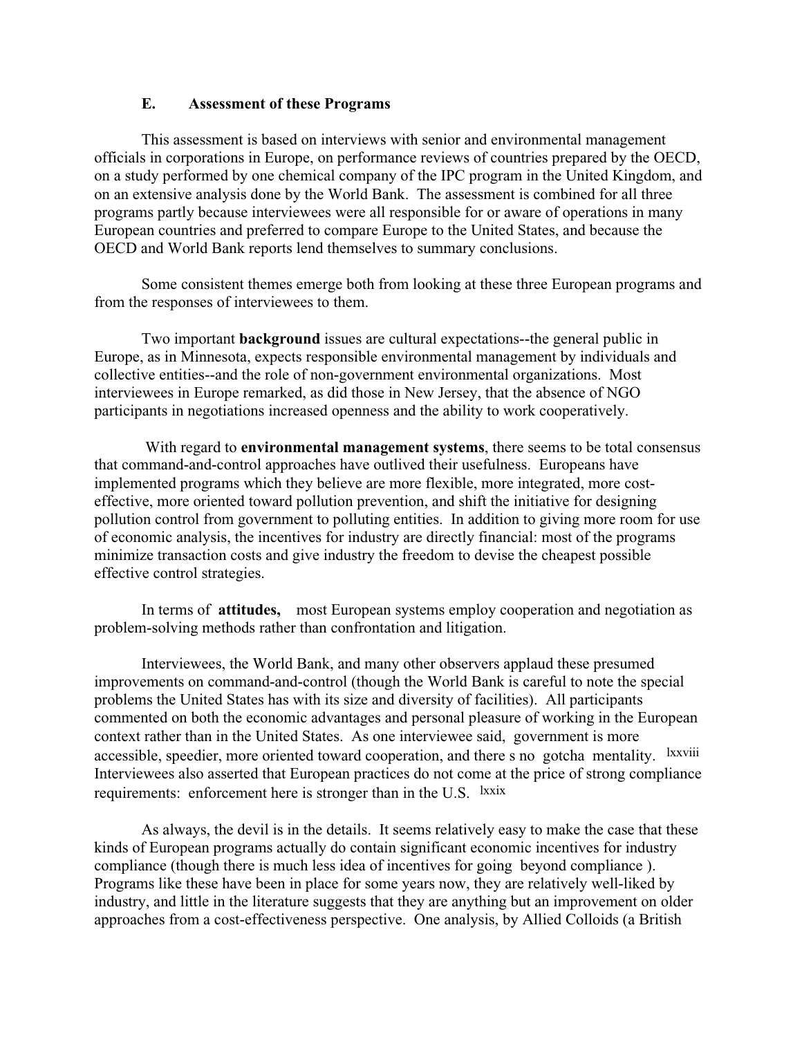### E. Assessment of these Programs

This assessment is based on interviews with senior and environmental management officials in corporations in Europe, on performance reviews of countries prepared by the OECD, on a study performed by one chemical company of the IPC program in the United Kingdom, and on an extensive analysis done by the World Bank. The assessment is combined for all three programs partly because interviewees were all responsible for or aware of operations in many European countries and preferred to compare Europe to the United States, and because the OECD and World Bank reports lend themselves to summary conclusions.

Some consistent themes emerge both from looking at these three European programs and from the responses of interviewees to them.

Two important **background** issues are cultural expectations--the general public in Europe, as in Minnesota, expects responsible environmental management by individuals and collective entities--and the role of non-government environmental organizations. Most interviewees in Europe remarked, as did those in New Jersey, that the absence of NGO participants in negotiations increased openness and the ability to work cooperatively.

With regard to **environmental management systems**, there seems to be total consensus that command-and-control approaches have outlived their usefulness. Europeans have implemented programs which they believe are more flexible, more integrated, more cost-effective, more oriented toward pollution prevention, and shift the initiative for designing pollution control from government to polluting entities. In addition to giving more room for use of economic analysis, the incentives for industry are directly financial: most of the programs minimize transaction costs and give industry the freedom to devise the cheapest possible effective control strategies.

In terms of **attitudes,** most European systems employ cooperation and negotiation as problem-solving methods rather than confrontation and litigation.

Interviewees, the World Bank, and many other observers applaud these presumed improvements on command-and-control (though the World Bank is careful to note the special problems the United States has with its size and diversity of facilities). All participants commented on both the economic advantages and personal pleasure of working in the European context rather than in the United States. As one interviewee said, government is more accessible, speedier, more oriented toward cooperation, and there s no gotcha mentality. [lxxviii] Interviewees also asserted that European practices do not come at the price of strong compliance requirements: enforcement here is stronger than in the U.S. [lxxix]

As always, the devil is in the details. It seems relatively easy to make the case that these kinds of European programs actually do contain significant economic incentives for industry compliance (though there is much less idea of incentives for going beyond compliance ). Programs like these have been in place for some years now, they are relatively well-liked by industry, and little in the literature suggests that they are anything but an improvement on older approaches from a cost-effectiveness perspective. One analysis, by Allied Colloids (a British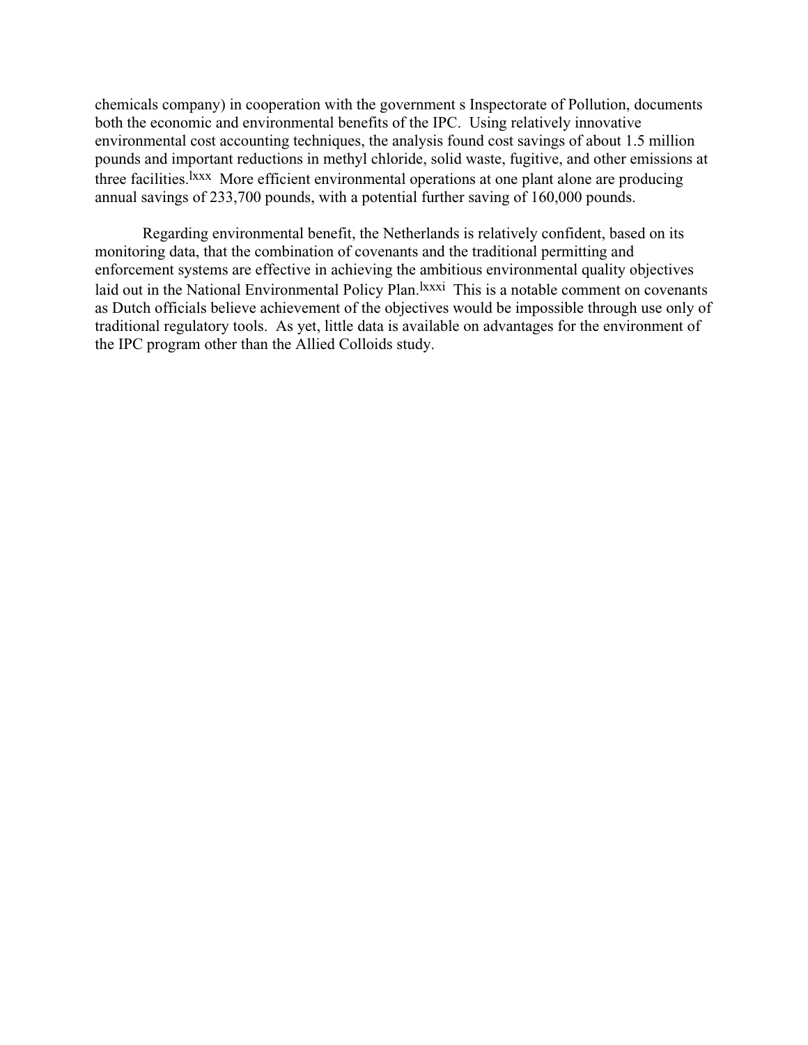chemicals company) in cooperation with the government s Inspectorate of Pollution, documents both the economic and environmental benefits of the IPC. Using relatively innovative environmental cost accounting techniques, the analysis found cost savings of about 1.5 million pounds and important reductions in methyl chloride, solid waste, fugitive, and other emissions at three facilities.[lxxx] More efficient environmental operations at one plant alone are producing annual savings of 233,700 pounds, with a potential further saving of 160,000 pounds.

Regarding environmental benefit, the Netherlands is relatively confident, based on its monitoring data, that the combination of covenants and the traditional permitting and enforcement systems are effective in achieving the ambitious environmental quality objectives laid out in the National Environmental Policy Plan.[lxxxi] This is a notable comment on covenants as Dutch officials believe achievement of the objectives would be impossible through use only of traditional regulatory tools. As yet, little data is available on advantages for the environment of the IPC program other than the Allied Colloids study.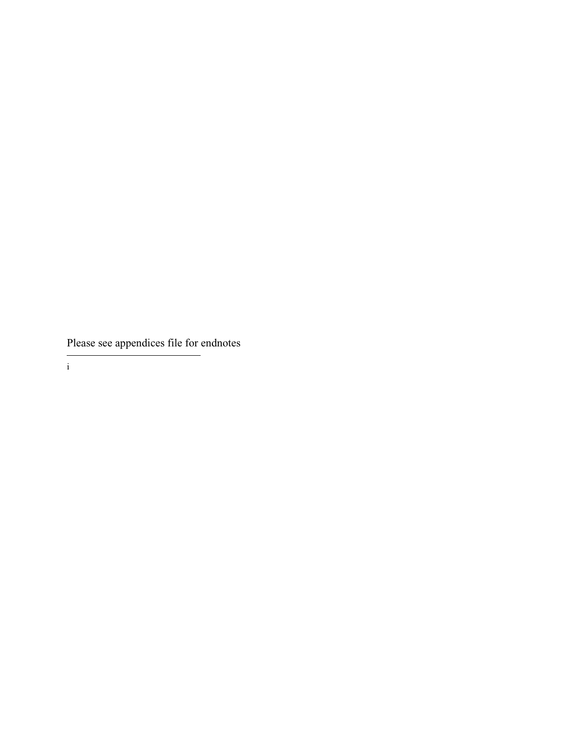Please see appendices file for endnotes

---

i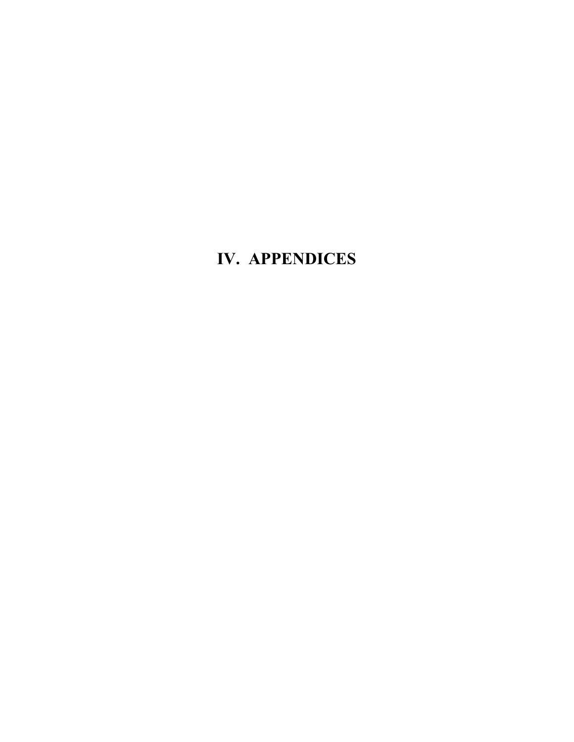# IV. APPENDICES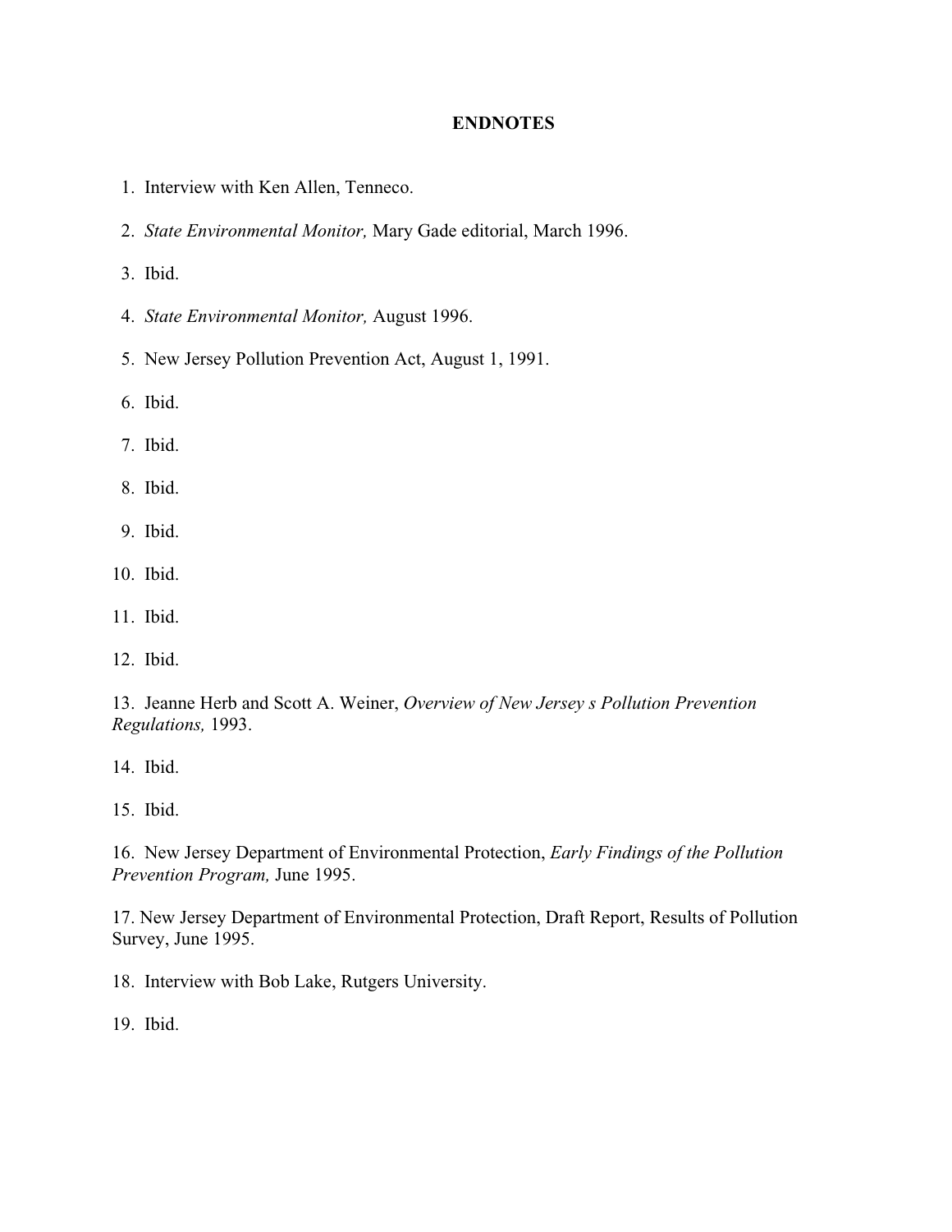## ENDNOTES

1. Interview with Ken Allen, Tenneco.
2. *State Environmental Monitor,* Mary Gade editorial, March 1996.
3. Ibid.
4. *State Environmental Monitor,* August 1996.
5. New Jersey Pollution Prevention Act, August 1, 1991.
6. Ibid.
7. Ibid.
8. Ibid.
9. Ibid.
10. Ibid.
11. Ibid.
12. Ibid.
13. Jeanne Herb and Scott A. Weiner, *Overview of New Jersey s Pollution Prevention Regulations,* 1993.
14. Ibid.
15. Ibid.
16. New Jersey Department of Environmental Protection, *Early Findings of the Pollution Prevention Program,* June 1995.
17. New Jersey Department of Environmental Protection, Draft Report, Results of Pollution Survey, June 1995.
18. Interview with Bob Lake, Rutgers University.
19. Ibid.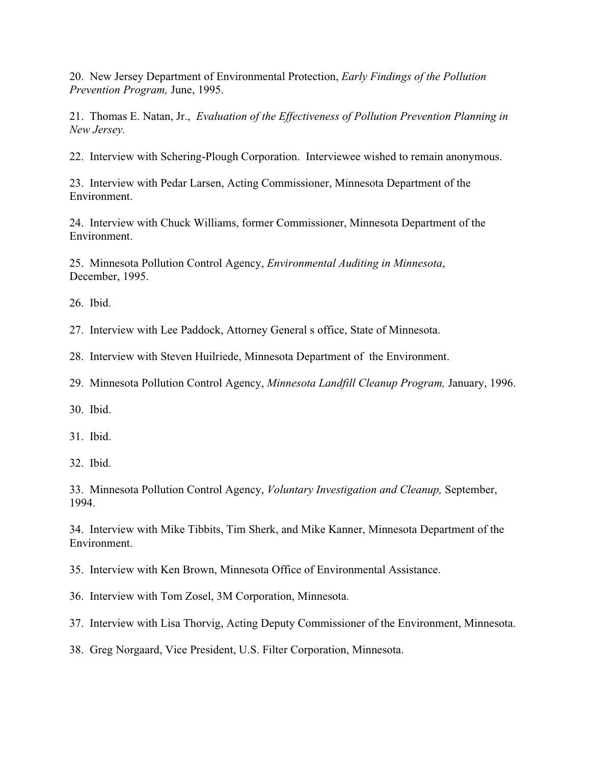20. New Jersey Department of Environmental Protection, *Early Findings of the Pollution Prevention Program,* June, 1995.

21. Thomas E. Natan, Jr., *Evaluation of the Effectiveness of Pollution Prevention Planning in New Jersey.*

22. Interview with Schering-Plough Corporation. Interviewee wished to remain anonymous.

23. Interview with Pedar Larsen, Acting Commissioner, Minnesota Department of the Environment.

24. Interview with Chuck Williams, former Commissioner, Minnesota Department of the Environment.

25. Minnesota Pollution Control Agency, *Environmental Auditing in Minnesota*, December, 1995.

26. Ibid.

27. Interview with Lee Paddock, Attorney General s office, State of Minnesota.

28. Interview with Steven Huilriede, Minnesota Department of the Environment.

29. Minnesota Pollution Control Agency, *Minnesota Landfill Cleanup Program,* January, 1996.

30. Ibid.

31. Ibid.

32. Ibid.

33. Minnesota Pollution Control Agency, *Voluntary Investigation and Cleanup,* September, 1994.

34. Interview with Mike Tibbits, Tim Sherk, and Mike Kanner, Minnesota Department of the Environment.

35. Interview with Ken Brown, Minnesota Office of Environmental Assistance.

36. Interview with Tom Zosel, 3M Corporation, Minnesota.

37. Interview with Lisa Thorvig, Acting Deputy Commissioner of the Environment, Minnesota.

38. Greg Norgaard, Vice President, U.S. Filter Corporation, Minnesota.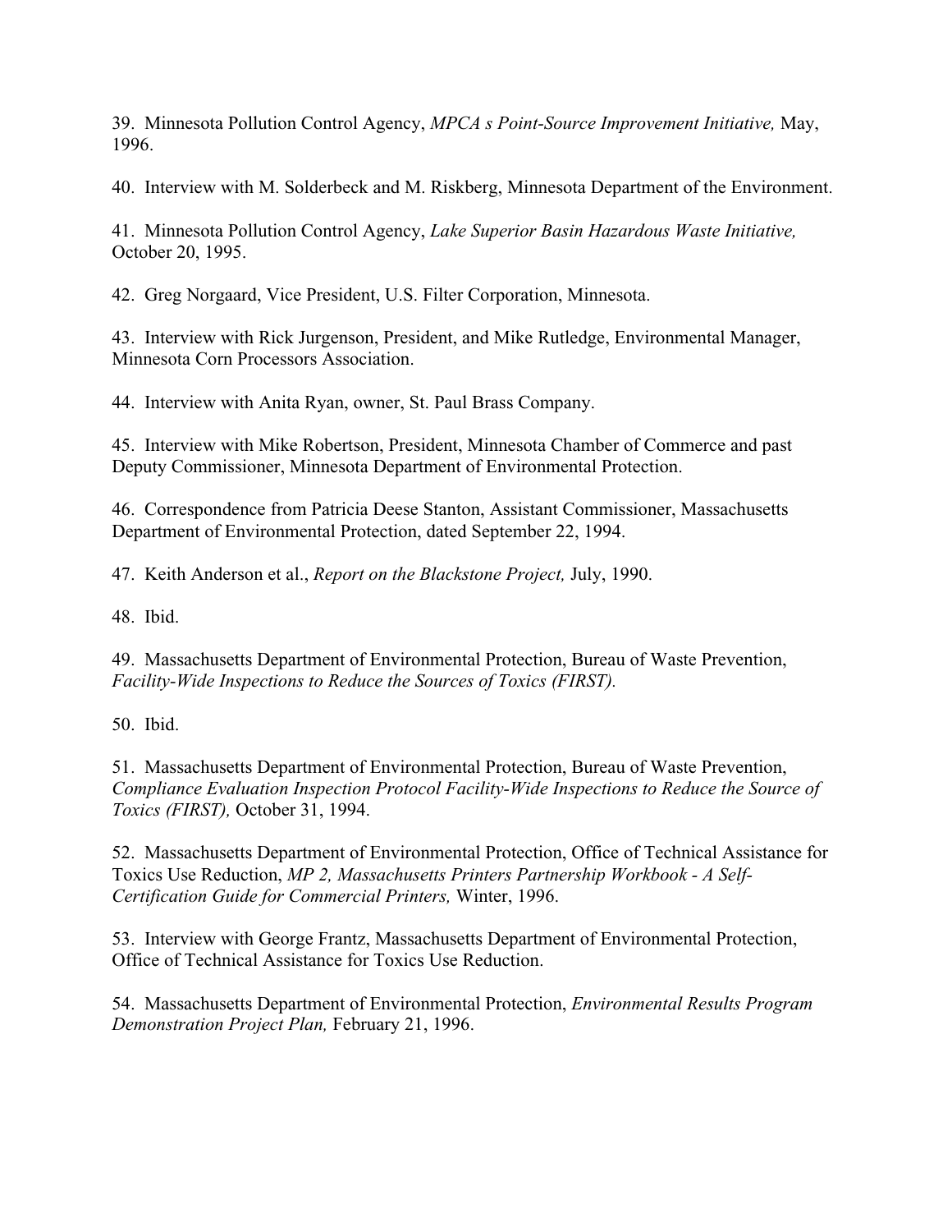39. Minnesota Pollution Control Agency, *MPCA s Point-Source Improvement Initiative,* May, 1996.

40. Interview with M. Solderbeck and M. Riskberg, Minnesota Department of the Environment.

41. Minnesota Pollution Control Agency, *Lake Superior Basin Hazardous Waste Initiative,* October 20, 1995.

42. Greg Norgaard, Vice President, U.S. Filter Corporation, Minnesota.

43. Interview with Rick Jurgenson, President, and Mike Rutledge, Environmental Manager, Minnesota Corn Processors Association.

44. Interview with Anita Ryan, owner, St. Paul Brass Company.

45. Interview with Mike Robertson, President, Minnesota Chamber of Commerce and past Deputy Commissioner, Minnesota Department of Environmental Protection.

46. Correspondence from Patricia Deese Stanton, Assistant Commissioner, Massachusetts Department of Environmental Protection, dated September 22, 1994.

47. Keith Anderson et al., *Report on the Blackstone Project,* July, 1990.

48. Ibid.

49. Massachusetts Department of Environmental Protection, Bureau of Waste Prevention, *Facility-Wide Inspections to Reduce the Sources of Toxics (FIRST).*

50. Ibid.

51. Massachusetts Department of Environmental Protection, Bureau of Waste Prevention, *Compliance Evaluation Inspection Protocol Facility-Wide Inspections to Reduce the Source of Toxics (FIRST),* October 31, 1994.

52. Massachusetts Department of Environmental Protection, Office of Technical Assistance for Toxics Use Reduction, *MP 2, Massachusetts Printers Partnership Workbook - A Self-Certification Guide for Commercial Printers,* Winter, 1996.

53. Interview with George Frantz, Massachusetts Department of Environmental Protection, Office of Technical Assistance for Toxics Use Reduction.

54. Massachusetts Department of Environmental Protection, *Environmental Results Program Demonstration Project Plan,* February 21, 1996.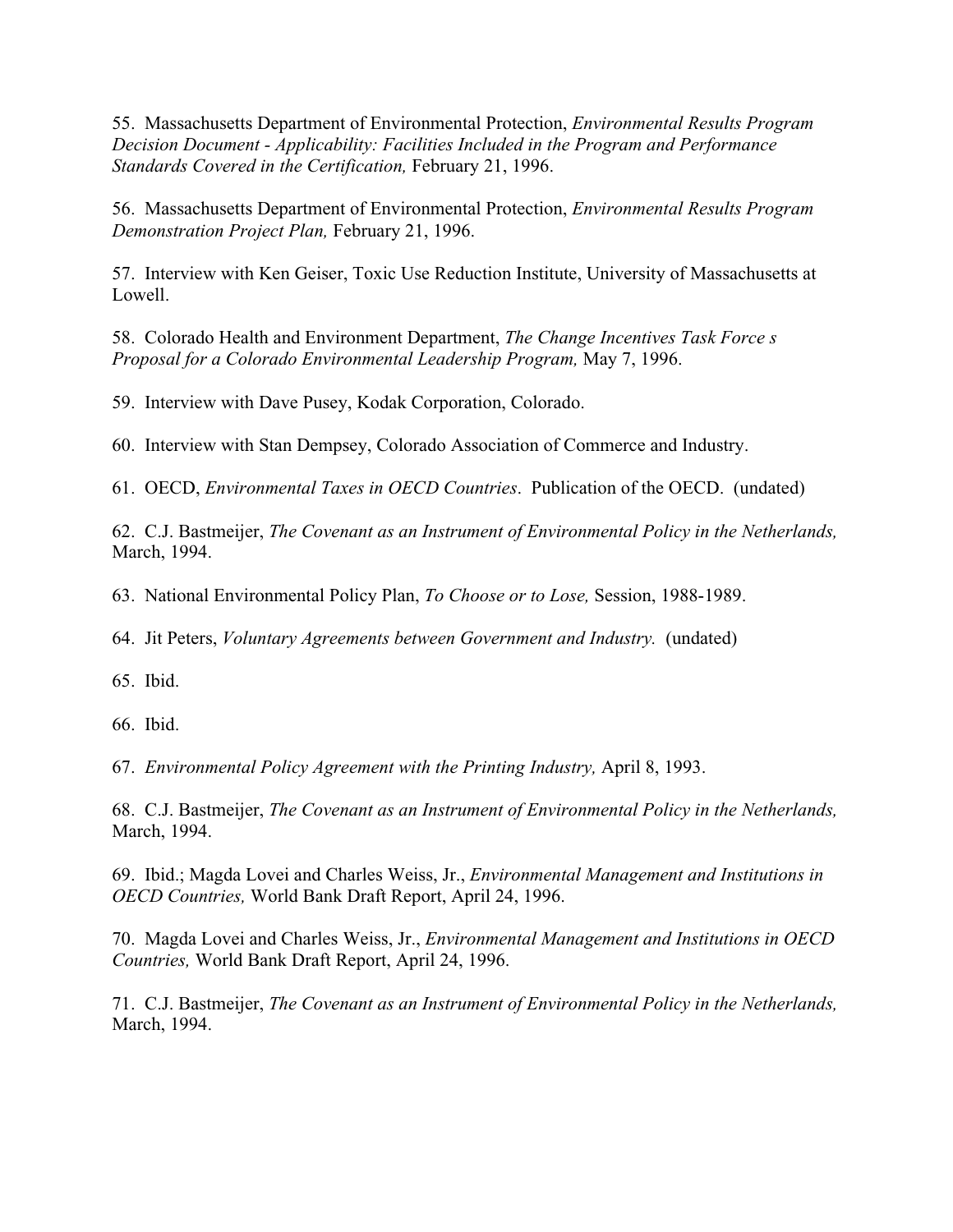55. Massachusetts Department of Environmental Protection, *Environmental Results Program Decision Document - Applicability: Facilities Included in the Program and Performance Standards Covered in the Certification,* February 21, 1996.

56. Massachusetts Department of Environmental Protection, *Environmental Results Program Demonstration Project Plan,* February 21, 1996.

57. Interview with Ken Geiser, Toxic Use Reduction Institute, University of Massachusetts at Lowell.

58. Colorado Health and Environment Department, *The Change Incentives Task Force s Proposal for a Colorado Environmental Leadership Program,* May 7, 1996.

59. Interview with Dave Pusey, Kodak Corporation, Colorado.

60. Interview with Stan Dempsey, Colorado Association of Commerce and Industry.

61. OECD, *Environmental Taxes in OECD Countries*. Publication of the OECD. (undated)

62. C.J. Bastmeijer, *The Covenant as an Instrument of Environmental Policy in the Netherlands,* March, 1994.

63. National Environmental Policy Plan, *To Choose or to Lose,* Session, 1988-1989.

64. Jit Peters, *Voluntary Agreements between Government and Industry.* (undated)

65. Ibid.

66. Ibid.

67. *Environmental Policy Agreement with the Printing Industry,* April 8, 1993.

68. C.J. Bastmeijer, *The Covenant as an Instrument of Environmental Policy in the Netherlands,* March, 1994.

69. Ibid.; Magda Lovei and Charles Weiss, Jr., *Environmental Management and Institutions in OECD Countries,* World Bank Draft Report, April 24, 1996.

70. Magda Lovei and Charles Weiss, Jr., *Environmental Management and Institutions in OECD Countries,* World Bank Draft Report, April 24, 1996.

71. C.J. Bastmeijer, *The Covenant as an Instrument of Environmental Policy in the Netherlands,* March, 1994.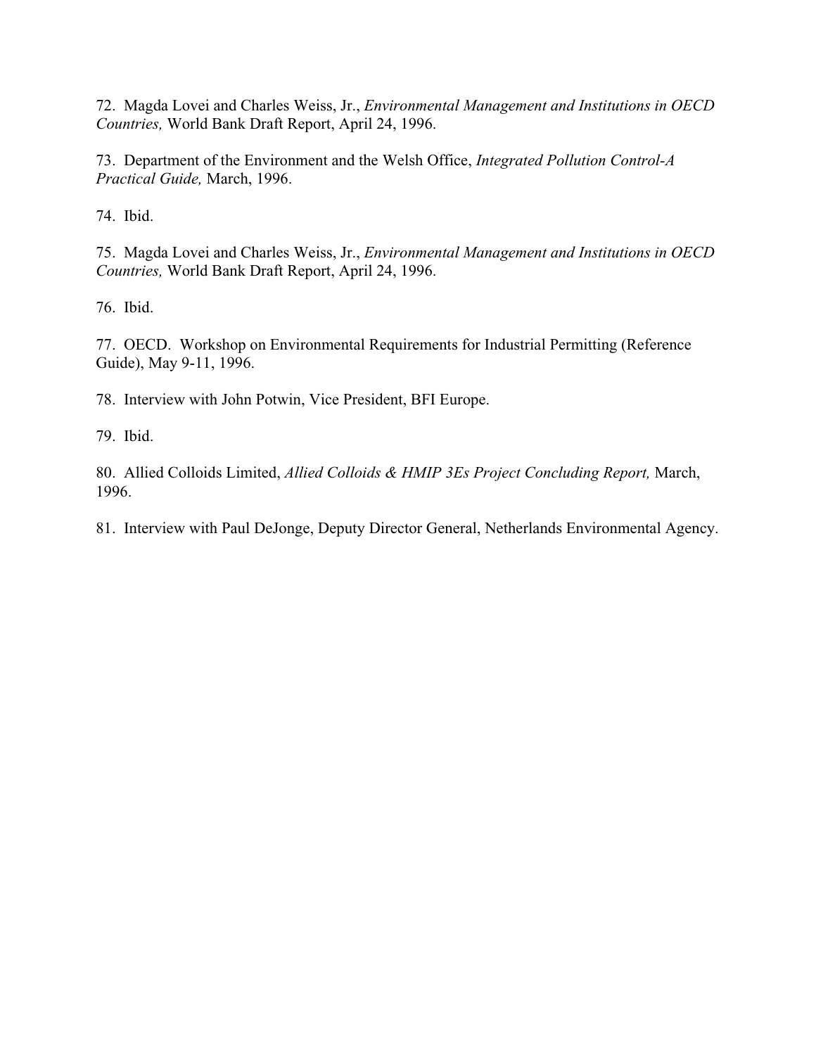72. Magda Lovei and Charles Weiss, Jr., *Environmental Management and Institutions in OECD Countries,* World Bank Draft Report, April 24, 1996.

73. Department of the Environment and the Welsh Office, *Integrated Pollution Control-A Practical Guide,* March, 1996.

74. Ibid.

75. Magda Lovei and Charles Weiss, Jr., *Environmental Management and Institutions in OECD Countries,* World Bank Draft Report, April 24, 1996.

76. Ibid.

77. OECD. Workshop on Environmental Requirements for Industrial Permitting (Reference Guide), May 9-11, 1996.

78. Interview with John Potwin, Vice President, BFI Europe.

79. Ibid.

80. Allied Colloids Limited, *Allied Colloids & HMIP 3Es Project Concluding Report,* March, 1996.

81. Interview with Paul DeJonge, Deputy Director General, Netherlands Environmental Agency.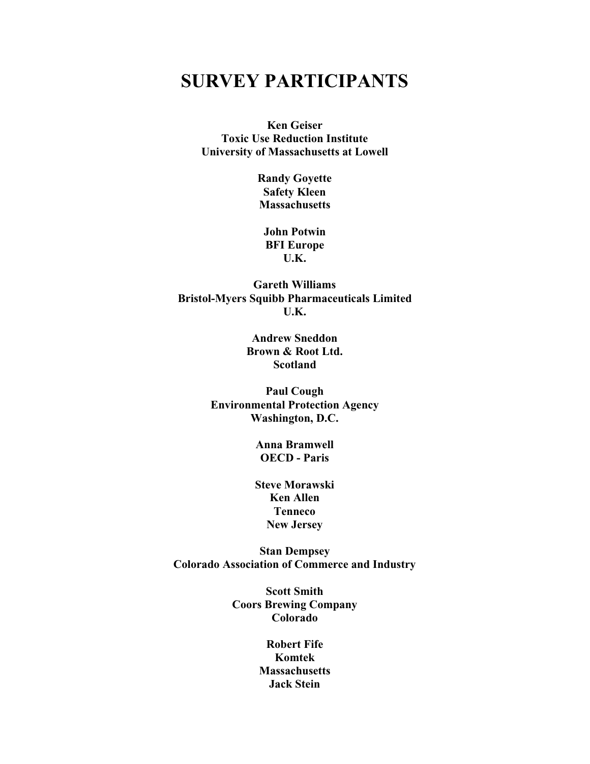# SURVEY PARTICIPANTS

**Ken Geiser**
**Toxic Use Reduction Institute**
**University of Massachusetts at Lowell**

**Randy Goyette**
**Safety Kleen**
**Massachusetts**

**John Potwin**
**BFI Europe**
**U.K.**

**Gareth Williams**
**Bristol-Myers Squibb Pharmaceuticals Limited**
**U.K.**

**Andrew Sneddon**
**Brown & Root Ltd.**
**Scotland**

**Paul Cough**
**Environmental Protection Agency**
**Washington, D.C.**

**Anna Bramwell**
**OECD - Paris**

**Steve Morawski**
**Ken Allen**
**Tenneco**
**New Jersey**

**Stan Dempsey**
**Colorado Association of Commerce and Industry**

**Scott Smith**
**Coors Brewing Company**
**Colorado**

**Robert Fife**
**Komtek**
**Massachusetts**
**Jack Stein**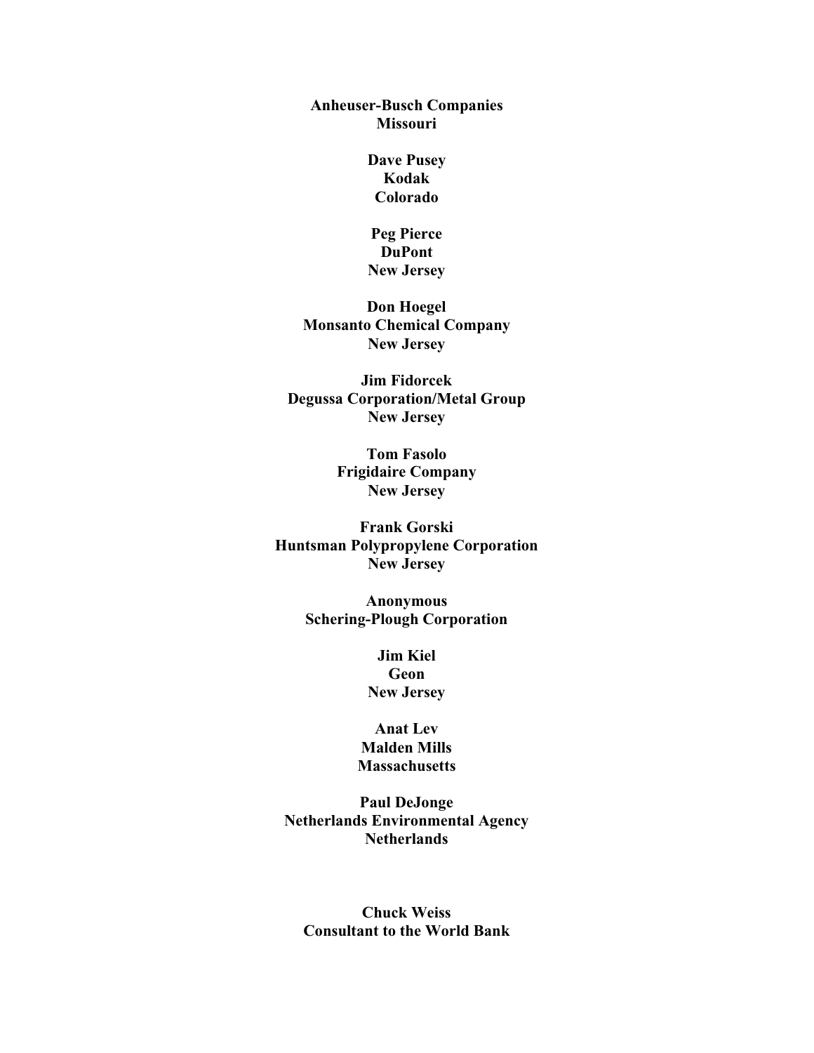**Anheuser-Busch Companies**
**Missouri**

**Dave Pusey**
**Kodak**
**Colorado**

**Peg Pierce**
**DuPont**
**New Jersey**

**Don Hoegel**
**Monsanto Chemical Company**
**New Jersey**

**Jim Fidorcek**
**Degussa Corporation/Metal Group**
**New Jersey**

**Tom Fasolo**
**Frigidaire Company**
**New Jersey**

**Frank Gorski**
**Huntsman Polypropylene Corporation**
**New Jersey**

**Anonymous**
**Schering-Plough Corporation**

**Jim Kiel**
**Geon**
**New Jersey**

**Anat Lev**
**Malden Mills**
**Massachusetts**

**Paul DeJonge**
**Netherlands Environmental Agency**
**Netherlands**

**Chuck Weiss**
**Consultant to the World Bank**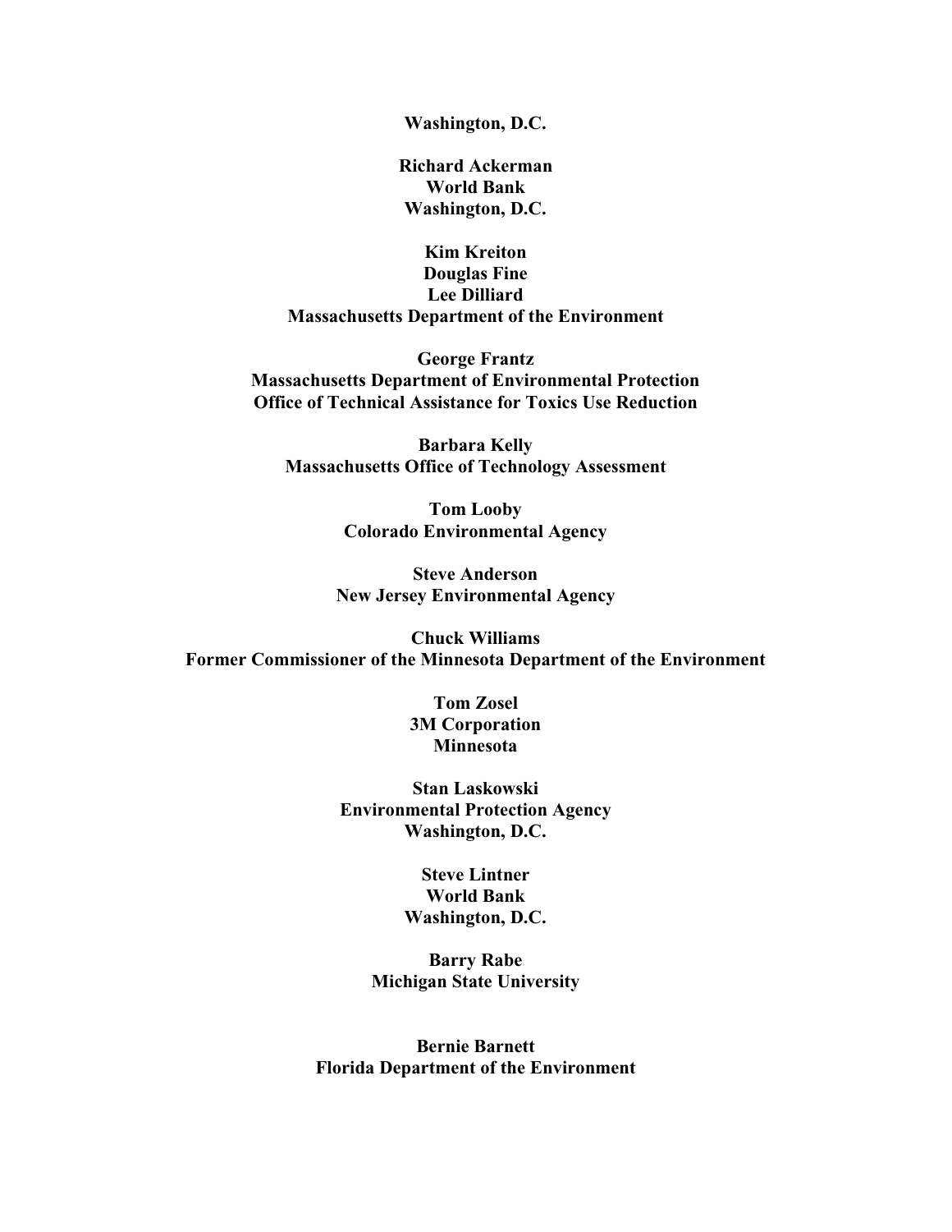**Washington, D.C.**

**Richard Ackerman**
**World Bank**
**Washington, D.C.**

**Kim Kreiton**
**Douglas Fine**
**Lee Dilliard**
**Massachusetts Department of the Environment**

**George Frantz**
**Massachusetts Department of Environmental Protection**
**Office of Technical Assistance for Toxics Use Reduction**

**Barbara Kelly**
**Massachusetts Office of Technology Assessment**

**Tom Looby**
**Colorado Environmental Agency**

**Steve Anderson**
**New Jersey Environmental Agency**

**Chuck Williams**
**Former Commissioner of the Minnesota Department of the Environment**

**Tom Zosel**
**3M Corporation**
**Minnesota**

**Stan Laskowski**
**Environmental Protection Agency**
**Washington, D.C.**

**Steve Lintner**
**World Bank**
**Washington, D.C.**

**Barry Rabe**
**Michigan State University**

**Bernie Barnett**
**Florida Department of the Environment**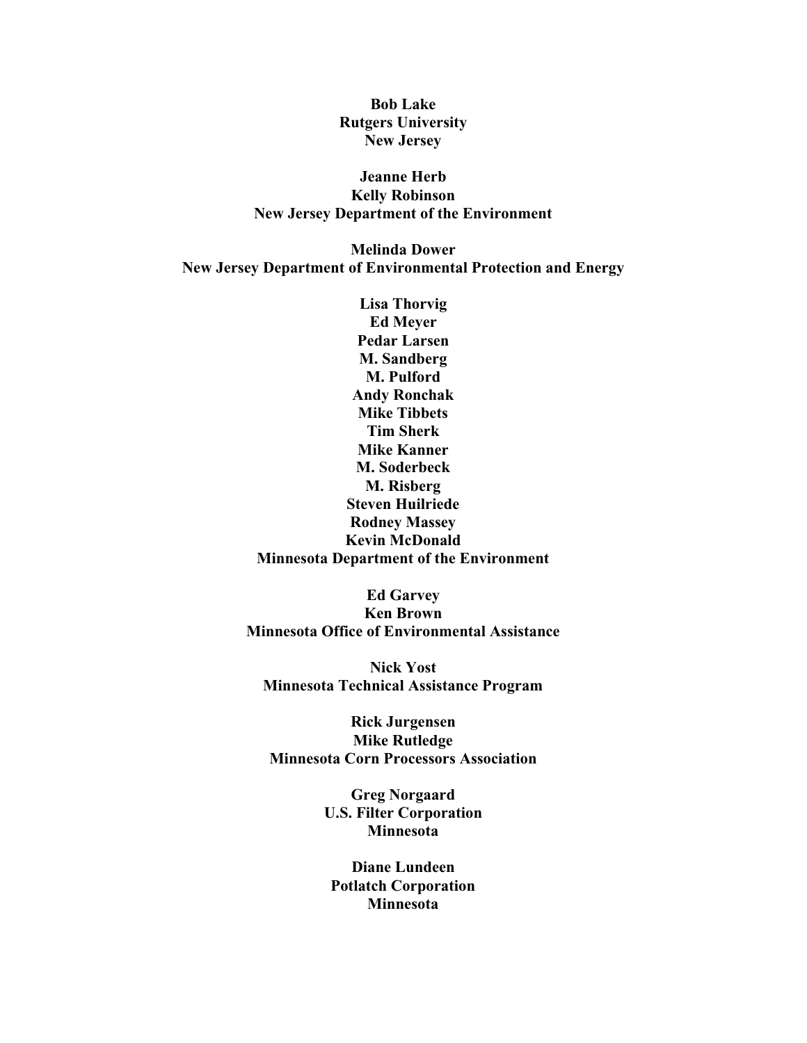**Bob Lake**
**Rutgers University**
**New Jersey**

**Jeanne Herb**
**Kelly Robinson**
**New Jersey Department of the Environment**

**Melinda Dower**
**New Jersey Department of Environmental Protection and Energy**

**Lisa Thorvig**
**Ed Meyer**
**Pedar Larsen**
**M. Sandberg**
**M. Pulford**
**Andy Ronchak**
**Mike Tibbets**
**Tim Sherk**
**Mike Kanner**
**M. Soderbeck**
**M. Risberg**
**Steven Huilriede**
**Rodney Massey**
**Kevin McDonald**
**Minnesota Department of the Environment**

**Ed Garvey**
**Ken Brown**
**Minnesota Office of Environmental Assistance**

**Nick Yost**
**Minnesota Technical Assistance Program**

**Rick Jurgensen**
**Mike Rutledge**
**Minnesota Corn Processors Association**

**Greg Norgaard**
**U.S. Filter Corporation**
**Minnesota**

**Diane Lundeen**
**Potlatch Corporation**
**Minnesota**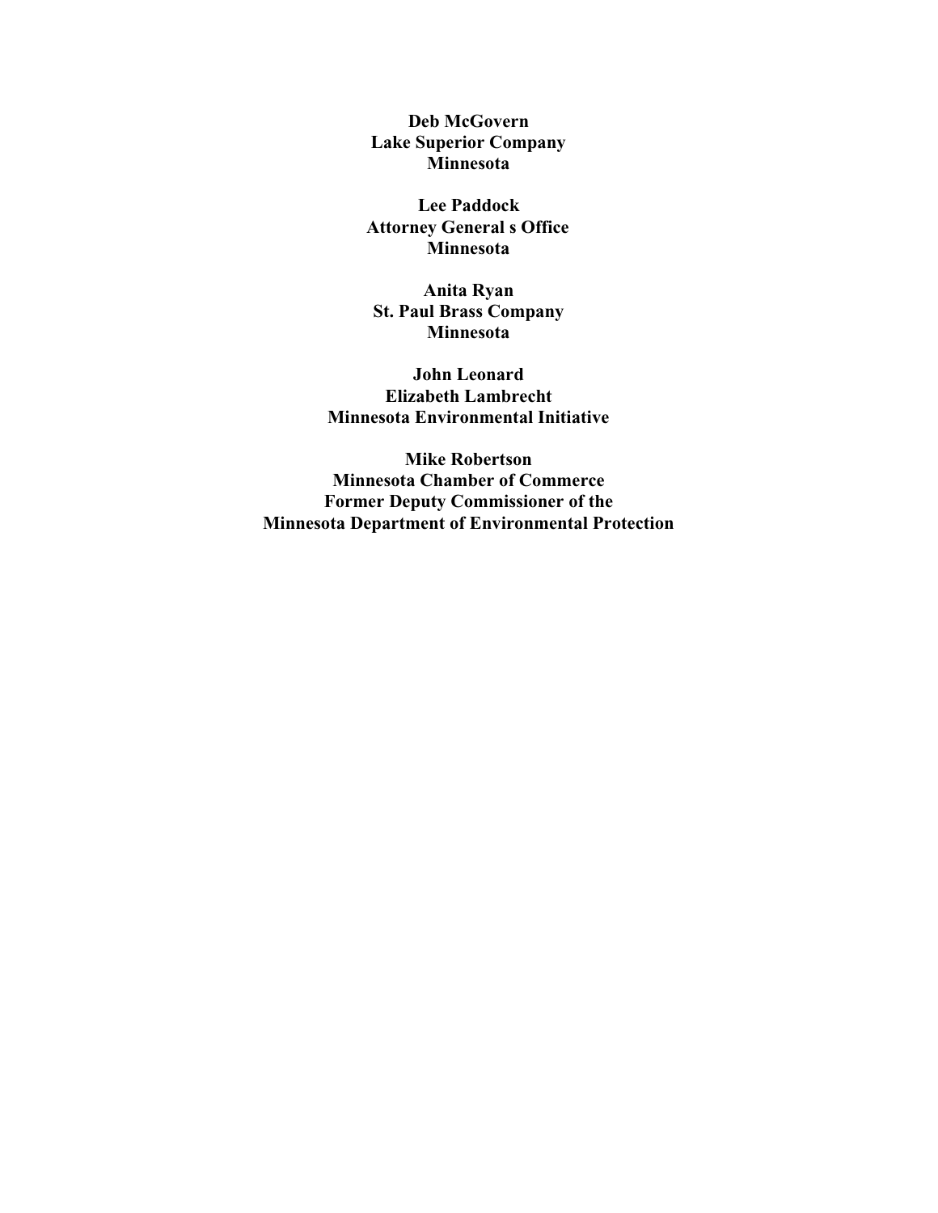**Deb McGovern**
**Lake Superior Company**
**Minnesota**

**Lee Paddock**
**Attorney General s Office**
**Minnesota**

**Anita Ryan**
**St. Paul Brass Company**
**Minnesota**

**John Leonard**
**Elizabeth Lambrecht**
**Minnesota Environmental Initiative**

**Mike Robertson**
**Minnesota Chamber of Commerce**
**Former Deputy Commissioner of the**
**Minnesota Department of Environmental Protection**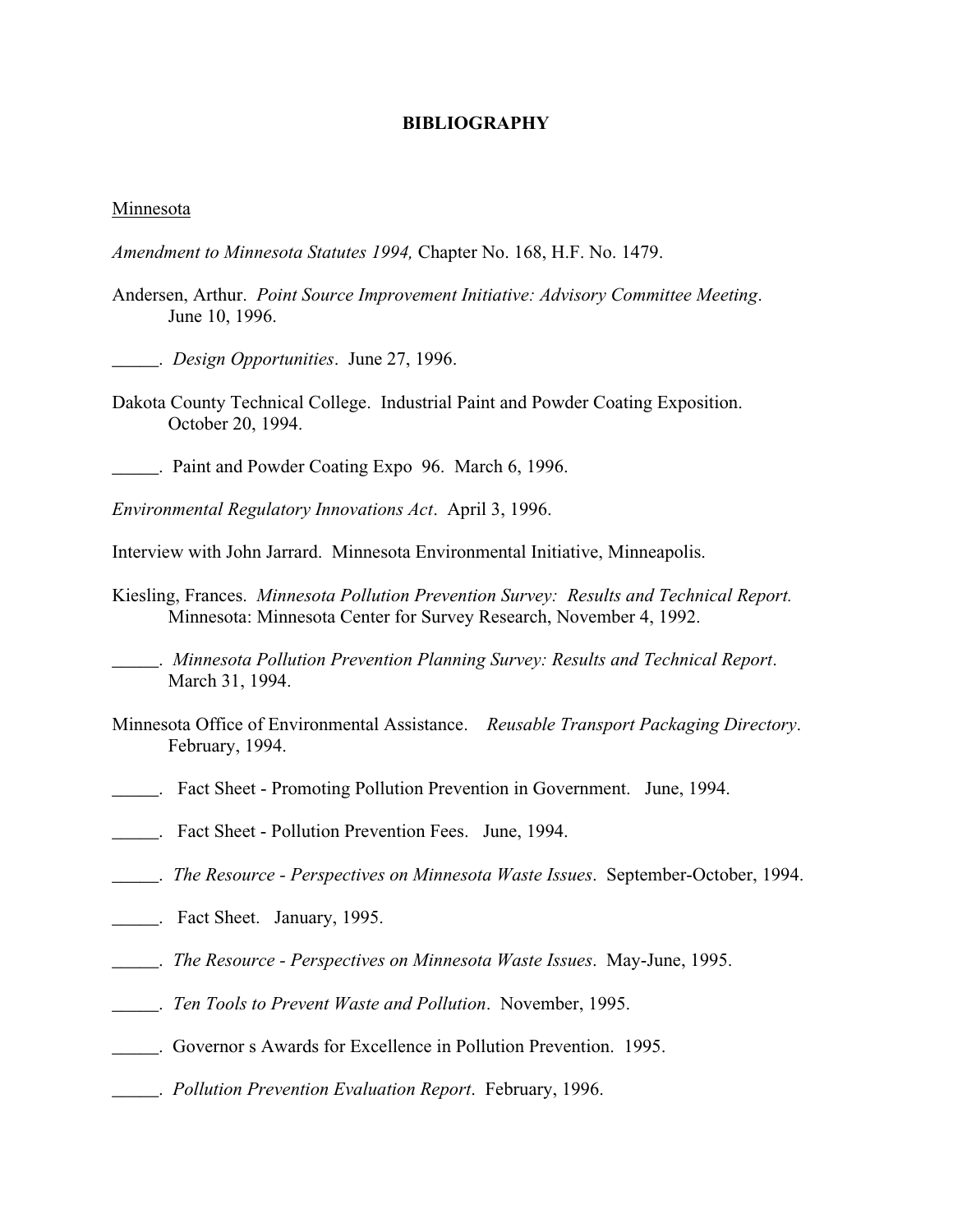# BIBLIOGRAPHY

Minnesota

*Amendment to Minnesota Statutes 1994,* Chapter No. 168, H.F. No. 1479.

Andersen, Arthur. *Point Source Improvement Initiative: Advisory Committee Meeting*. June 10, 1996.

_____. *Design Opportunities*. June 27, 1996.

Dakota County Technical College. Industrial Paint and Powder Coating Exposition. October 20, 1994.

_____. Paint and Powder Coating Expo 96. March 6, 1996.

*Environmental Regulatory Innovations Act*. April 3, 1996.

Interview with John Jarrard. Minnesota Environmental Initiative, Minneapolis.

Kiesling, Frances. *Minnesota Pollution Prevention Survey: Results and Technical Report.* Minnesota: Minnesota Center for Survey Research, November 4, 1992.

_____. *Minnesota Pollution Prevention Planning Survey: Results and Technical Report*. March 31, 1994.

Minnesota Office of Environmental Assistance. *Reusable Transport Packaging Directory*. February, 1994.

_____. Fact Sheet - Promoting Pollution Prevention in Government. June, 1994.

_____. Fact Sheet - Pollution Prevention Fees. June, 1994.

_____. *The Resource - Perspectives on Minnesota Waste Issues*. September-October, 1994.

_____. Fact Sheet. January, 1995.

_____. *The Resource - Perspectives on Minnesota Waste Issues*. May-June, 1995.

_____. *Ten Tools to Prevent Waste and Pollution*. November, 1995.

_____. Governor s Awards for Excellence in Pollution Prevention. 1995.

_____. *Pollution Prevention Evaluation Report*. February, 1996.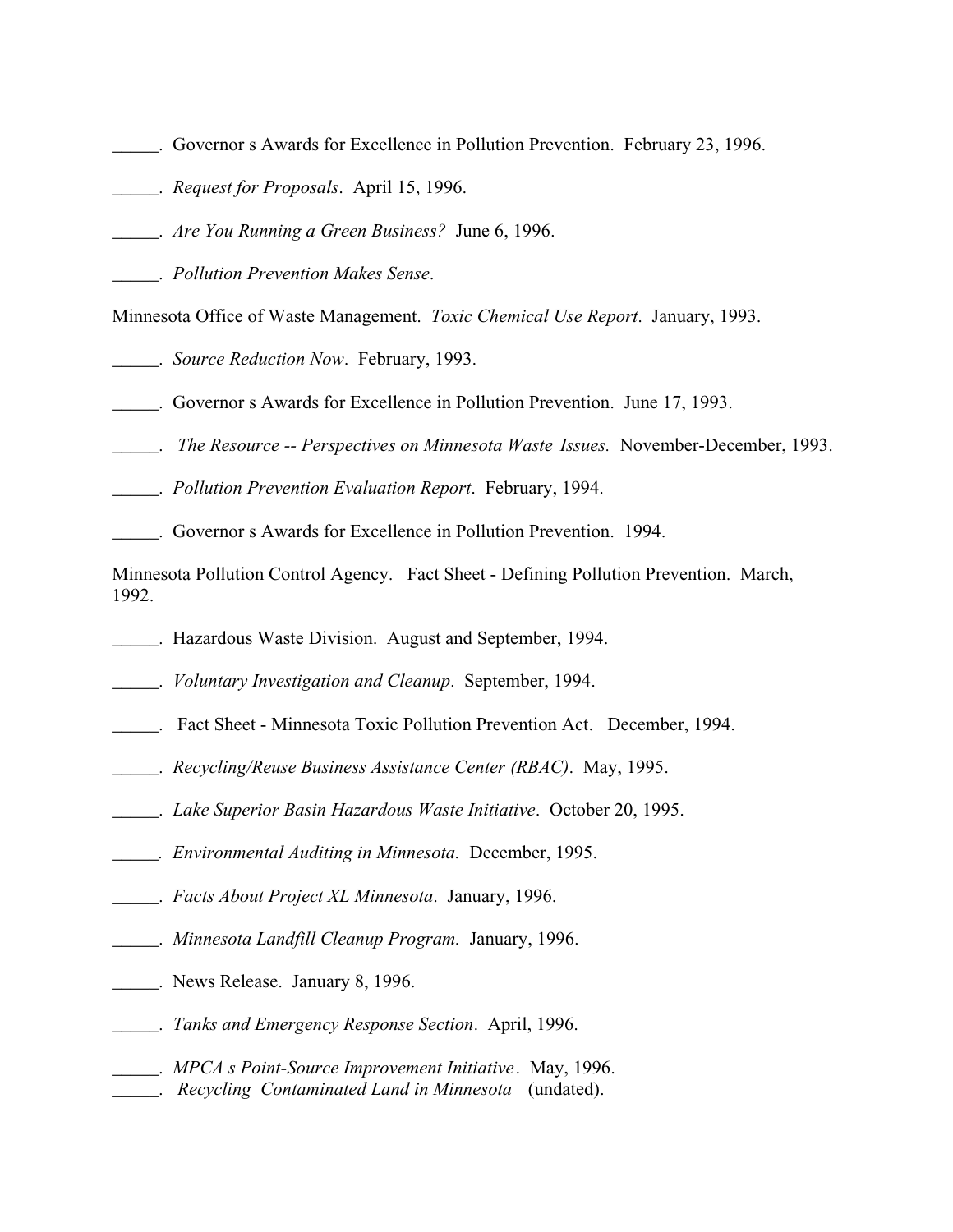_____. Governor s Awards for Excellence in Pollution Prevention. February 23, 1996.

_____. *Request for Proposals*. April 15, 1996.

_____. *Are You Running a Green Business?* June 6, 1996.

_____. *Pollution Prevention Makes Sense*.

Minnesota Office of Waste Management. *Toxic Chemical Use Report*. January, 1993.

_____. *Source Reduction Now*. February, 1993.

_____. Governor s Awards for Excellence in Pollution Prevention. June 17, 1993.

_____. *The Resource -- Perspectives on Minnesota Waste Issues.* November-December, 1993.

_____. *Pollution Prevention Evaluation Report*. February, 1994.

_____. Governor s Awards for Excellence in Pollution Prevention. 1994.

Minnesota Pollution Control Agency. Fact Sheet - Defining Pollution Prevention. March, 1992.

_____. Hazardous Waste Division. August and September, 1994.

_____. *Voluntary Investigation and Cleanup*. September, 1994.

_____. Fact Sheet - Minnesota Toxic Pollution Prevention Act. December, 1994.

_____. *Recycling/Reuse Business Assistance Center (RBAC)*. May, 1995.

_____. *Lake Superior Basin Hazardous Waste Initiative*. October 20, 1995.

_____. *Environmental Auditing in Minnesota.* December, 1995.

_____. *Facts About Project XL Minnesota*. January, 1996.

_____. *Minnesota Landfill Cleanup Program.* January, 1996.

_____. News Release. January 8, 1996.

_____. *Tanks and Emergency Response Section*. April, 1996.

_____. *MPCA s Point-Source Improvement Initiative*. May, 1996.

_____. *Recycling Contaminated Land in Minnesota* (undated).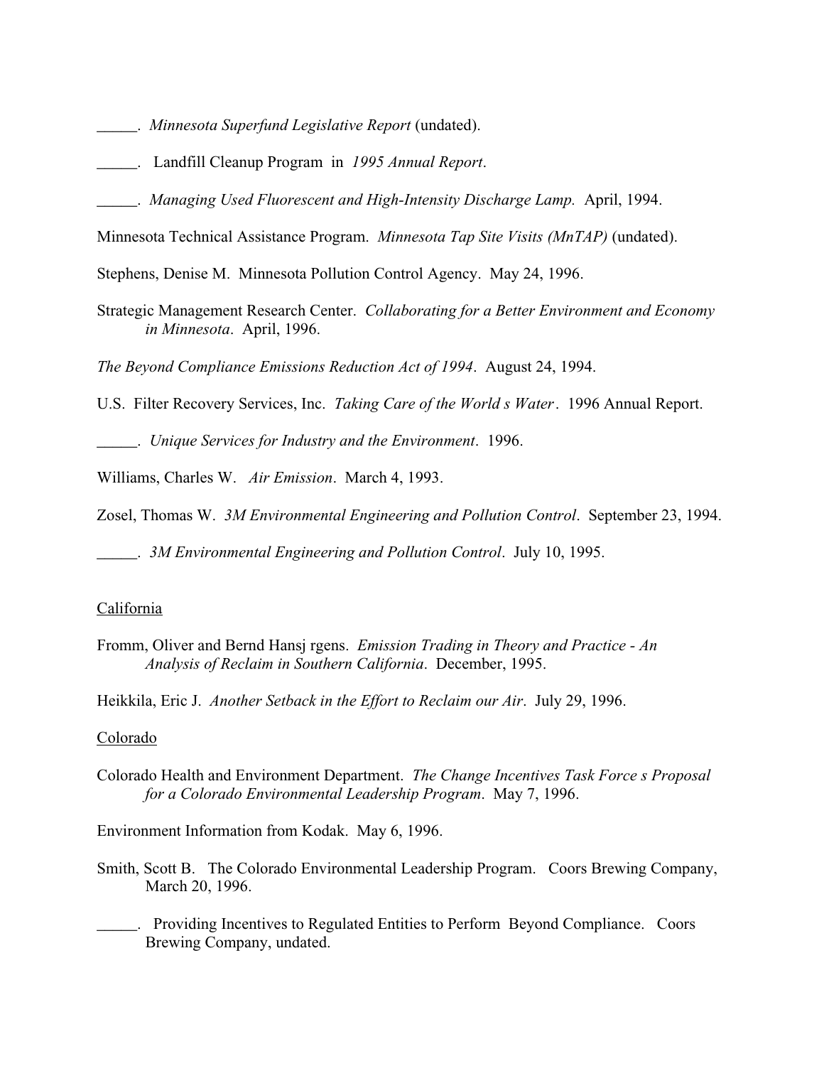_____. *Minnesota Superfund Legislative Report* (undated).

_____. Landfill Cleanup Program in *1995 Annual Report*.

_____. *Managing Used Fluorescent and High-Intensity Discharge Lamp.* April, 1994.

Minnesota Technical Assistance Program. *Minnesota Tap Site Visits (MnTAP)* (undated).

Stephens, Denise M. Minnesota Pollution Control Agency. May 24, 1996.

Strategic Management Research Center. *Collaborating for a Better Environment and Economy in Minnesota*. April, 1996.

*The Beyond Compliance Emissions Reduction Act of 1994*. August 24, 1994.

U.S. Filter Recovery Services, Inc. *Taking Care of the World s Water*. 1996 Annual Report.

_____. *Unique Services for Industry and the Environment*. 1996.

Williams, Charles W. *Air Emission*. March 4, 1993.

Zosel, Thomas W. *3M Environmental Engineering and Pollution Control*. September 23, 1994.

_____. *3M Environmental Engineering and Pollution Control*. July 10, 1995.

California

Fromm, Oliver and Bernd Hansj rgens. *Emission Trading in Theory and Practice - An Analysis of Reclaim in Southern California*. December, 1995.

Heikkila, Eric J. *Another Setback in the Effort to Reclaim our Air*. July 29, 1996.

Colorado

Colorado Health and Environment Department. *The Change Incentives Task Force s Proposal for a Colorado Environmental Leadership Program*. May 7, 1996.

Environment Information from Kodak. May 6, 1996.

Smith, Scott B. The Colorado Environmental Leadership Program. Coors Brewing Company, March 20, 1996.

_____. Providing Incentives to Regulated Entities to Perform Beyond Compliance. Coors Brewing Company, undated.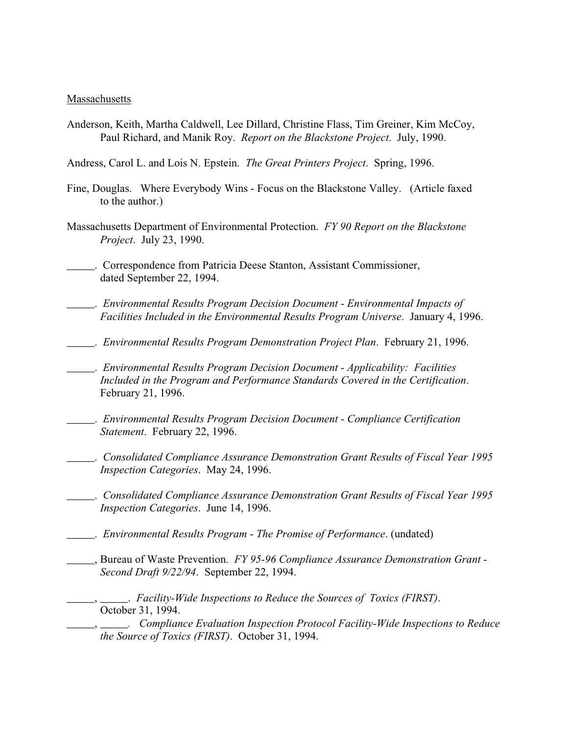<u>Massachusetts</u>

Anderson, Keith, Martha Caldwell, Lee Dillard, Christine Flass, Tim Greiner, Kim McCoy, Paul Richard, and Manik Roy. *Report on the Blackstone Project*. July, 1990.

Andress, Carol L. and Lois N. Epstein. *The Great Printers Project*. Spring, 1996.

Fine, Douglas. Where Everybody Wins - Focus on the Blackstone Valley. (Article faxed to the author.)

Massachusetts Department of Environmental Protection. *FY 90 Report on the Blackstone Project*. July 23, 1990.

_____. Correspondence from Patricia Deese Stanton, Assistant Commissioner, dated September 22, 1994.

_____. *Environmental Results Program Decision Document - Environmental Impacts of Facilities Included in the Environmental Results Program Universe*. January 4, 1996.

_____. *Environmental Results Program Demonstration Project Plan*. February 21, 1996.

_____. *Environmental Results Program Decision Document - Applicability: Facilities Included in the Program and Performance Standards Covered in the Certification*. February 21, 1996.

_____. *Environmental Results Program Decision Document - Compliance Certification Statement*. February 22, 1996.

_____. *Consolidated Compliance Assurance Demonstration Grant Results of Fiscal Year 1995 Inspection Categories*. May 24, 1996.

_____. *Consolidated Compliance Assurance Demonstration Grant Results of Fiscal Year 1995 Inspection Categories*. June 14, 1996.

_____. *Environmental Results Program - The Promise of Performance*. (undated)

_____, Bureau of Waste Prevention. *FY 95-96 Compliance Assurance Demonstration Grant - Second Draft 9/22/94*. September 22, 1994.

_____, _____. *Facility-Wide Inspections to Reduce the Sources of Toxics (FIRST)*. October 31, 1994.

_____, _____. *Compliance Evaluation Inspection Protocol Facility-Wide Inspections to Reduce the Source of Toxics (FIRST)*. October 31, 1994.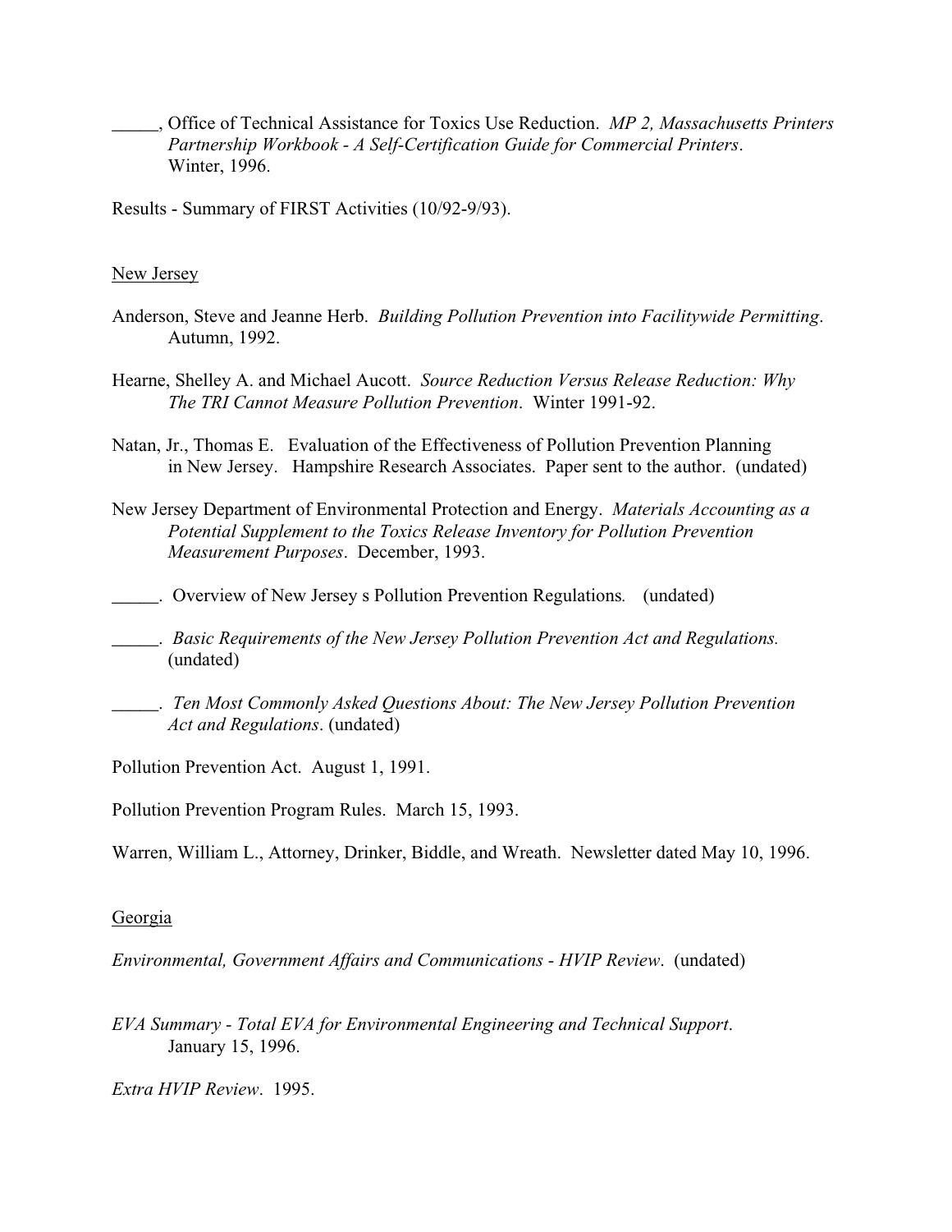_____, Office of Technical Assistance for Toxics Use Reduction. *MP 2, Massachusetts Printers Partnership Workbook - A Self-Certification Guide for Commercial Printers*. Winter, 1996.

Results - Summary of FIRST Activities (10/92-9/93).

New Jersey

Anderson, Steve and Jeanne Herb. *Building Pollution Prevention into Facilitywide Permitting*. Autumn, 1992.

Hearne, Shelley A. and Michael Aucott. *Source Reduction Versus Release Reduction: Why The TRI Cannot Measure Pollution Prevention*. Winter 1991-92.

Natan, Jr., Thomas E. Evaluation of the Effectiveness of Pollution Prevention Planning in New Jersey. Hampshire Research Associates. Paper sent to the author. (undated)

New Jersey Department of Environmental Protection and Energy. *Materials Accounting as a Potential Supplement to the Toxics Release Inventory for Pollution Prevention Measurement Purposes*. December, 1993.

_____. Overview of New Jersey s Pollution Prevention Regulations. (undated)

_____. *Basic Requirements of the New Jersey Pollution Prevention Act and Regulations.* (undated)

_____. *Ten Most Commonly Asked Questions About: The New Jersey Pollution Prevention Act and Regulations*. (undated)

Pollution Prevention Act. August 1, 1991.

Pollution Prevention Program Rules. March 15, 1993.

Warren, William L., Attorney, Drinker, Biddle, and Wreath. Newsletter dated May 10, 1996.

Georgia

*Environmental, Government Affairs and Communications - HVIP Review*. (undated)

*EVA Summary - Total EVA for Environmental Engineering and Technical Support*. January 15, 1996.

*Extra HVIP Review*. 1995.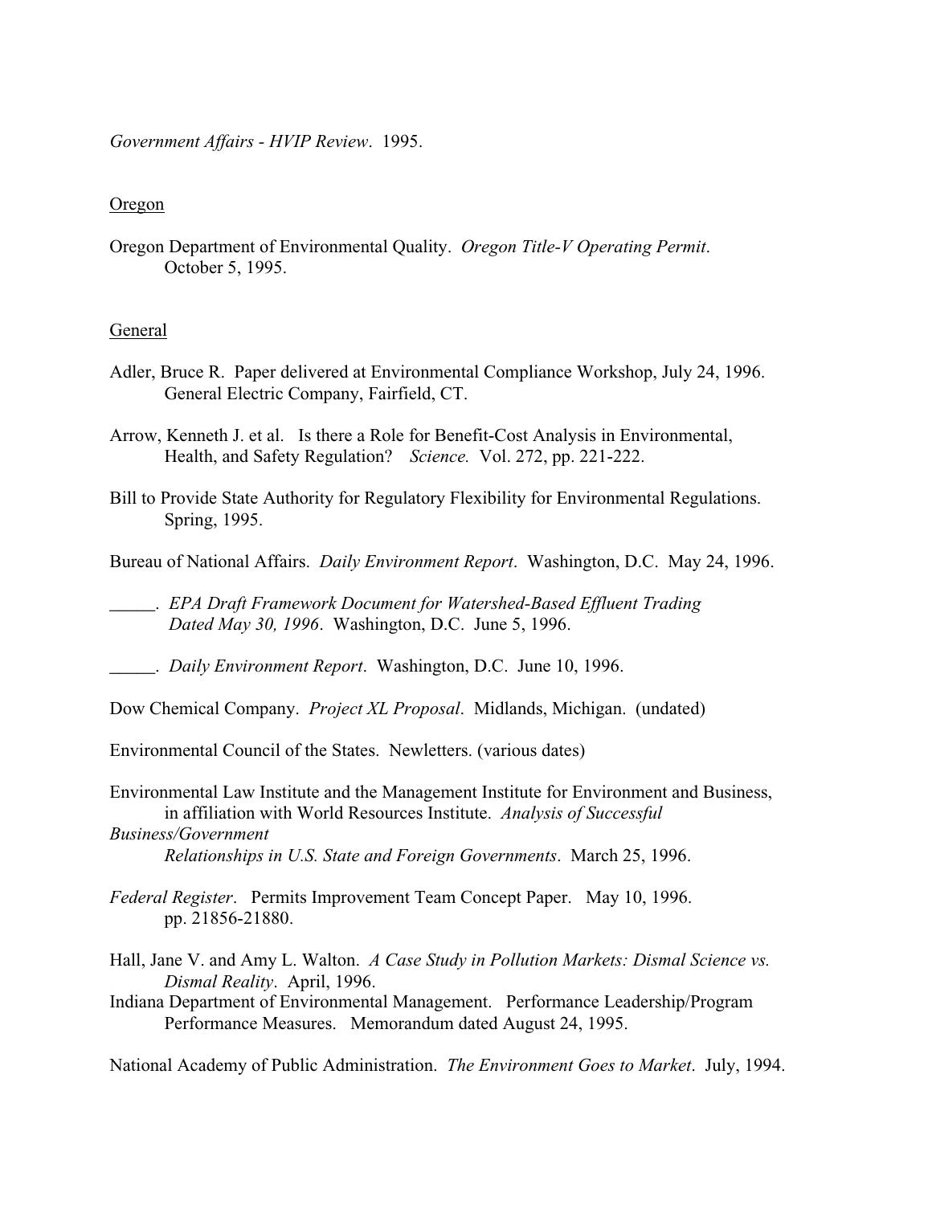*Government Affairs - HVIP Review*. 1995.

<u>Oregon</u>

Oregon Department of Environmental Quality. *Oregon Title-V Operating Permit*. October 5, 1995.

<u>General</u>

Adler, Bruce R. Paper delivered at Environmental Compliance Workshop, July 24, 1996. General Electric Company, Fairfield, CT.

Arrow, Kenneth J. et al. Is there a Role for Benefit-Cost Analysis in Environmental, Health, and Safety Regulation? *Science.* Vol. 272, pp. 221-222.

Bill to Provide State Authority for Regulatory Flexibility for Environmental Regulations. Spring, 1995.

Bureau of National Affairs. *Daily Environment Report*. Washington, D.C. May 24, 1996.

_____. *EPA Draft Framework Document for Watershed-Based Effluent Trading Dated May 30, 1996*. Washington, D.C. June 5, 1996.

_____. *Daily Environment Report*. Washington, D.C. June 10, 1996.

Dow Chemical Company. *Project XL Proposal*. Midlands, Michigan. (undated)

Environmental Council of the States. Newletters. (various dates)

Environmental Law Institute and the Management Institute for Environment and Business, in affiliation with World Resources Institute. *Analysis of Successful Business/Government Relationships in U.S. State and Foreign Governments*. March 25, 1996.

*Federal Register*. Permits Improvement Team Concept Paper. May 10, 1996. pp. 21856-21880.

Hall, Jane V. and Amy L. Walton. *A Case Study in Pollution Markets: Dismal Science vs. Dismal Reality*. April, 1996.

Indiana Department of Environmental Management. Performance Leadership/Program Performance Measures. Memorandum dated August 24, 1995.

National Academy of Public Administration. *The Environment Goes to Market*. July, 1994.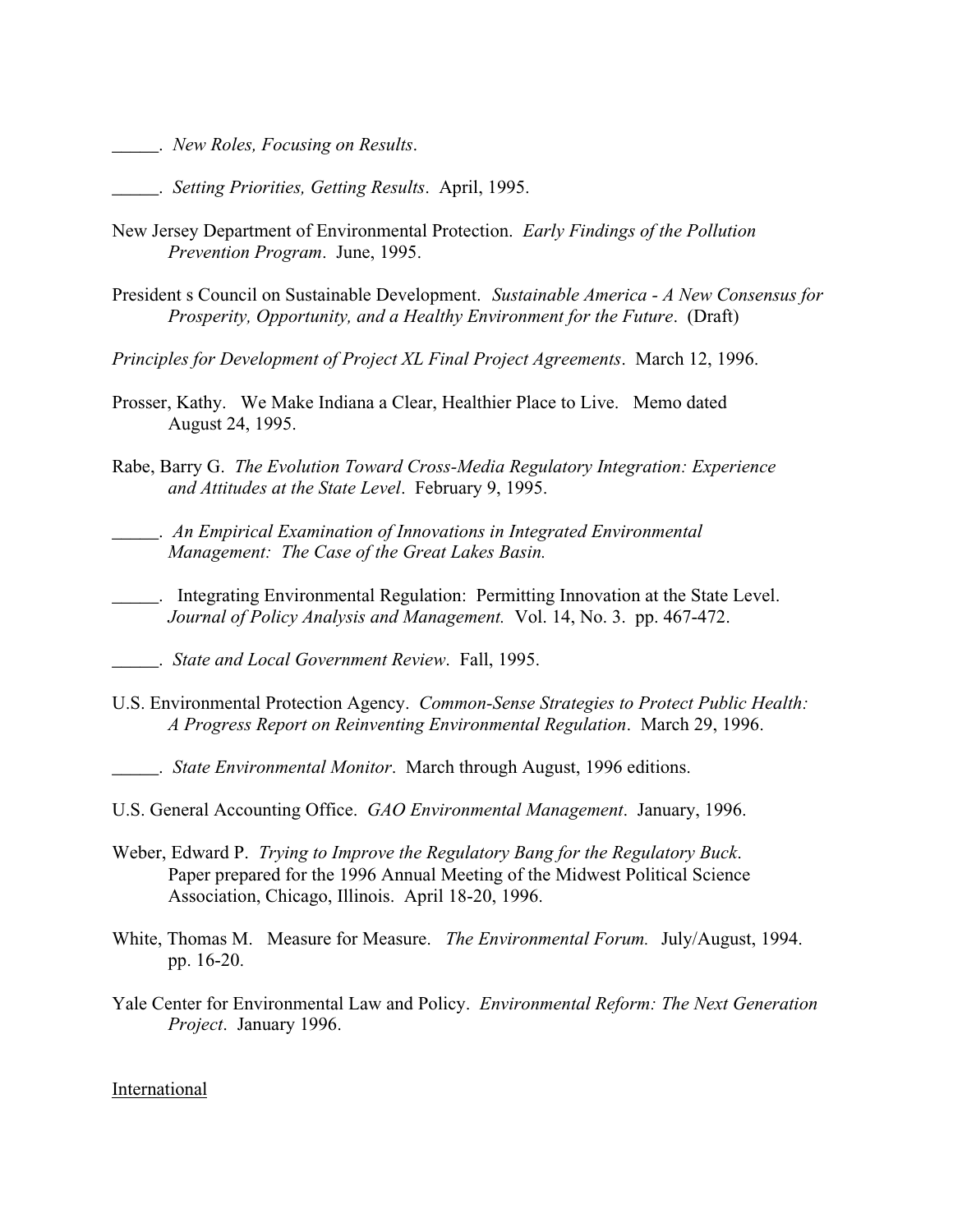_____. *New Roles, Focusing on Results*.

_____. *Setting Priorities, Getting Results*. April, 1995.

New Jersey Department of Environmental Protection. *Early Findings of the Pollution Prevention Program*. June, 1995.

President s Council on Sustainable Development. *Sustainable America - A New Consensus for Prosperity, Opportunity, and a Healthy Environment for the Future*. (Draft)

*Principles for Development of Project XL Final Project Agreements*. March 12, 1996.

Prosser, Kathy. We Make Indiana a Clear, Healthier Place to Live. Memo dated August 24, 1995.

Rabe, Barry G. *The Evolution Toward Cross-Media Regulatory Integration: Experience and Attitudes at the State Level*. February 9, 1995.

_____. *An Empirical Examination of Innovations in Integrated Environmental Management: The Case of the Great Lakes Basin.*

_____. Integrating Environmental Regulation: Permitting Innovation at the State Level. *Journal of Policy Analysis and Management.* Vol. 14, No. 3. pp. 467-472.

_____. *State and Local Government Review*. Fall, 1995.

U.S. Environmental Protection Agency. *Common-Sense Strategies to Protect Public Health: A Progress Report on Reinventing Environmental Regulation*. March 29, 1996.

_____. *State Environmental Monitor*. March through August, 1996 editions.

U.S. General Accounting Office. *GAO Environmental Management*. January, 1996.

Weber, Edward P. *Trying to Improve the Regulatory Bang for the Regulatory Buck*. Paper prepared for the 1996 Annual Meeting of the Midwest Political Science Association, Chicago, Illinois. April 18-20, 1996.

White, Thomas M. Measure for Measure. *The Environmental Forum.* July/August, 1994. pp. 16-20.

Yale Center for Environmental Law and Policy. *Environmental Reform: The Next Generation Project*. January 1996.

International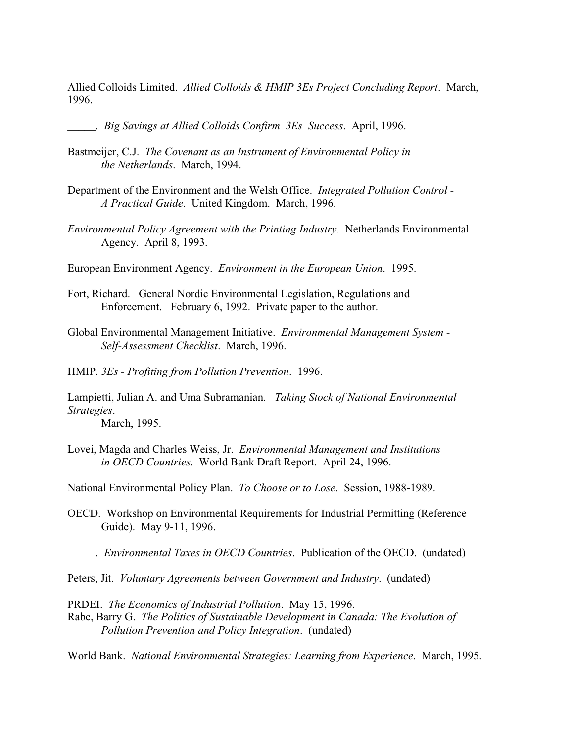Allied Colloids Limited. *Allied Colloids & HMIP 3Es Project Concluding Report*. March, 1996.

_____. *Big Savings at Allied Colloids Confirm 3Es Success*. April, 1996.

Bastmeijer, C.J. *The Covenant as an Instrument of Environmental Policy in the Netherlands*. March, 1994.

Department of the Environment and the Welsh Office. *Integrated Pollution Control - A Practical Guide*. United Kingdom. March, 1996.

*Environmental Policy Agreement with the Printing Industry*. Netherlands Environmental Agency. April 8, 1993.

European Environment Agency. *Environment in the European Union*. 1995.

Fort, Richard. General Nordic Environmental Legislation, Regulations and Enforcement. February 6, 1992. Private paper to the author.

Global Environmental Management Initiative. *Environmental Management System - Self-Assessment Checklist*. March, 1996.

HMIP. *3Es - Profiting from Pollution Prevention*. 1996.

Lampietti, Julian A. and Uma Subramanian. *Taking Stock of National Environmental Strategies*. March, 1995.

Lovei, Magda and Charles Weiss, Jr. *Environmental Management and Institutions in OECD Countries*. World Bank Draft Report. April 24, 1996.

National Environmental Policy Plan. *To Choose or to Lose*. Session, 1988-1989.

OECD. Workshop on Environmental Requirements for Industrial Permitting (Reference Guide). May 9-11, 1996.

_____. *Environmental Taxes in OECD Countries*. Publication of the OECD. (undated)

Peters, Jit. *Voluntary Agreements between Government and Industry*. (undated)

PRDEI. *The Economics of Industrial Pollution*. May 15, 1996.

Rabe, Barry G. *The Politics of Sustainable Development in Canada: The Evolution of Pollution Prevention and Policy Integration*. (undated)

World Bank. *National Environmental Strategies: Learning from Experience*. March, 1995.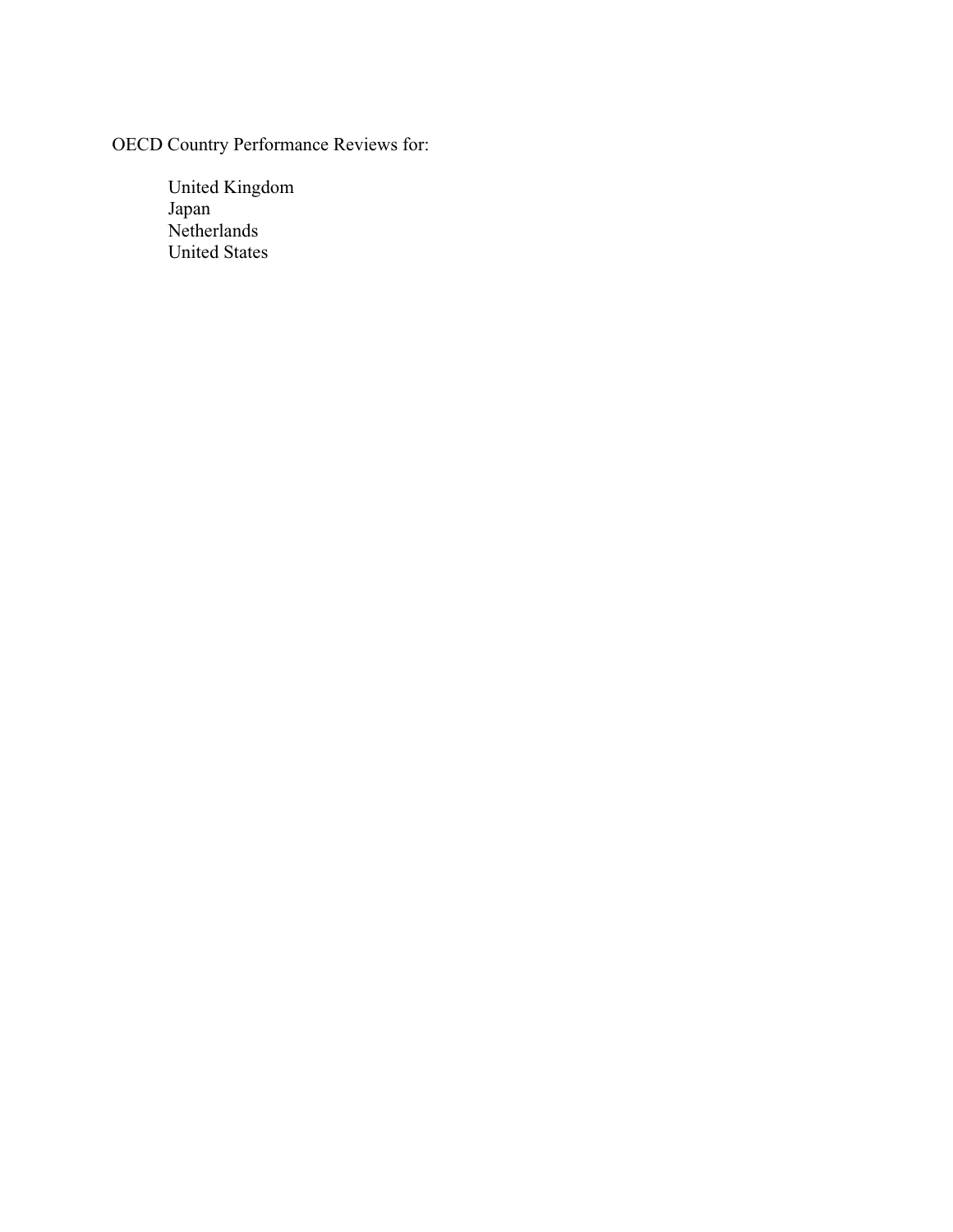OECD Country Performance Reviews for:

- United Kingdom
- Japan
- Netherlands
- United States